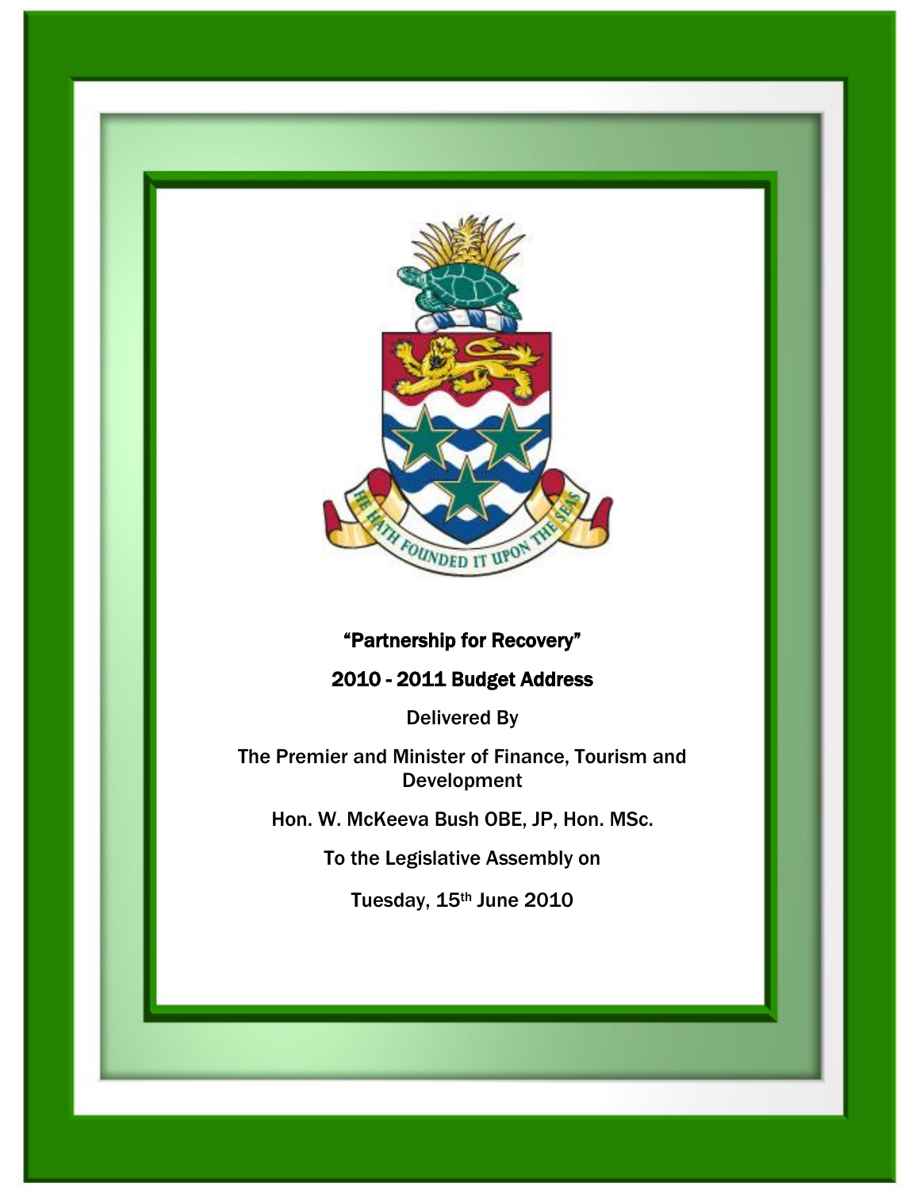# "Partnership for Recovery"

## 2010 - 2011 Budget Address

Delivered By

The Premier and Minister of Finance, Tourism and Development

Hon. W. McKeeva Bush OBE, JP, Hon. MSc.

To the Legislative Assembly on

Tuesday, 15th June 2010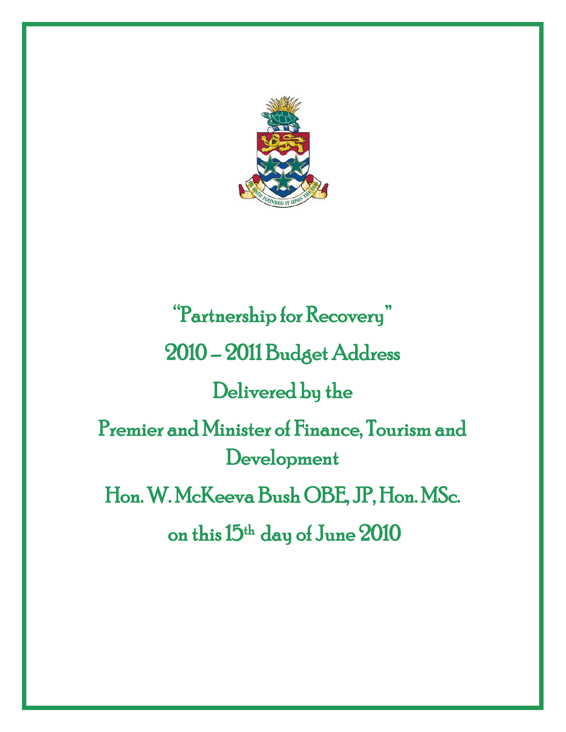# "Partnership for Recovery"

# 2010 – 2011 Budget Address

Delivered by the

Premier and Minister of Finance, Tourism and Development

Hon. W. McKeeva Bush OBE, JP, Hon. MSc.

on this 15th day of June 2010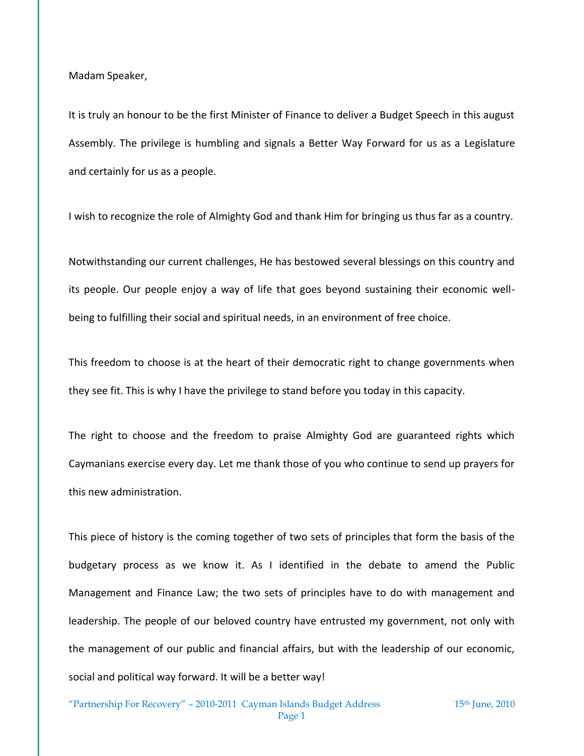Madam Speaker,

It is truly an honour to be the first Minister of Finance to deliver a Budget Speech in this august Assembly. The privilege is humbling and signals a Better Way Forward for us as a Legislature and certainly for us as a people.

I wish to recognize the role of Almighty God and thank Him for bringing us thus far as a country.

Notwithstanding our current challenges, He has bestowed several blessings on this country and its people. Our people enjoy a way of life that goes beyond sustaining their economic well-being to fulfilling their social and spiritual needs, in an environment of free choice.

This freedom to choose is at the heart of their democratic right to change governments when they see fit. This is why I have the privilege to stand before you today in this capacity.

The right to choose and the freedom to praise Almighty God are guaranteed rights which Caymanians exercise every day. Let me thank those of you who continue to send up prayers for this new administration.

This piece of history is the coming together of two sets of principles that form the basis of the budgetary process as we know it. As I identified in the debate to amend the Public Management and Finance Law; the two sets of principles have to do with management and leadership. The people of our beloved country have entrusted my government, not only with the management of our public and financial affairs, but with the leadership of our economic, social and political way forward. It will be a better way!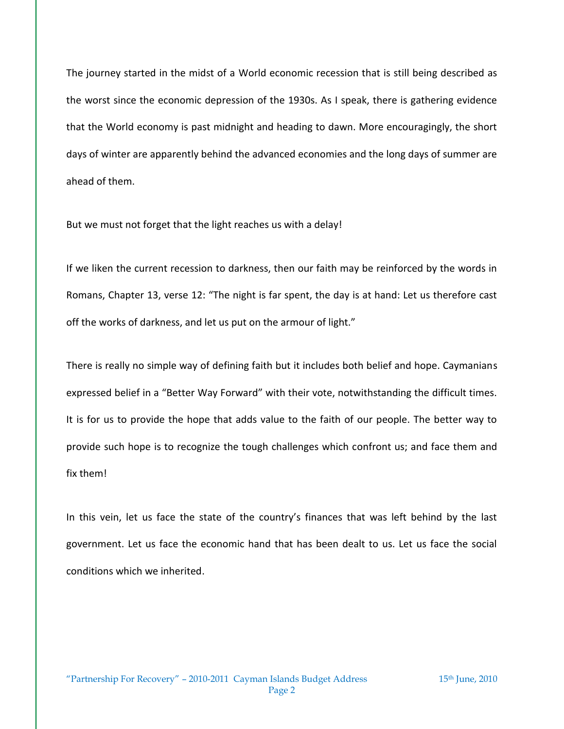The journey started in the midst of a World economic recession that is still being described as the worst since the economic depression of the 1930s. As I speak, there is gathering evidence that the World economy is past midnight and heading to dawn. More encouragingly, the short days of winter are apparently behind the advanced economies and the long days of summer are ahead of them.

But we must not forget that the light reaches us with a delay!

If we liken the current recession to darkness, then our faith may be reinforced by the words in Romans, Chapter 13, verse 12: "The night is far spent, the day is at hand: Let us therefore cast off the works of darkness, and let us put on the armour of light."

There is really no simple way of defining faith but it includes both belief and hope. Caymanians expressed belief in a "Better Way Forward" with their vote, notwithstanding the difficult times. It is for us to provide the hope that adds value to the faith of our people. The better way to provide such hope is to recognize the tough challenges which confront us; and face them and fix them!

In this vein, let us face the state of the country's finances that was left behind by the last government. Let us face the economic hand that has been dealt to us. Let us face the social conditions which we inherited.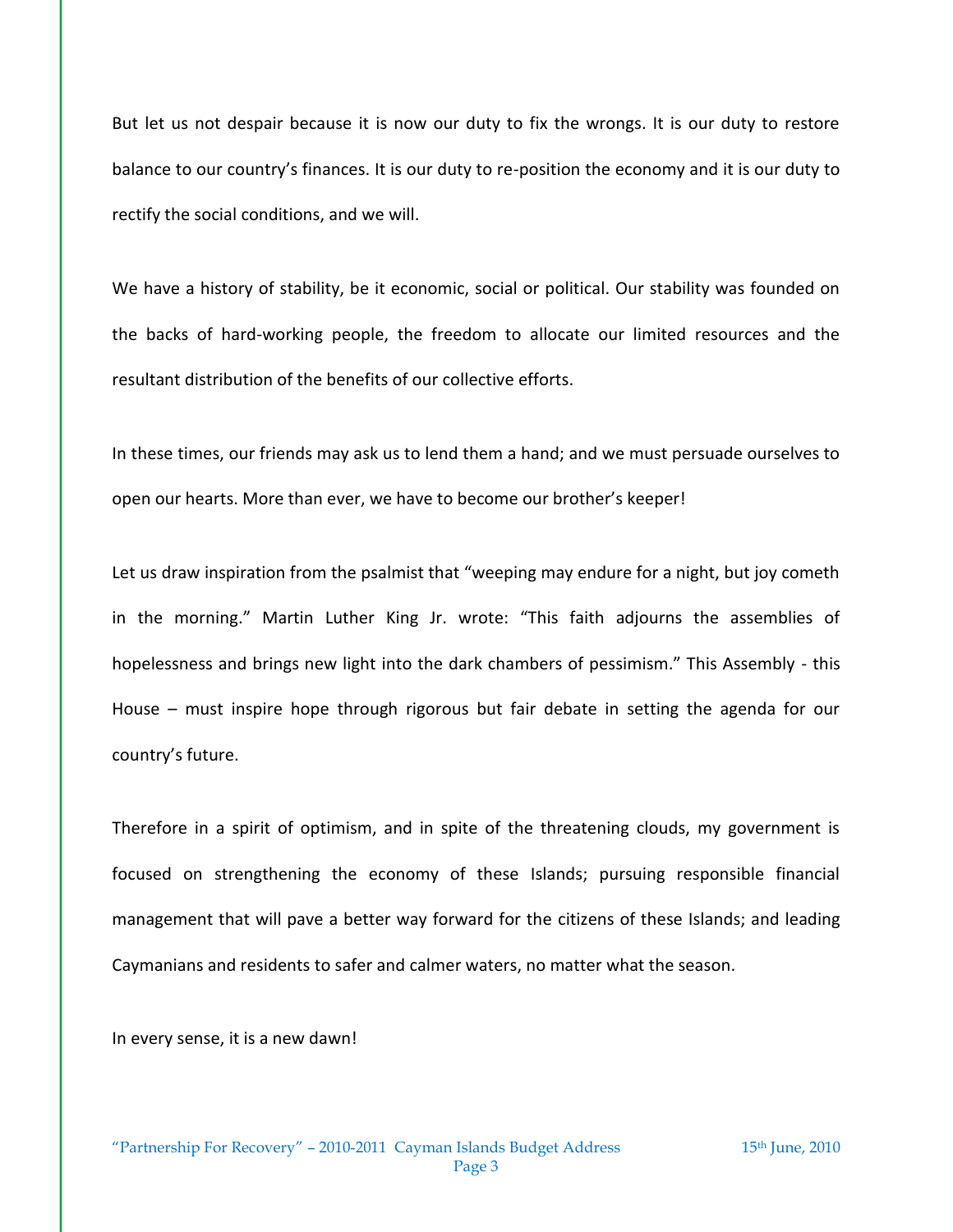But let us not despair because it is now our duty to fix the wrongs. It is our duty to restore balance to our country's finances. It is our duty to re-position the economy and it is our duty to rectify the social conditions, and we will.

We have a history of stability, be it economic, social or political. Our stability was founded on the backs of hard-working people, the freedom to allocate our limited resources and the resultant distribution of the benefits of our collective efforts.

In these times, our friends may ask us to lend them a hand; and we must persuade ourselves to open our hearts. More than ever, we have to become our brother's keeper!

Let us draw inspiration from the psalmist that "weeping may endure for a night, but joy cometh in the morning." Martin Luther King Jr. wrote: "This faith adjourns the assemblies of hopelessness and brings new light into the dark chambers of pessimism." This Assembly - this House – must inspire hope through rigorous but fair debate in setting the agenda for our country's future.

Therefore in a spirit of optimism, and in spite of the threatening clouds, my government is focused on strengthening the economy of these Islands; pursuing responsible financial management that will pave a better way forward for the citizens of these Islands; and leading Caymanians and residents to safer and calmer waters, no matter what the season.

In every sense, it is a new dawn!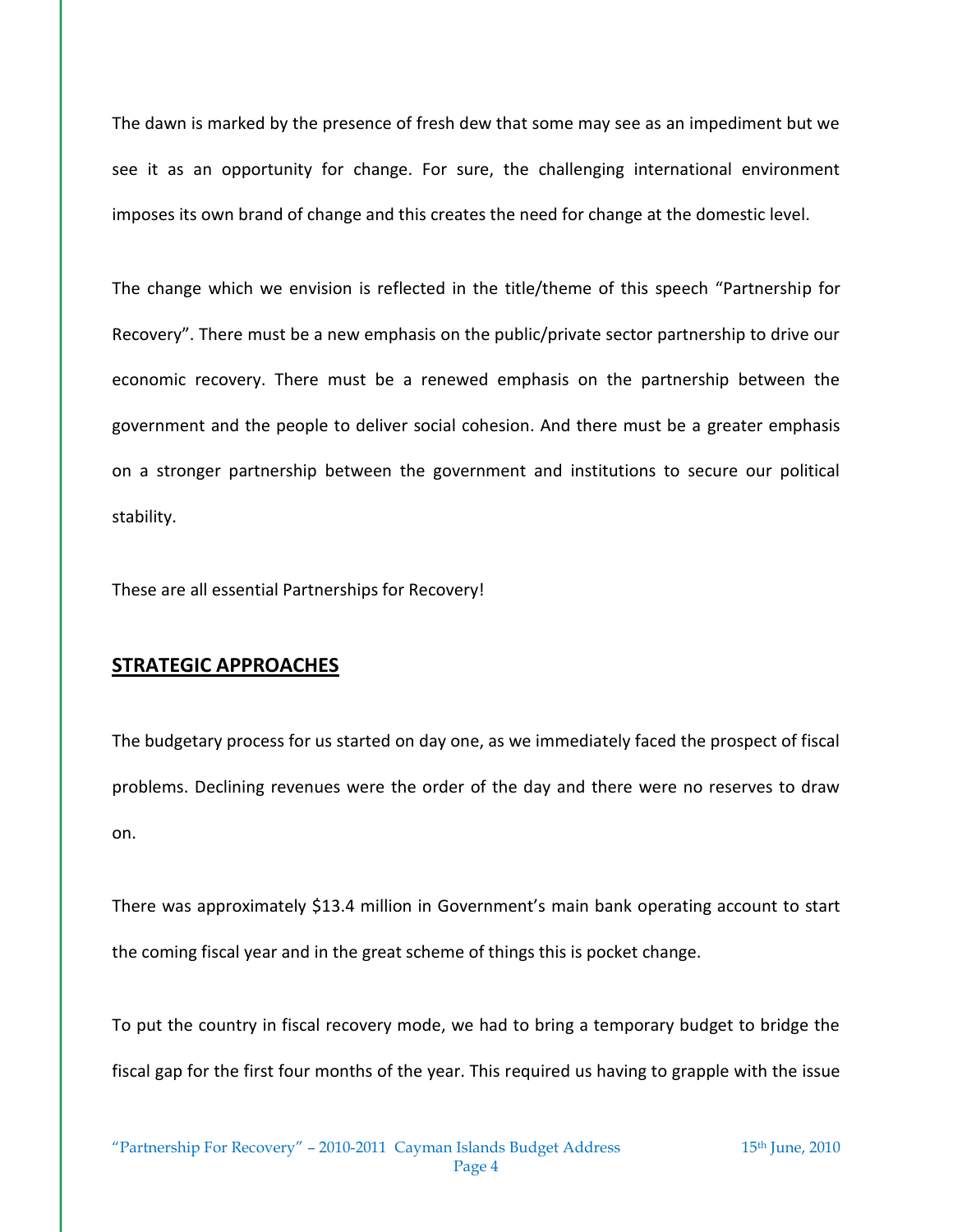The dawn is marked by the presence of fresh dew that some may see as an impediment but we see it as an opportunity for change. For sure, the challenging international environment imposes its own brand of change and this creates the need for change at the domestic level.

The change which we envision is reflected in the title/theme of this speech "Partnership for Recovery". There must be a new emphasis on the public/private sector partnership to drive our economic recovery. There must be a renewed emphasis on the partnership between the government and the people to deliver social cohesion. And there must be a greater emphasis on a stronger partnership between the government and institutions to secure our political stability.

These are all essential Partnerships for Recovery!

## STRATEGIC APPROACHES

The budgetary process for us started on day one, as we immediately faced the prospect of fiscal problems. Declining revenues were the order of the day and there were no reserves to draw on.

There was approximately $13.4 million in Government's main bank operating account to start the coming fiscal year and in the great scheme of things this is pocket change.

To put the country in fiscal recovery mode, we had to bring a temporary budget to bridge the fiscal gap for the first four months of the year. This required us having to grapple with the issue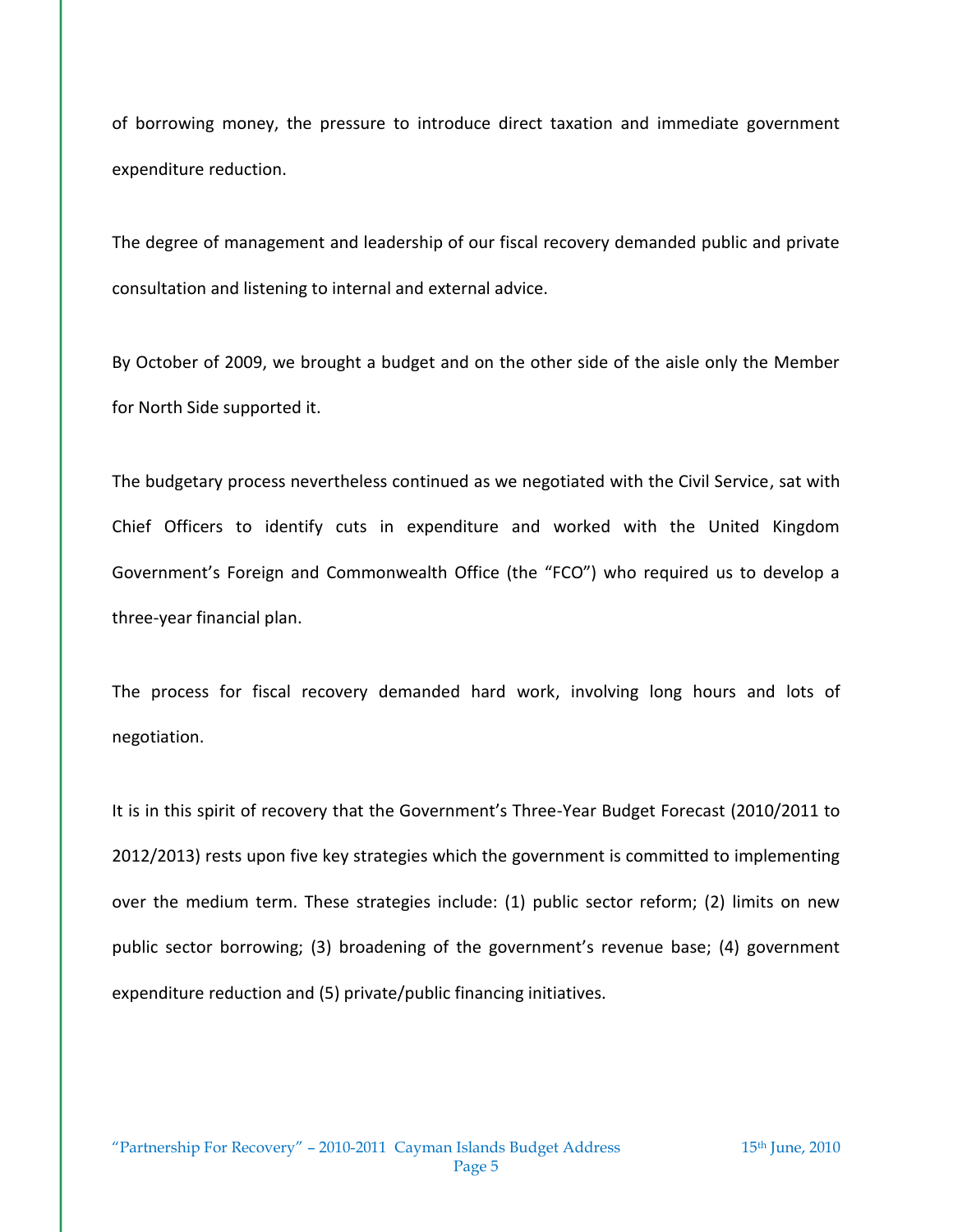of borrowing money, the pressure to introduce direct taxation and immediate government expenditure reduction.

The degree of management and leadership of our fiscal recovery demanded public and private consultation and listening to internal and external advice.

By October of 2009, we brought a budget and on the other side of the aisle only the Member for North Side supported it.

The budgetary process nevertheless continued as we negotiated with the Civil Service, sat with Chief Officers to identify cuts in expenditure and worked with the United Kingdom Government's Foreign and Commonwealth Office (the "FCO") who required us to develop a three-year financial plan.

The process for fiscal recovery demanded hard work, involving long hours and lots of negotiation.

It is in this spirit of recovery that the Government's Three-Year Budget Forecast (2010/2011 to 2012/2013) rests upon five key strategies which the government is committed to implementing over the medium term. These strategies include: (1) public sector reform; (2) limits on new public sector borrowing; (3) broadening of the government's revenue base; (4) government expenditure reduction and (5) private/public financing initiatives.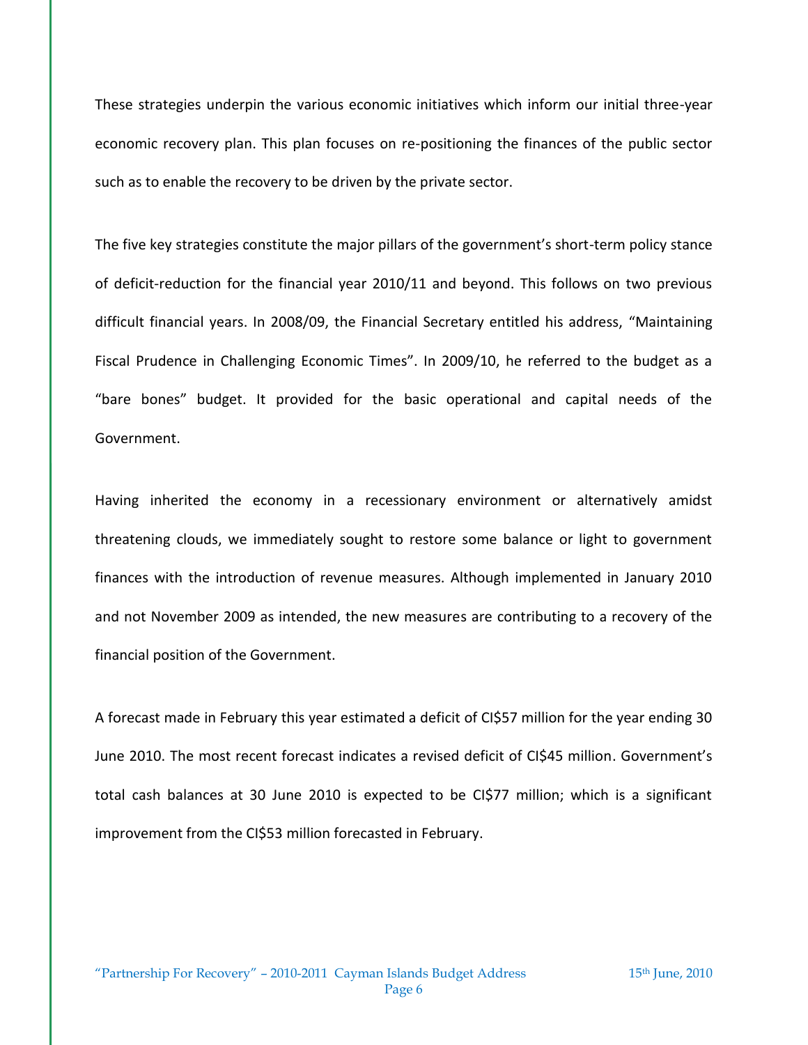These strategies underpin the various economic initiatives which inform our initial three-year economic recovery plan. This plan focuses on re-positioning the finances of the public sector such as to enable the recovery to be driven by the private sector.

The five key strategies constitute the major pillars of the government's short-term policy stance of deficit-reduction for the financial year 2010/11 and beyond. This follows on two previous difficult financial years. In 2008/09, the Financial Secretary entitled his address, "Maintaining Fiscal Prudence in Challenging Economic Times". In 2009/10, he referred to the budget as a "bare bones" budget. It provided for the basic operational and capital needs of the Government.

Having inherited the economy in a recessionary environment or alternatively amidst threatening clouds, we immediately sought to restore some balance or light to government finances with the introduction of revenue measures. Although implemented in January 2010 and not November 2009 as intended, the new measures are contributing to a recovery of the financial position of the Government.

A forecast made in February this year estimated a deficit of CI$57 million for the year ending 30 June 2010. The most recent forecast indicates a revised deficit of CI$45 million. Government's total cash balances at 30 June 2010 is expected to be CI$77 million; which is a significant improvement from the CI$53 million forecasted in February.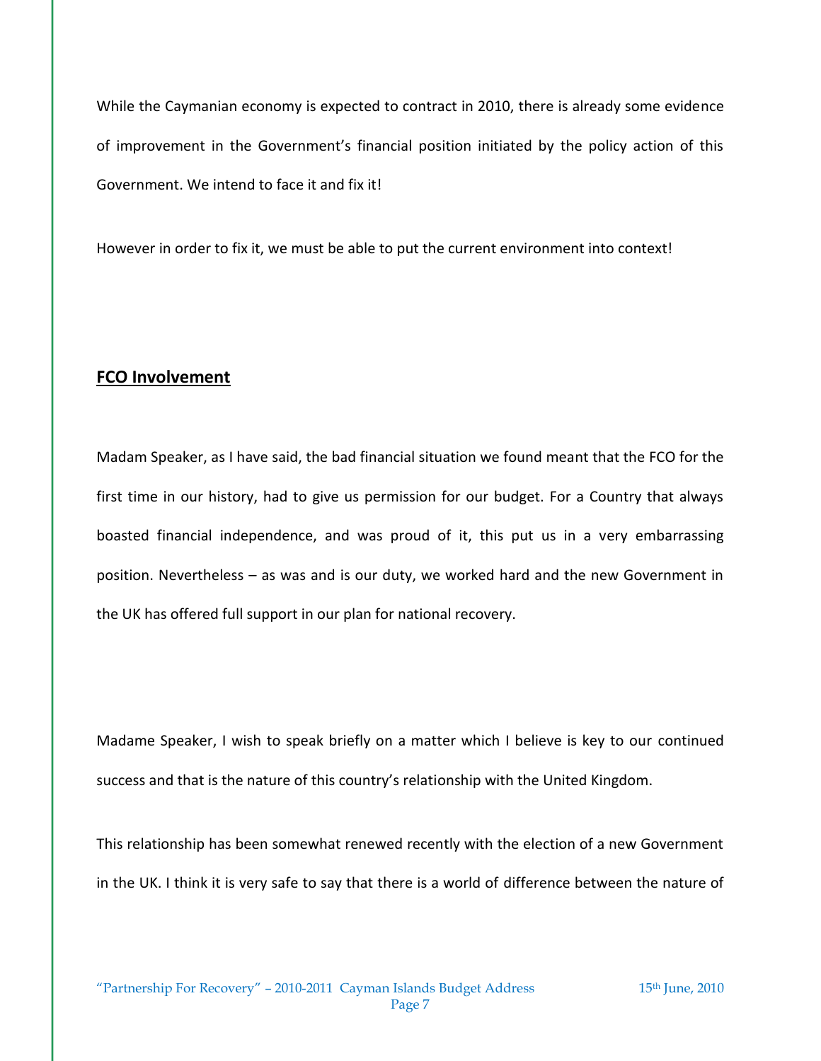While the Caymanian economy is expected to contract in 2010, there is already some evidence of improvement in the Government's financial position initiated by the policy action of this Government. We intend to face it and fix it!

However in order to fix it, we must be able to put the current environment into context!

## FCO Involvement

Madam Speaker, as I have said, the bad financial situation we found meant that the FCO for the first time in our history, had to give us permission for our budget. For a Country that always boasted financial independence, and was proud of it, this put us in a very embarrassing position. Nevertheless – as was and is our duty, we worked hard and the new Government in the UK has offered full support in our plan for national recovery.

Madame Speaker, I wish to speak briefly on a matter which I believe is key to our continued success and that is the nature of this country's relationship with the United Kingdom.

This relationship has been somewhat renewed recently with the election of a new Government in the UK. I think it is very safe to say that there is a world of difference between the nature of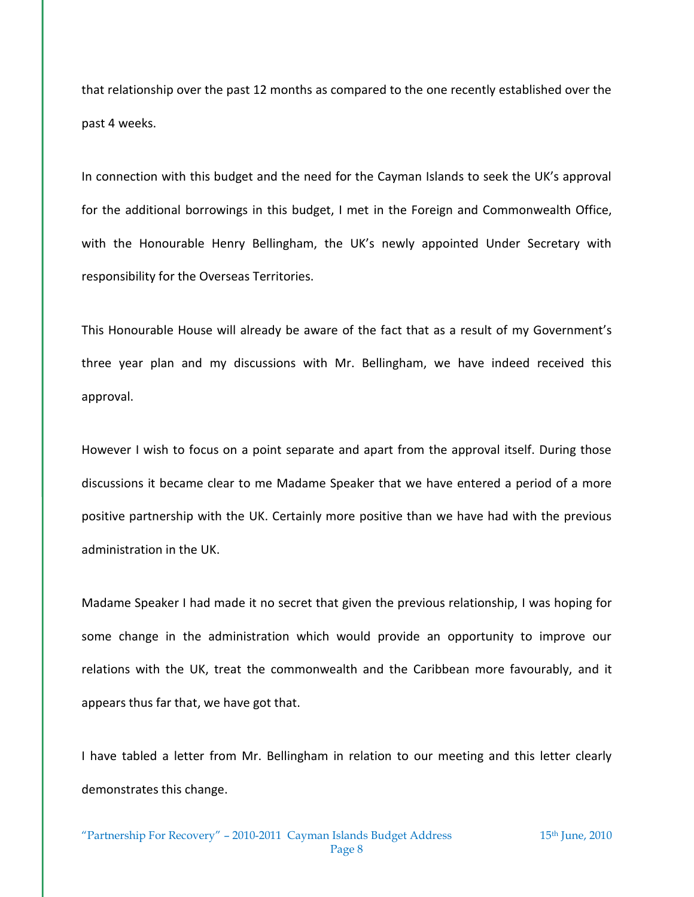that relationship over the past 12 months as compared to the one recently established over the past 4 weeks.

In connection with this budget and the need for the Cayman Islands to seek the UK's approval for the additional borrowings in this budget, I met in the Foreign and Commonwealth Office, with the Honourable Henry Bellingham, the UK's newly appointed Under Secretary with responsibility for the Overseas Territories.

This Honourable House will already be aware of the fact that as a result of my Government's three year plan and my discussions with Mr. Bellingham, we have indeed received this approval.

However I wish to focus on a point separate and apart from the approval itself. During those discussions it became clear to me Madame Speaker that we have entered a period of a more positive partnership with the UK. Certainly more positive than we have had with the previous administration in the UK.

Madame Speaker I had made it no secret that given the previous relationship, I was hoping for some change in the administration which would provide an opportunity to improve our relations with the UK, treat the commonwealth and the Caribbean more favourably, and it appears thus far that, we have got that.

I have tabled a letter from Mr. Bellingham in relation to our meeting and this letter clearly demonstrates this change.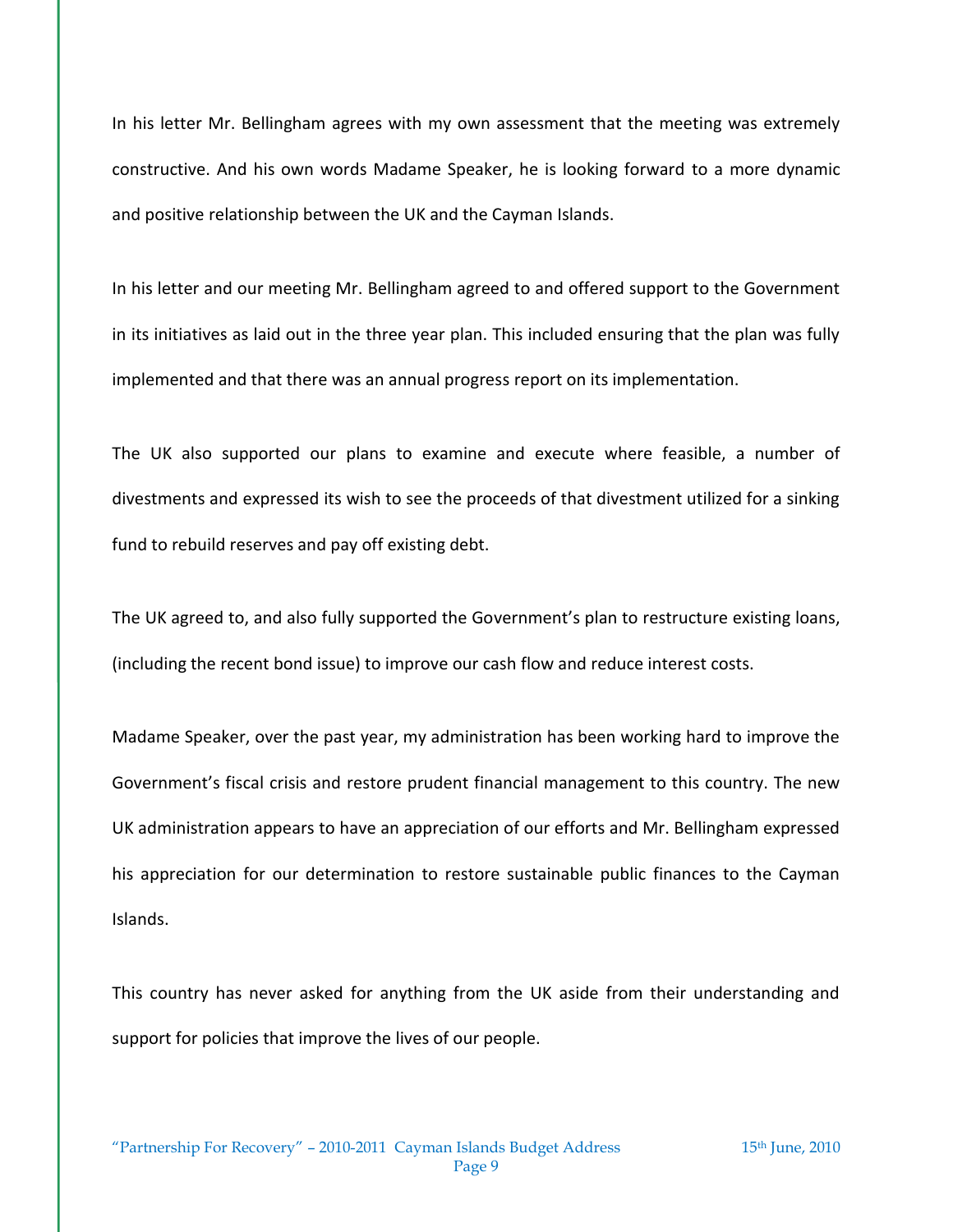In his letter Mr. Bellingham agrees with my own assessment that the meeting was extremely constructive. And his own words Madame Speaker, he is looking forward to a more dynamic and positive relationship between the UK and the Cayman Islands.

In his letter and our meeting Mr. Bellingham agreed to and offered support to the Government in its initiatives as laid out in the three year plan. This included ensuring that the plan was fully implemented and that there was an annual progress report on its implementation.

The UK also supported our plans to examine and execute where feasible, a number of divestments and expressed its wish to see the proceeds of that divestment utilized for a sinking fund to rebuild reserves and pay off existing debt.

The UK agreed to, and also fully supported the Government's plan to restructure existing loans, (including the recent bond issue) to improve our cash flow and reduce interest costs.

Madame Speaker, over the past year, my administration has been working hard to improve the Government's fiscal crisis and restore prudent financial management to this country. The new UK administration appears to have an appreciation of our efforts and Mr. Bellingham expressed his appreciation for our determination to restore sustainable public finances to the Cayman Islands.

This country has never asked for anything from the UK aside from their understanding and support for policies that improve the lives of our people.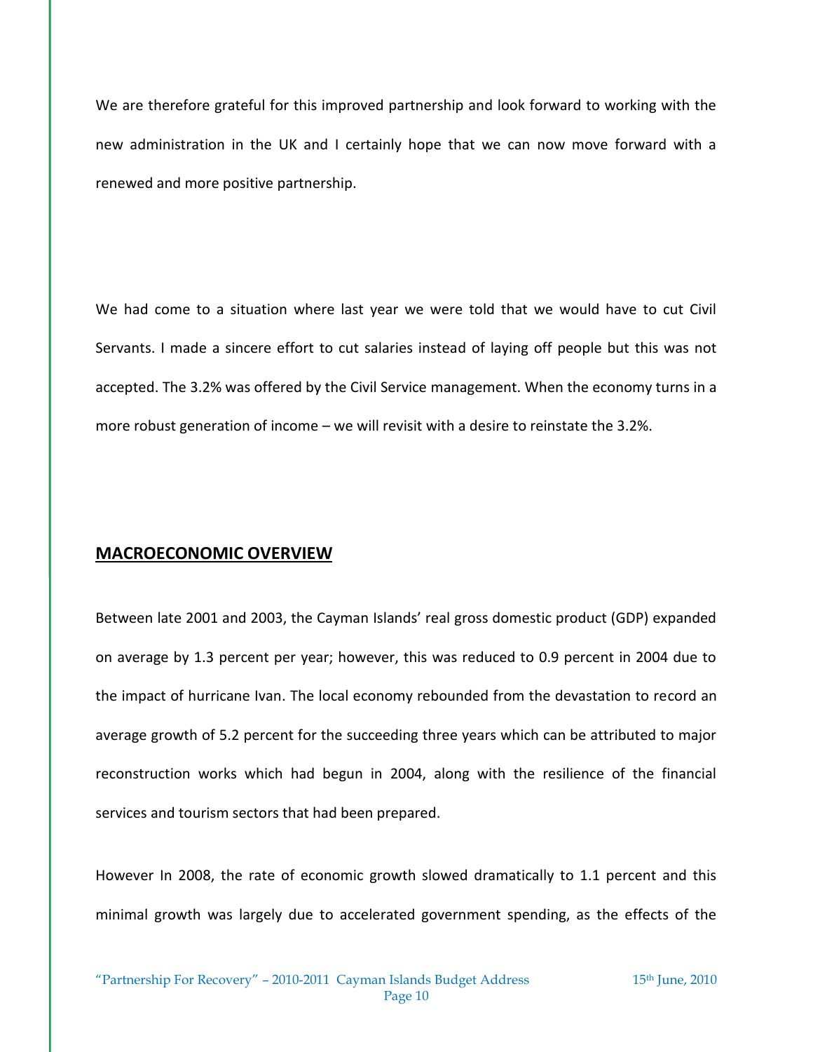We are therefore grateful for this improved partnership and look forward to working with the new administration in the UK and I certainly hope that we can now move forward with a renewed and more positive partnership.

We had come to a situation where last year we were told that we would have to cut Civil Servants. I made a sincere effort to cut salaries instead of laying off people but this was not accepted. The 3.2% was offered by the Civil Service management. When the economy turns in a more robust generation of income – we will revisit with a desire to reinstate the 3.2%.

## MACROECONOMIC OVERVIEW

Between late 2001 and 2003, the Cayman Islands' real gross domestic product (GDP) expanded on average by 1.3 percent per year; however, this was reduced to 0.9 percent in 2004 due to the impact of hurricane Ivan. The local economy rebounded from the devastation to record an average growth of 5.2 percent for the succeeding three years which can be attributed to major reconstruction works which had begun in 2004, along with the resilience of the financial services and tourism sectors that had been prepared.

However In 2008, the rate of economic growth slowed dramatically to 1.1 percent and this minimal growth was largely due to accelerated government spending, as the effects of the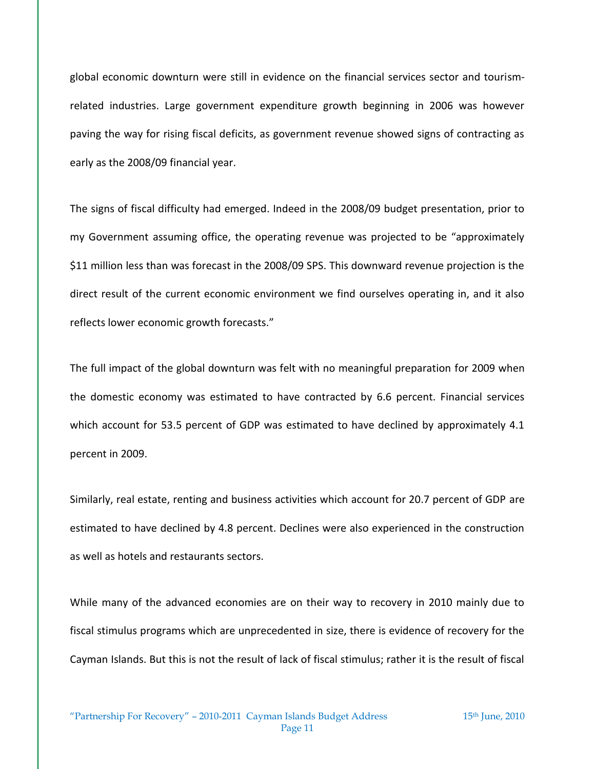global economic downturn were still in evidence on the financial services sector and tourism-related industries. Large government expenditure growth beginning in 2006 was however paving the way for rising fiscal deficits, as government revenue showed signs of contracting as early as the 2008/09 financial year.

The signs of fiscal difficulty had emerged. Indeed in the 2008/09 budget presentation, prior to my Government assuming office, the operating revenue was projected to be "approximately $11 million less than was forecast in the 2008/09 SPS. This downward revenue projection is the direct result of the current economic environment we find ourselves operating in, and it also reflects lower economic growth forecasts."

The full impact of the global downturn was felt with no meaningful preparation for 2009 when the domestic economy was estimated to have contracted by 6.6 percent. Financial services which account for 53.5 percent of GDP was estimated to have declined by approximately 4.1 percent in 2009.

Similarly, real estate, renting and business activities which account for 20.7 percent of GDP are estimated to have declined by 4.8 percent. Declines were also experienced in the construction as well as hotels and restaurants sectors.

While many of the advanced economies are on their way to recovery in 2010 mainly due to fiscal stimulus programs which are unprecedented in size, there is evidence of recovery for the Cayman Islands. But this is not the result of lack of fiscal stimulus; rather it is the result of fiscal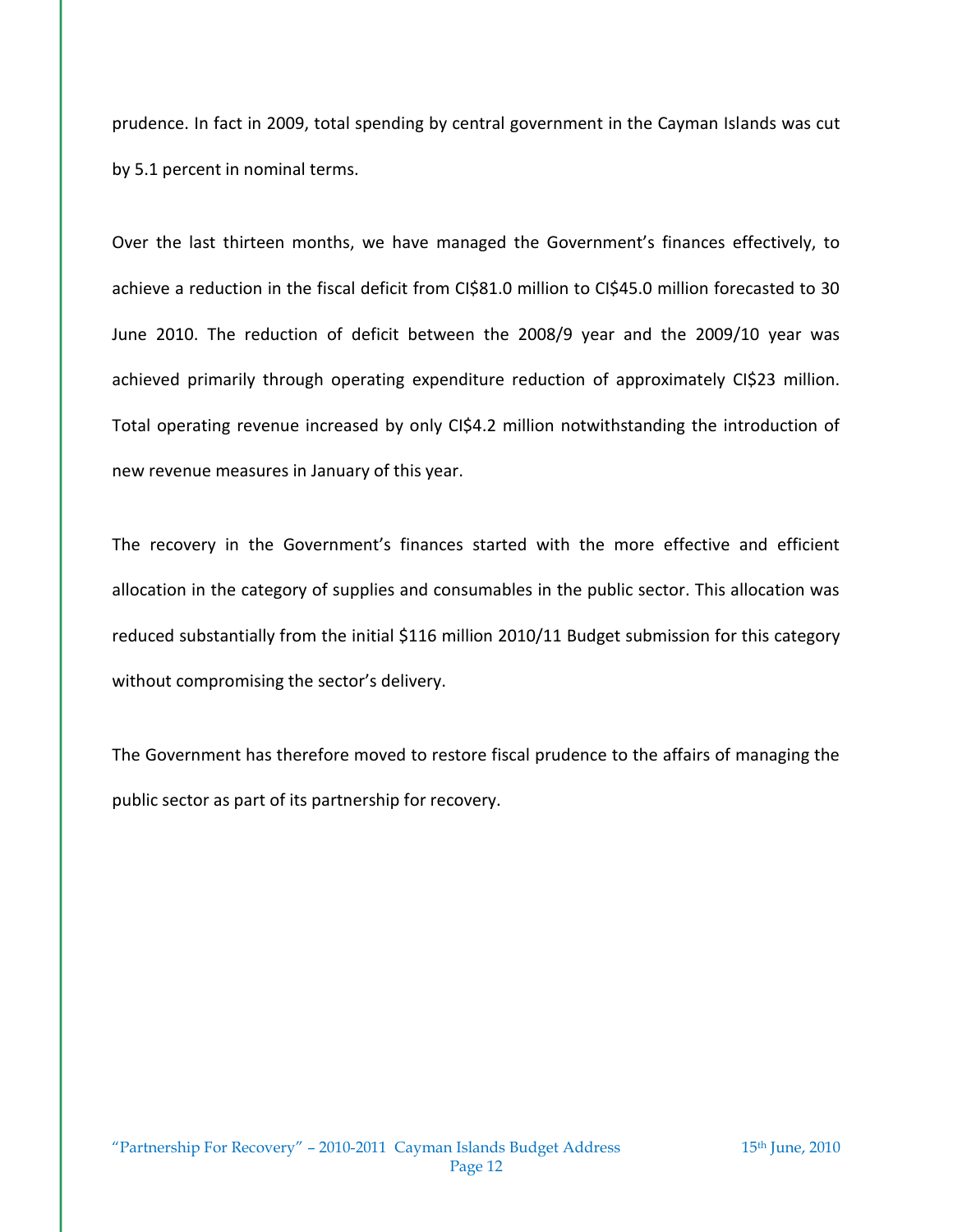prudence. In fact in 2009, total spending by central government in the Cayman Islands was cut by 5.1 percent in nominal terms.

Over the last thirteen months, we have managed the Government's finances effectively, to achieve a reduction in the fiscal deficit from CI$81.0 million to CI$45.0 million forecasted to 30 June 2010. The reduction of deficit between the 2008/9 year and the 2009/10 year was achieved primarily through operating expenditure reduction of approximately CI$23 million. Total operating revenue increased by only CI$4.2 million notwithstanding the introduction of new revenue measures in January of this year.

The recovery in the Government's finances started with the more effective and efficient allocation in the category of supplies and consumables in the public sector. This allocation was reduced substantially from the initial $116 million 2010/11 Budget submission for this category without compromising the sector's delivery.

The Government has therefore moved to restore fiscal prudence to the affairs of managing the public sector as part of its partnership for recovery.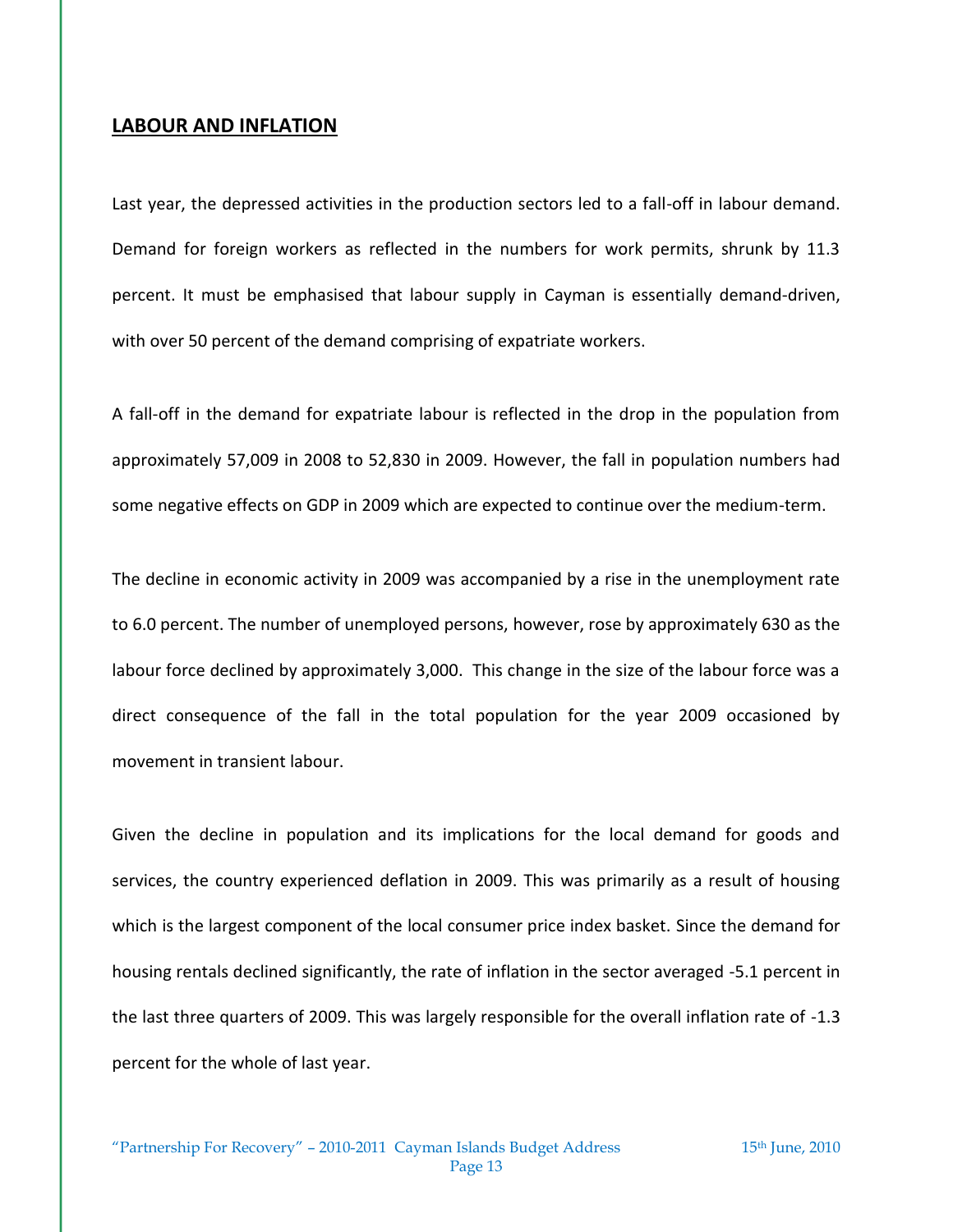## LABOUR AND INFLATION

Last year, the depressed activities in the production sectors led to a fall-off in labour demand. Demand for foreign workers as reflected in the numbers for work permits, shrunk by 11.3 percent. It must be emphasised that labour supply in Cayman is essentially demand-driven, with over 50 percent of the demand comprising of expatriate workers.

A fall-off in the demand for expatriate labour is reflected in the drop in the population from approximately 57,009 in 2008 to 52,830 in 2009. However, the fall in population numbers had some negative effects on GDP in 2009 which are expected to continue over the medium-term.

The decline in economic activity in 2009 was accompanied by a rise in the unemployment rate to 6.0 percent. The number of unemployed persons, however, rose by approximately 630 as the labour force declined by approximately 3,000. This change in the size of the labour force was a direct consequence of the fall in the total population for the year 2009 occasioned by movement in transient labour.

Given the decline in population and its implications for the local demand for goods and services, the country experienced deflation in 2009. This was primarily as a result of housing which is the largest component of the local consumer price index basket. Since the demand for housing rentals declined significantly, the rate of inflation in the sector averaged -5.1 percent in the last three quarters of 2009. This was largely responsible for the overall inflation rate of -1.3 percent for the whole of last year.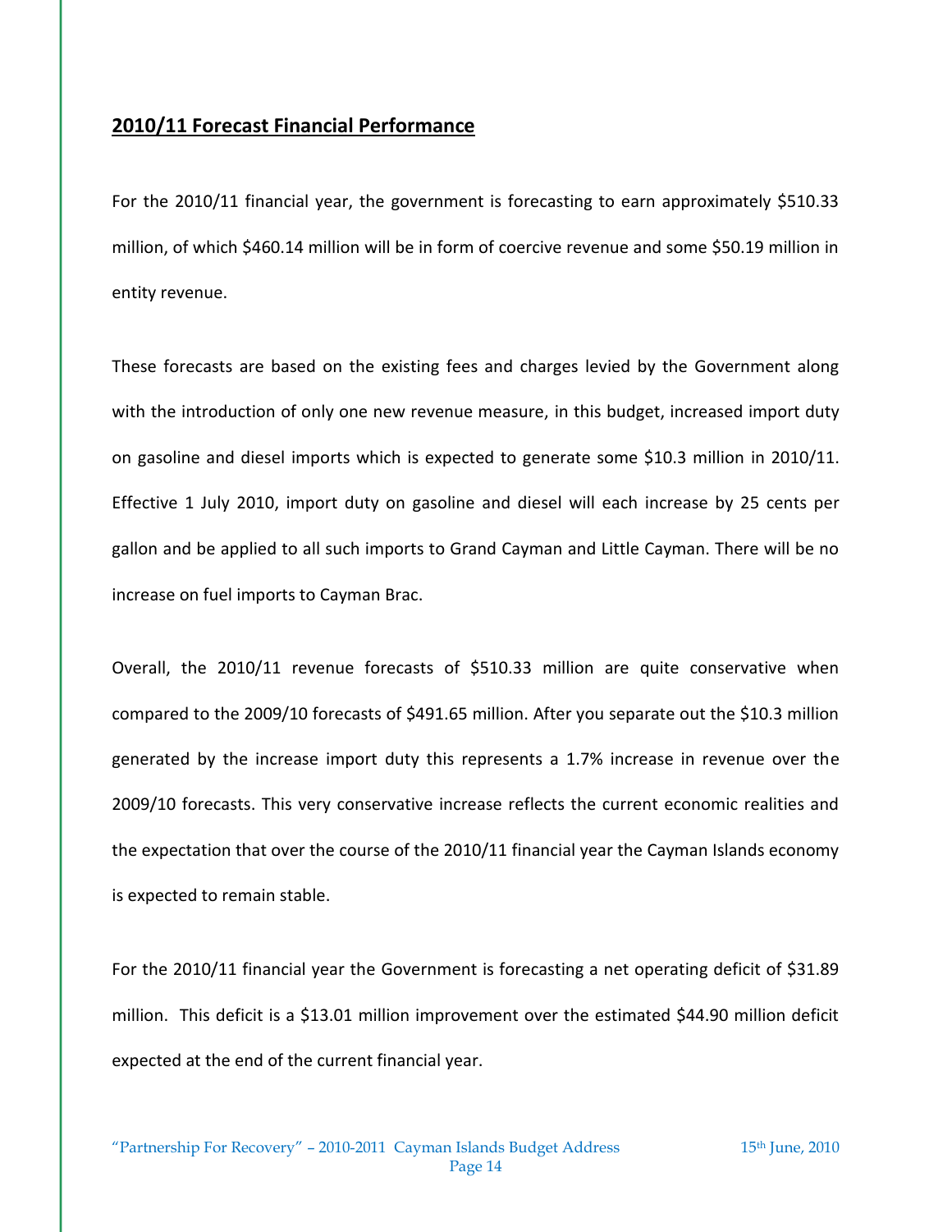## **2010/11 Forecast Financial Performance**

For the 2010/11 financial year, the government is forecasting to earn approximately $510.33 million, of which $460.14 million will be in form of coercive revenue and some $50.19 million in entity revenue.

These forecasts are based on the existing fees and charges levied by the Government along with the introduction of only one new revenue measure, in this budget, increased import duty on gasoline and diesel imports which is expected to generate some $10.3 million in 2010/11. Effective 1 July 2010, import duty on gasoline and diesel will each increase by 25 cents per gallon and be applied to all such imports to Grand Cayman and Little Cayman. There will be no increase on fuel imports to Cayman Brac.

Overall, the 2010/11 revenue forecasts of $510.33 million are quite conservative when compared to the 2009/10 forecasts of $491.65 million. After you separate out the $10.3 million generated by the increase import duty this represents a 1.7% increase in revenue over the 2009/10 forecasts. This very conservative increase reflects the current economic realities and the expectation that over the course of the 2010/11 financial year the Cayman Islands economy is expected to remain stable.

For the 2010/11 financial year the Government is forecasting a net operating deficit of $31.89 million. This deficit is a $13.01 million improvement over the estimated $44.90 million deficit expected at the end of the current financial year.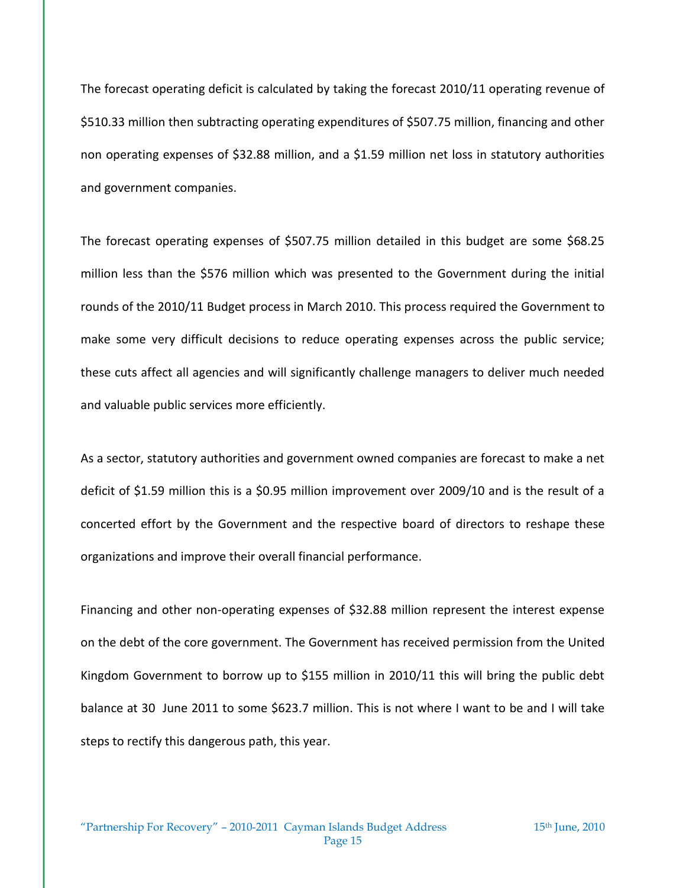The forecast operating deficit is calculated by taking the forecast 2010/11 operating revenue of $510.33 million then subtracting operating expenditures of $507.75 million, financing and other non operating expenses of $32.88 million, and a $1.59 million net loss in statutory authorities and government companies.

The forecast operating expenses of $507.75 million detailed in this budget are some $68.25 million less than the $576 million which was presented to the Government during the initial rounds of the 2010/11 Budget process in March 2010. This process required the Government to make some very difficult decisions to reduce operating expenses across the public service; these cuts affect all agencies and will significantly challenge managers to deliver much needed and valuable public services more efficiently.

As a sector, statutory authorities and government owned companies are forecast to make a net deficit of $1.59 million this is a $0.95 million improvement over 2009/10 and is the result of a concerted effort by the Government and the respective board of directors to reshape these organizations and improve their overall financial performance.

Financing and other non-operating expenses of $32.88 million represent the interest expense on the debt of the core government. The Government has received permission from the United Kingdom Government to borrow up to $155 million in 2010/11 this will bring the public debt balance at 30 June 2011 to some $623.7 million. This is not where I want to be and I will take steps to rectify this dangerous path, this year.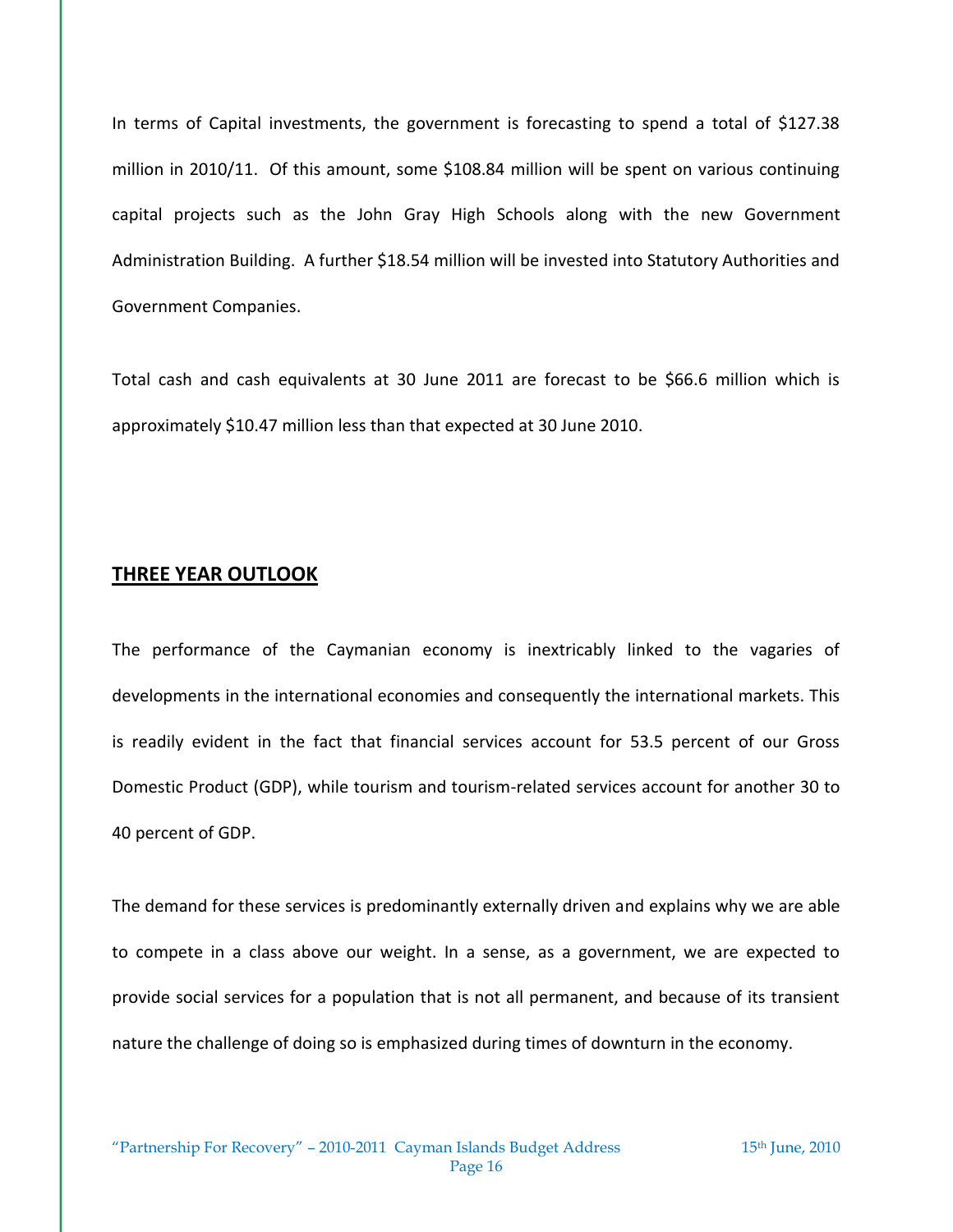In terms of Capital investments, the government is forecasting to spend a total of $127.38 million in 2010/11. Of this amount, some $108.84 million will be spent on various continuing capital projects such as the John Gray High Schools along with the new Government Administration Building. A further $18.54 million will be invested into Statutory Authorities and Government Companies.

Total cash and cash equivalents at 30 June 2011 are forecast to be $66.6 million which is approximately $10.47 million less than that expected at 30 June 2010.

## THREE YEAR OUTLOOK

The performance of the Caymanian economy is inextricably linked to the vagaries of developments in the international economies and consequently the international markets. This is readily evident in the fact that financial services account for 53.5 percent of our Gross Domestic Product (GDP), while tourism and tourism-related services account for another 30 to 40 percent of GDP.

The demand for these services is predominantly externally driven and explains why we are able to compete in a class above our weight. In a sense, as a government, we are expected to provide social services for a population that is not all permanent, and because of its transient nature the challenge of doing so is emphasized during times of downturn in the economy.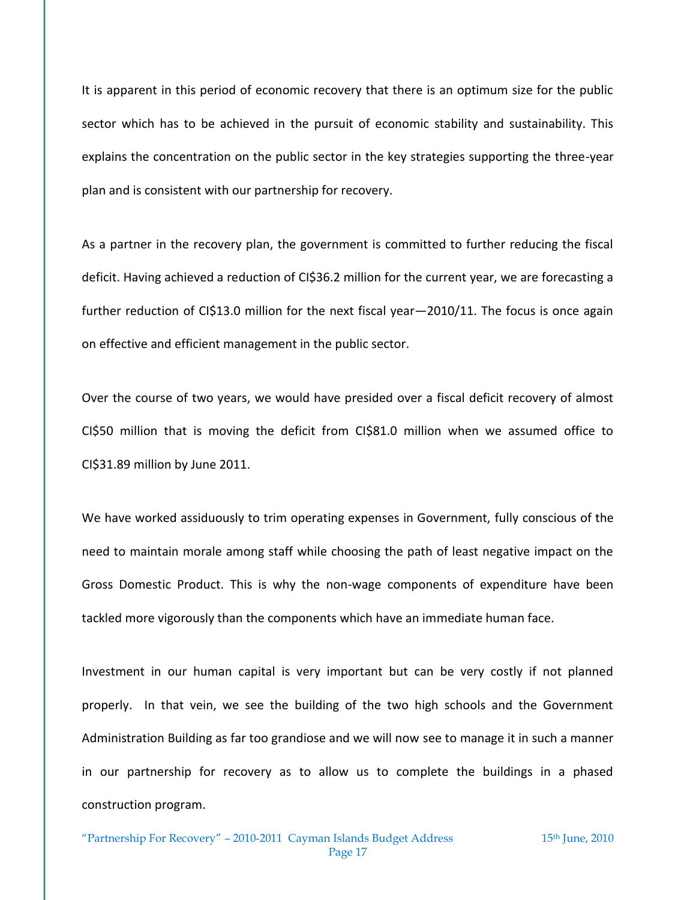It is apparent in this period of economic recovery that there is an optimum size for the public sector which has to be achieved in the pursuit of economic stability and sustainability. This explains the concentration on the public sector in the key strategies supporting the three-year plan and is consistent with our partnership for recovery.

As a partner in the recovery plan, the government is committed to further reducing the fiscal deficit. Having achieved a reduction of CI$36.2 million for the current year, we are forecasting a further reduction of CI$13.0 million for the next fiscal year—2010/11. The focus is once again on effective and efficient management in the public sector.

Over the course of two years, we would have presided over a fiscal deficit recovery of almost CI$50 million that is moving the deficit from CI$81.0 million when we assumed office to CI$31.89 million by June 2011.

We have worked assiduously to trim operating expenses in Government, fully conscious of the need to maintain morale among staff while choosing the path of least negative impact on the Gross Domestic Product. This is why the non-wage components of expenditure have been tackled more vigorously than the components which have an immediate human face.

Investment in our human capital is very important but can be very costly if not planned properly. In that vein, we see the building of the two high schools and the Government Administration Building as far too grandiose and we will now see to manage it in such a manner in our partnership for recovery as to allow us to complete the buildings in a phased construction program.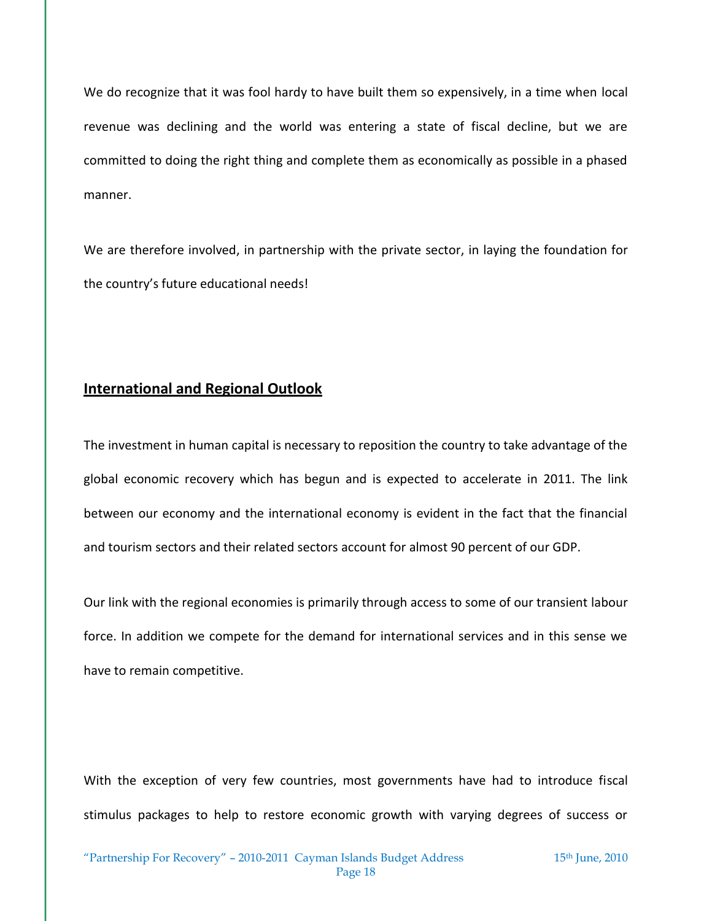We do recognize that it was fool hardy to have built them so expensively, in a time when local revenue was declining and the world was entering a state of fiscal decline, but we are committed to doing the right thing and complete them as economically as possible in a phased manner.

We are therefore involved, in partnership with the private sector, in laying the foundation for the country's future educational needs!

## International and Regional Outlook

The investment in human capital is necessary to reposition the country to take advantage of the global economic recovery which has begun and is expected to accelerate in 2011. The link between our economy and the international economy is evident in the fact that the financial and tourism sectors and their related sectors account for almost 90 percent of our GDP.

Our link with the regional economies is primarily through access to some of our transient labour force. In addition we compete for the demand for international services and in this sense we have to remain competitive.

With the exception of very few countries, most governments have had to introduce fiscal stimulus packages to help to restore economic growth with varying degrees of success or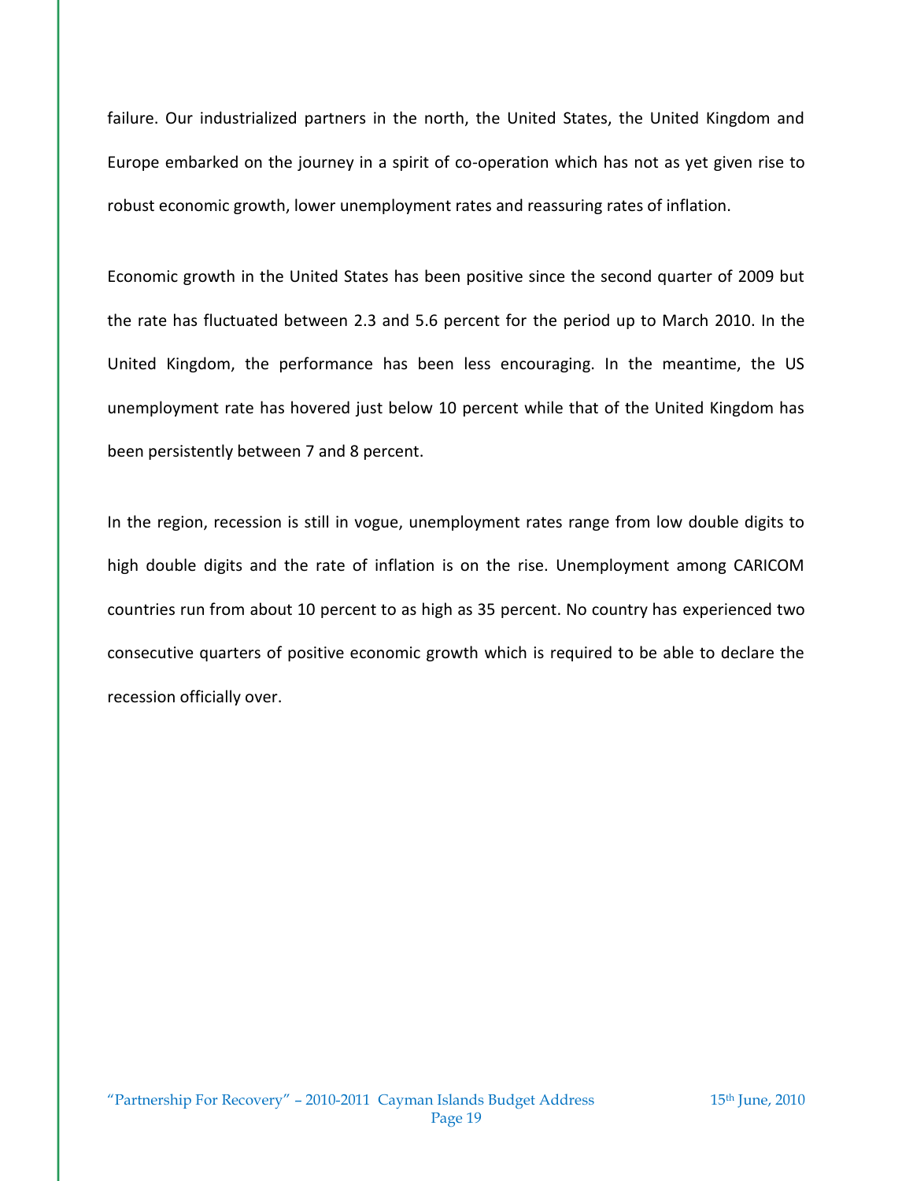failure. Our industrialized partners in the north, the United States, the United Kingdom and Europe embarked on the journey in a spirit of co-operation which has not as yet given rise to robust economic growth, lower unemployment rates and reassuring rates of inflation.

Economic growth in the United States has been positive since the second quarter of 2009 but the rate has fluctuated between 2.3 and 5.6 percent for the period up to March 2010. In the United Kingdom, the performance has been less encouraging. In the meantime, the US unemployment rate has hovered just below 10 percent while that of the United Kingdom has been persistently between 7 and 8 percent.

In the region, recession is still in vogue, unemployment rates range from low double digits to high double digits and the rate of inflation is on the rise. Unemployment among CARICOM countries run from about 10 percent to as high as 35 percent. No country has experienced two consecutive quarters of positive economic growth which is required to be able to declare the recession officially over.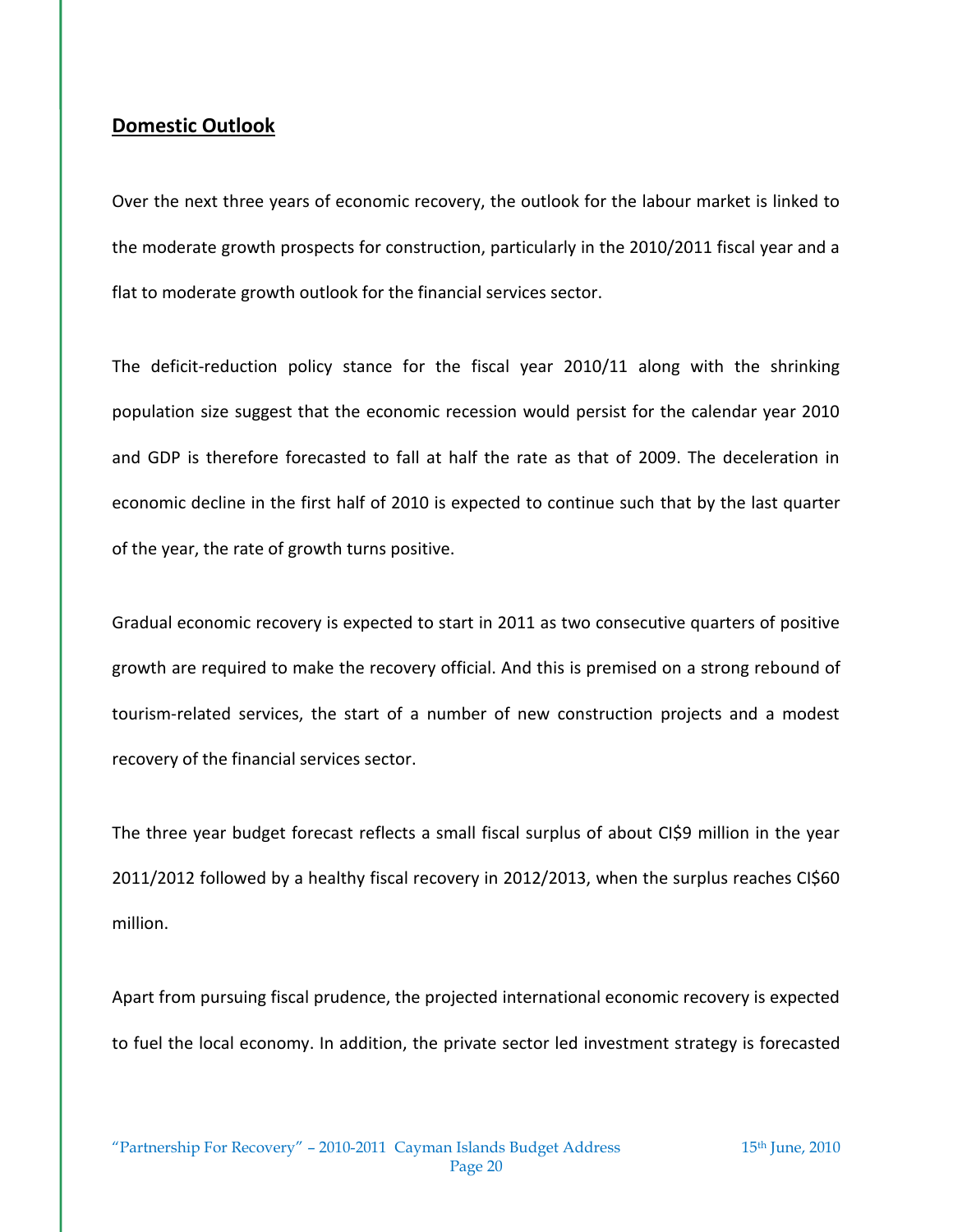## Domestic Outlook

Over the next three years of economic recovery, the outlook for the labour market is linked to the moderate growth prospects for construction, particularly in the 2010/2011 fiscal year and a flat to moderate growth outlook for the financial services sector.

The deficit-reduction policy stance for the fiscal year 2010/11 along with the shrinking population size suggest that the economic recession would persist for the calendar year 2010 and GDP is therefore forecasted to fall at half the rate as that of 2009. The deceleration in economic decline in the first half of 2010 is expected to continue such that by the last quarter of the year, the rate of growth turns positive.

Gradual economic recovery is expected to start in 2011 as two consecutive quarters of positive growth are required to make the recovery official. And this is premised on a strong rebound of tourism-related services, the start of a number of new construction projects and a modest recovery of the financial services sector.

The three year budget forecast reflects a small fiscal surplus of about CI$9 million in the year 2011/2012 followed by a healthy fiscal recovery in 2012/2013, when the surplus reaches CI$60 million.

Apart from pursuing fiscal prudence, the projected international economic recovery is expected to fuel the local economy. In addition, the private sector led investment strategy is forecasted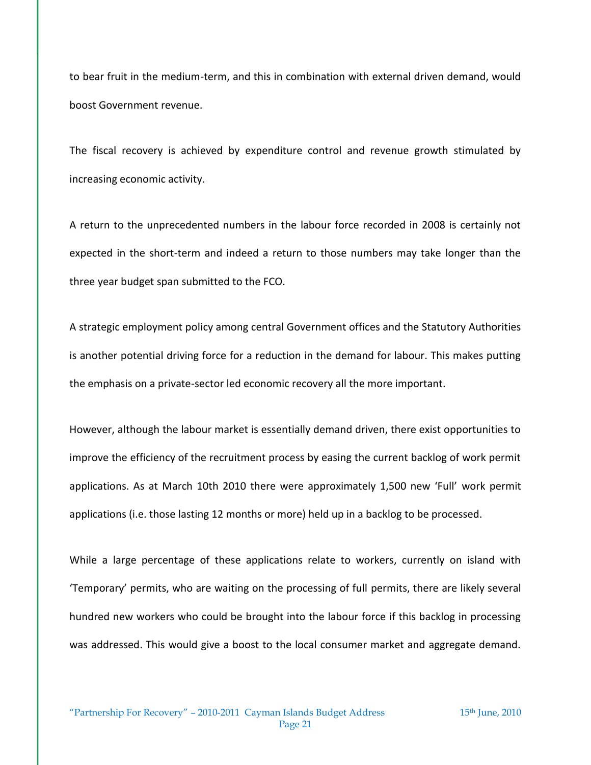to bear fruit in the medium-term, and this in combination with external driven demand, would boost Government revenue.

The fiscal recovery is achieved by expenditure control and revenue growth stimulated by increasing economic activity.

A return to the unprecedented numbers in the labour force recorded in 2008 is certainly not expected in the short-term and indeed a return to those numbers may take longer than the three year budget span submitted to the FCO.

A strategic employment policy among central Government offices and the Statutory Authorities is another potential driving force for a reduction in the demand for labour. This makes putting the emphasis on a private-sector led economic recovery all the more important.

However, although the labour market is essentially demand driven, there exist opportunities to improve the efficiency of the recruitment process by easing the current backlog of work permit applications. As at March 10th 2010 there were approximately 1,500 new 'Full' work permit applications (i.e. those lasting 12 months or more) held up in a backlog to be processed.

While a large percentage of these applications relate to workers, currently on island with 'Temporary' permits, who are waiting on the processing of full permits, there are likely several hundred new workers who could be brought into the labour force if this backlog in processing was addressed. This would give a boost to the local consumer market and aggregate demand.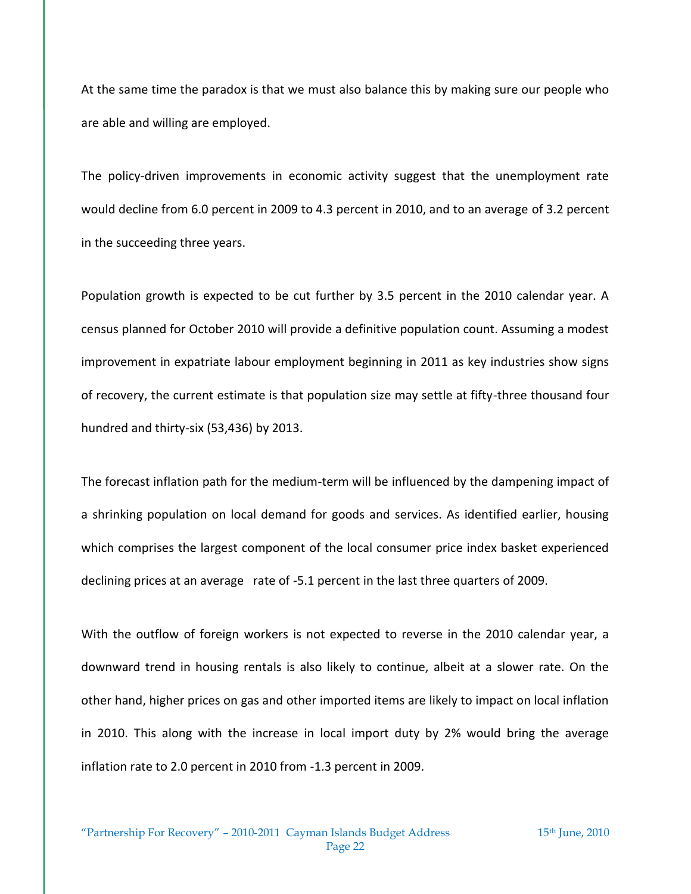At the same time the paradox is that we must also balance this by making sure our people who are able and willing are employed.

The policy-driven improvements in economic activity suggest that the unemployment rate would decline from 6.0 percent in 2009 to 4.3 percent in 2010, and to an average of 3.2 percent in the succeeding three years.

Population growth is expected to be cut further by 3.5 percent in the 2010 calendar year. A census planned for October 2010 will provide a definitive population count. Assuming a modest improvement in expatriate labour employment beginning in 2011 as key industries show signs of recovery, the current estimate is that population size may settle at fifty-three thousand four hundred and thirty-six (53,436) by 2013.

The forecast inflation path for the medium-term will be influenced by the dampening impact of a shrinking population on local demand for goods and services. As identified earlier, housing which comprises the largest component of the local consumer price index basket experienced declining prices at an average rate of -5.1 percent in the last three quarters of 2009.

With the outflow of foreign workers is not expected to reverse in the 2010 calendar year, a downward trend in housing rentals is also likely to continue, albeit at a slower rate. On the other hand, higher prices on gas and other imported items are likely to impact on local inflation in 2010. This along with the increase in local import duty by 2% would bring the average inflation rate to 2.0 percent in 2010 from -1.3 percent in 2009.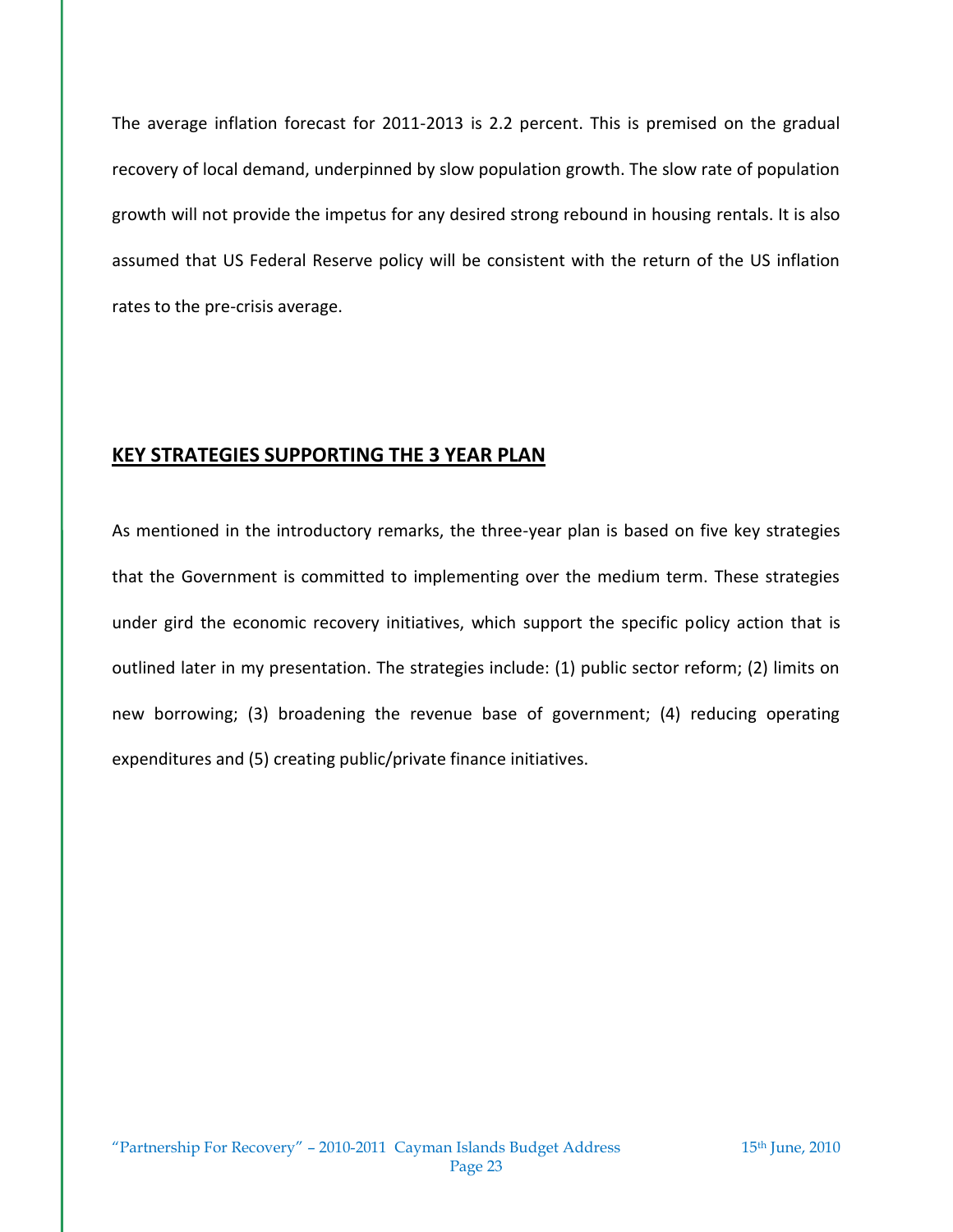The average inflation forecast for 2011-2013 is 2.2 percent. This is premised on the gradual recovery of local demand, underpinned by slow population growth. The slow rate of population growth will not provide the impetus for any desired strong rebound in housing rentals. It is also assumed that US Federal Reserve policy will be consistent with the return of the US inflation rates to the pre-crisis average.

## KEY STRATEGIES SUPPORTING THE 3 YEAR PLAN

As mentioned in the introductory remarks, the three-year plan is based on five key strategies that the Government is committed to implementing over the medium term. These strategies under gird the economic recovery initiatives, which support the specific policy action that is outlined later in my presentation. The strategies include: (1) public sector reform; (2) limits on new borrowing; (3) broadening the revenue base of government; (4) reducing operating expenditures and (5) creating public/private finance initiatives.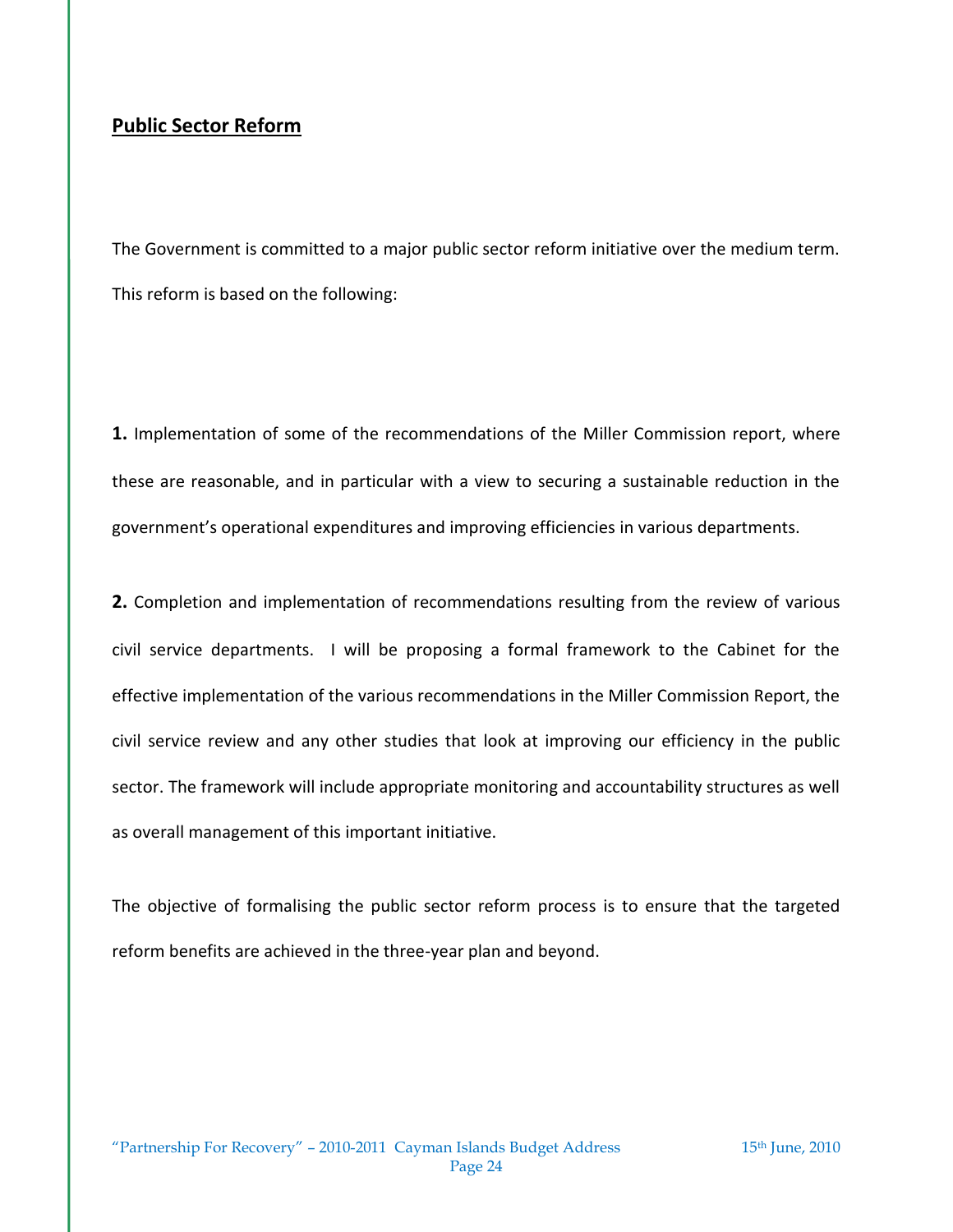## Public Sector Reform

The Government is committed to a major public sector reform initiative over the medium term. This reform is based on the following:

**1.** Implementation of some of the recommendations of the Miller Commission report, where these are reasonable, and in particular with a view to securing a sustainable reduction in the government's operational expenditures and improving efficiencies in various departments.

**2.** Completion and implementation of recommendations resulting from the review of various civil service departments. I will be proposing a formal framework to the Cabinet for the effective implementation of the various recommendations in the Miller Commission Report, the civil service review and any other studies that look at improving our efficiency in the public sector. The framework will include appropriate monitoring and accountability structures as well as overall management of this important initiative.

The objective of formalising the public sector reform process is to ensure that the targeted reform benefits are achieved in the three-year plan and beyond.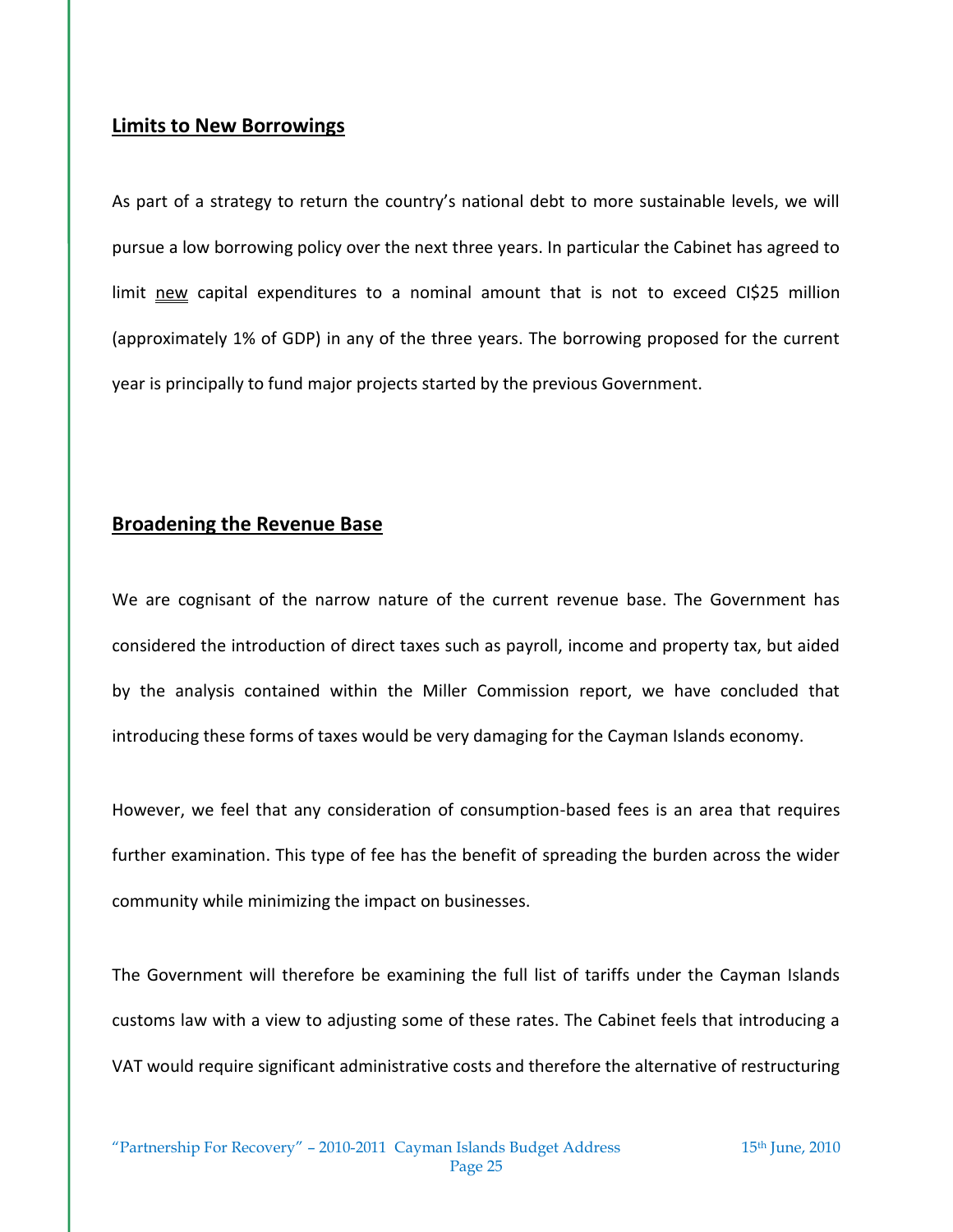## Limits to New Borrowings

As part of a strategy to return the country's national debt to more sustainable levels, we will pursue a low borrowing policy over the next three years. In particular the Cabinet has agreed to limit new capital expenditures to a nominal amount that is not to exceed CI$25 million (approximately 1% of GDP) in any of the three years. The borrowing proposed for the current year is principally to fund major projects started by the previous Government.

## Broadening the Revenue Base

We are cognisant of the narrow nature of the current revenue base. The Government has considered the introduction of direct taxes such as payroll, income and property tax, but aided by the analysis contained within the Miller Commission report, we have concluded that introducing these forms of taxes would be very damaging for the Cayman Islands economy.

However, we feel that any consideration of consumption-based fees is an area that requires further examination. This type of fee has the benefit of spreading the burden across the wider community while minimizing the impact on businesses.

The Government will therefore be examining the full list of tariffs under the Cayman Islands customs law with a view to adjusting some of these rates. The Cabinet feels that introducing a VAT would require significant administrative costs and therefore the alternative of restructuring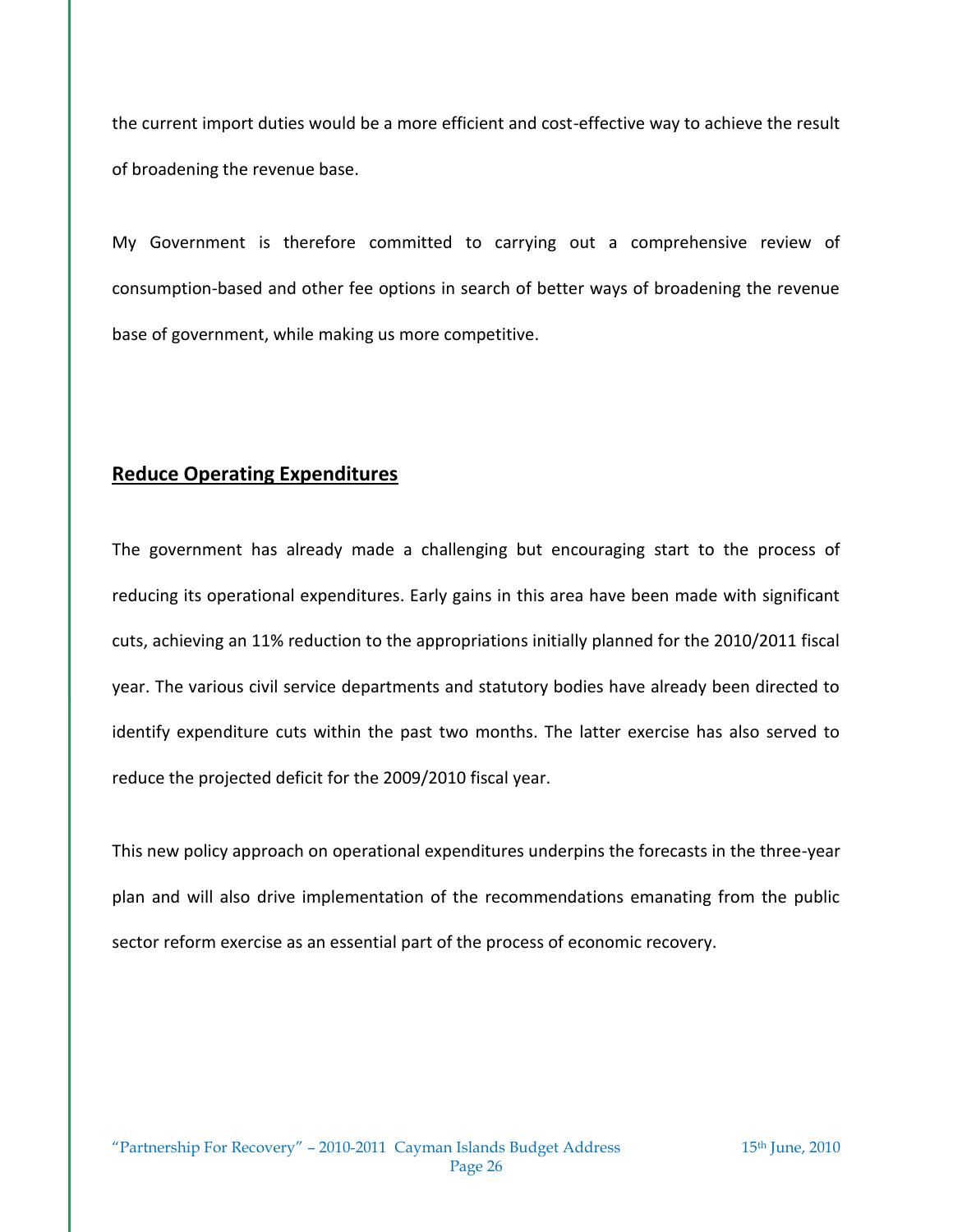the current import duties would be a more efficient and cost-effective way to achieve the result of broadening the revenue base.

My Government is therefore committed to carrying out a comprehensive review of consumption-based and other fee options in search of better ways of broadening the revenue base of government, while making us more competitive.

## Reduce Operating Expenditures

The government has already made a challenging but encouraging start to the process of reducing its operational expenditures. Early gains in this area have been made with significant cuts, achieving an 11% reduction to the appropriations initially planned for the 2010/2011 fiscal year. The various civil service departments and statutory bodies have already been directed to identify expenditure cuts within the past two months. The latter exercise has also served to reduce the projected deficit for the 2009/2010 fiscal year.

This new policy approach on operational expenditures underpins the forecasts in the three-year plan and will also drive implementation of the recommendations emanating from the public sector reform exercise as an essential part of the process of economic recovery.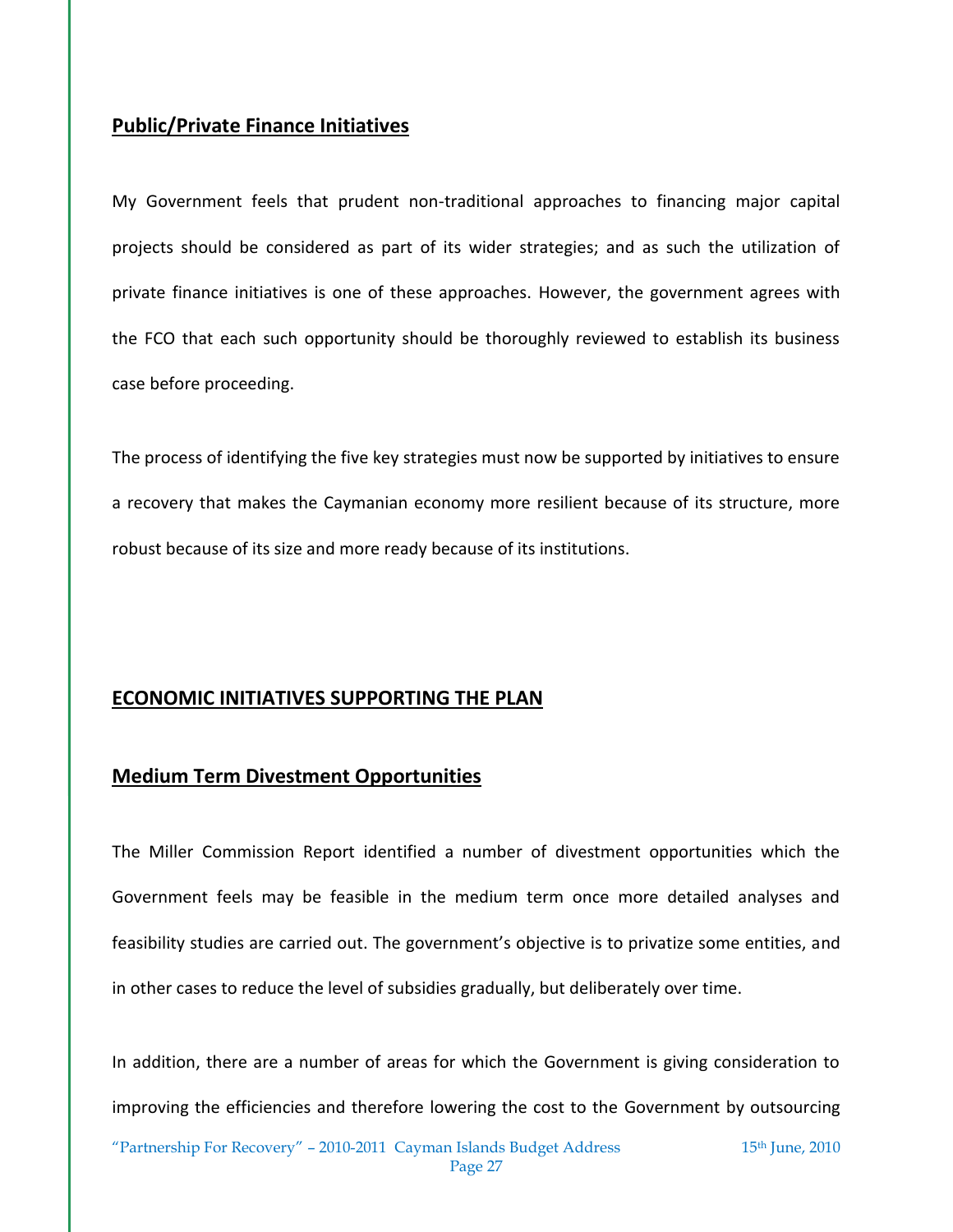## Public/Private Finance Initiatives

My Government feels that prudent non-traditional approaches to financing major capital projects should be considered as part of its wider strategies; and as such the utilization of private finance initiatives is one of these approaches. However, the government agrees with the FCO that each such opportunity should be thoroughly reviewed to establish its business case before proceeding.

The process of identifying the five key strategies must now be supported by initiatives to ensure a recovery that makes the Caymanian economy more resilient because of its structure, more robust because of its size and more ready because of its institutions.

## ECONOMIC INITIATIVES SUPPORTING THE PLAN

## Medium Term Divestment Opportunities

The Miller Commission Report identified a number of divestment opportunities which the Government feels may be feasible in the medium term once more detailed analyses and feasibility studies are carried out. The government's objective is to privatize some entities, and in other cases to reduce the level of subsidies gradually, but deliberately over time.

In addition, there are a number of areas for which the Government is giving consideration to improving the efficiencies and therefore lowering the cost to the Government by outsourcing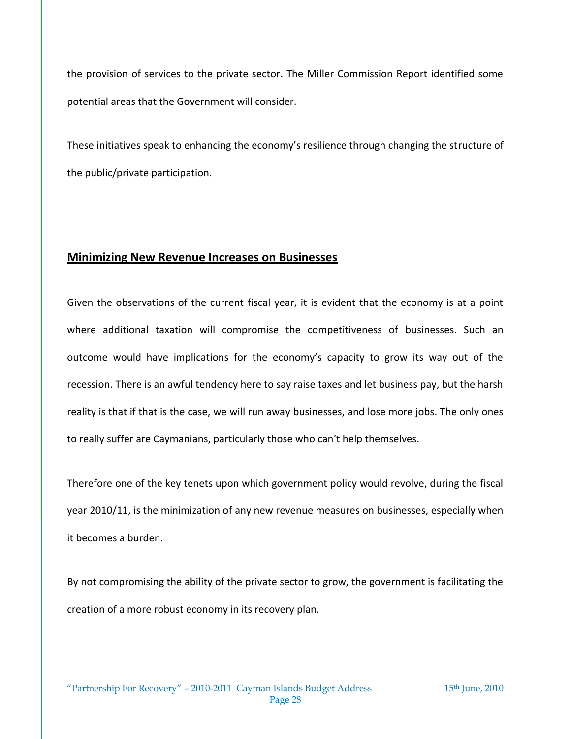the provision of services to the private sector. The Miller Commission Report identified some potential areas that the Government will consider.

These initiatives speak to enhancing the economy's resilience through changing the structure of the public/private participation.

## **Minimizing New Revenue Increases on Businesses**

Given the observations of the current fiscal year, it is evident that the economy is at a point where additional taxation will compromise the competitiveness of businesses. Such an outcome would have implications for the economy's capacity to grow its way out of the recession. There is an awful tendency here to say raise taxes and let business pay, but the harsh reality is that if that is the case, we will run away businesses, and lose more jobs. The only ones to really suffer are Caymanians, particularly those who can't help themselves.

Therefore one of the key tenets upon which government policy would revolve, during the fiscal year 2010/11, is the minimization of any new revenue measures on businesses, especially when it becomes a burden.

By not compromising the ability of the private sector to grow, the government is facilitating the creation of a more robust economy in its recovery plan.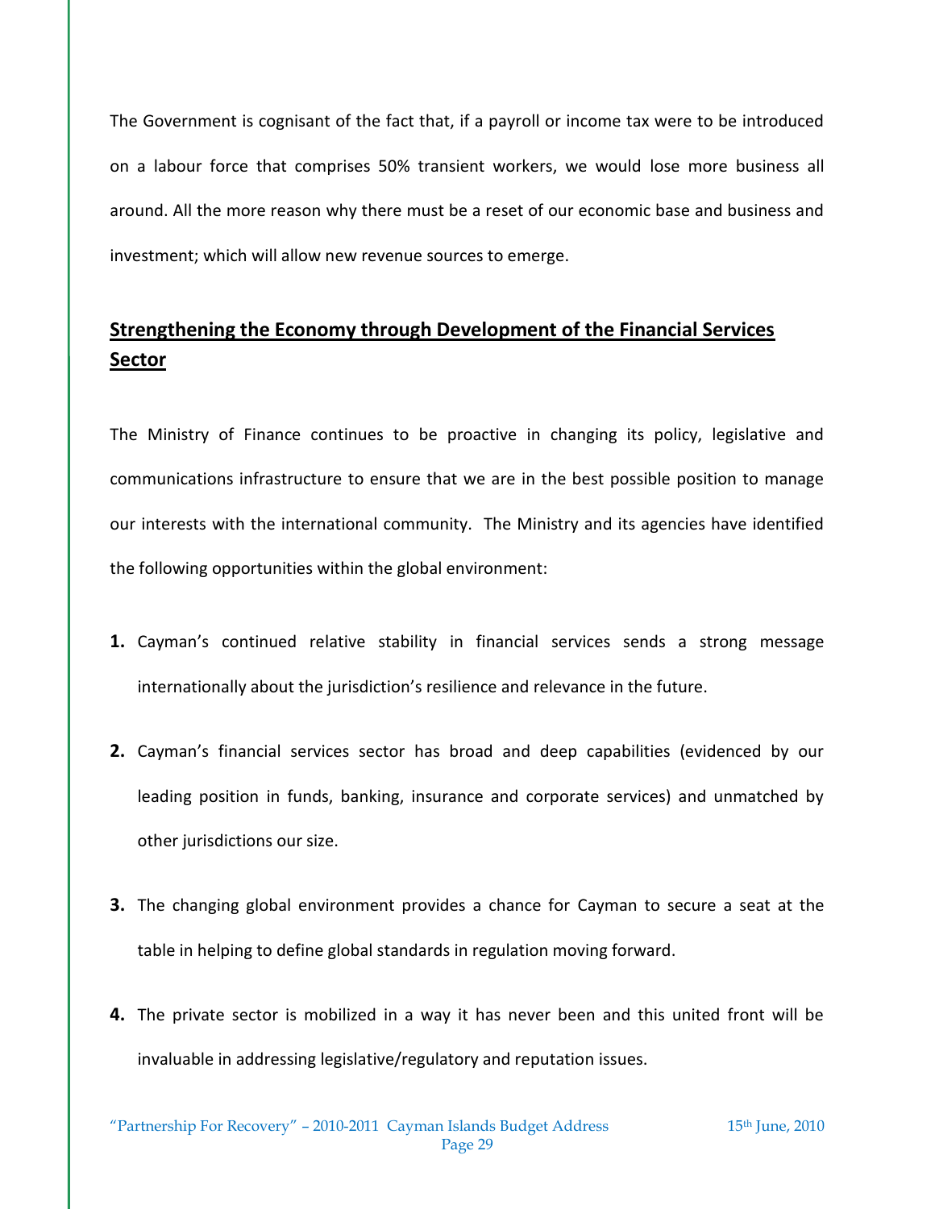The Government is cognisant of the fact that, if a payroll or income tax were to be introduced on a labour force that comprises 50% transient workers, we would lose more business all around. All the more reason why there must be a reset of our economic base and business and investment; which will allow new revenue sources to emerge.

## Strengthening the Economy through Development of the Financial Services Sector

The Ministry of Finance continues to be proactive in changing its policy, legislative and communications infrastructure to ensure that we are in the best possible position to manage our interests with the international community. The Ministry and its agencies have identified the following opportunities within the global environment:

1. Cayman's continued relative stability in financial services sends a strong message internationally about the jurisdiction's resilience and relevance in the future.

2. Cayman's financial services sector has broad and deep capabilities (evidenced by our leading position in funds, banking, insurance and corporate services) and unmatched by other jurisdictions our size.

3. The changing global environment provides a chance for Cayman to secure a seat at the table in helping to define global standards in regulation moving forward.

4. The private sector is mobilized in a way it has never been and this united front will be invaluable in addressing legislative/regulatory and reputation issues.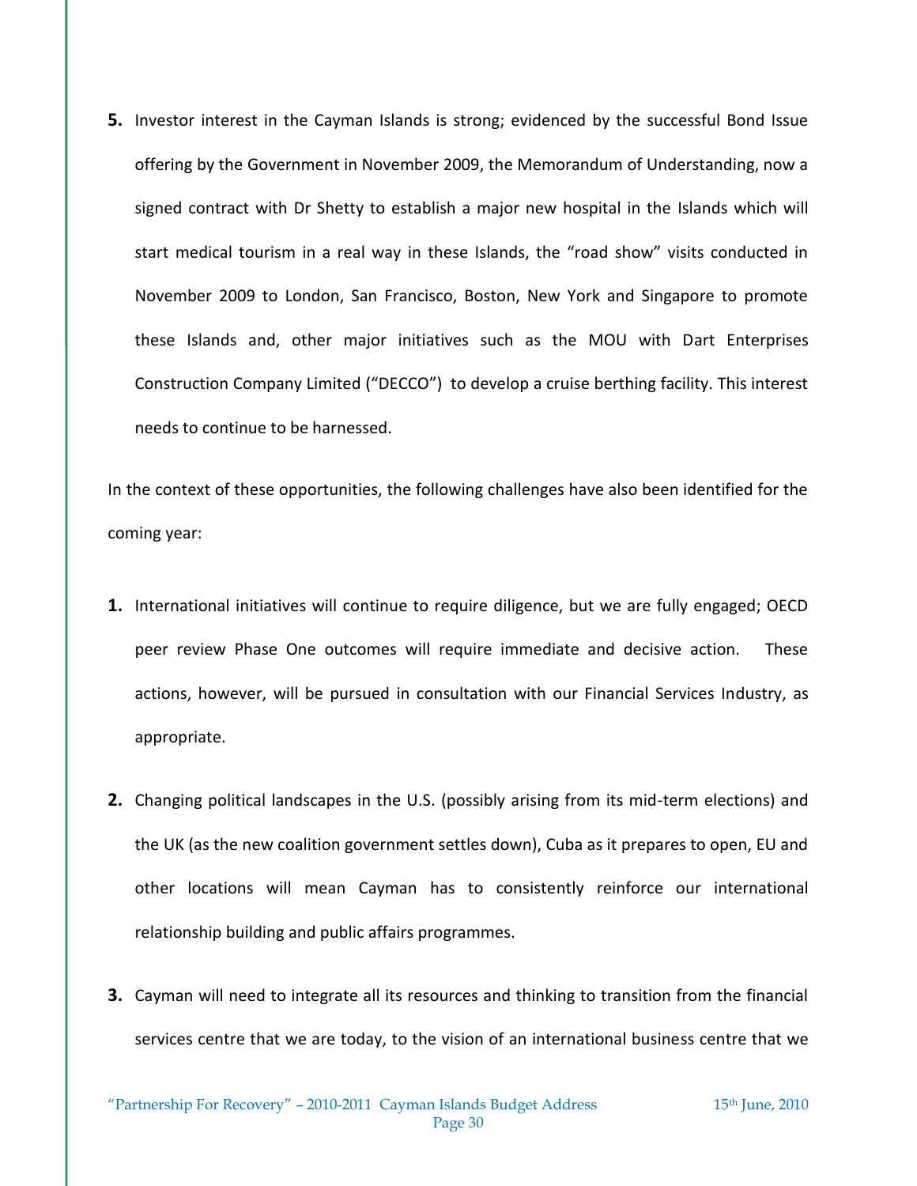5. Investor interest in the Cayman Islands is strong; evidenced by the successful Bond Issue offering by the Government in November 2009, the Memorandum of Understanding, now a signed contract with Dr Shetty to establish a major new hospital in the Islands which will start medical tourism in a real way in these Islands, the "road show" visits conducted in November 2009 to London, San Francisco, Boston, New York and Singapore to promote these Islands and, other major initiatives such as the MOU with Dart Enterprises Construction Company Limited ("DECCO") to develop a cruise berthing facility. This interest needs to continue to be harnessed.

In the context of these opportunities, the following challenges have also been identified for the coming year:

1. International initiatives will continue to require diligence, but we are fully engaged; OECD peer review Phase One outcomes will require immediate and decisive action. These actions, however, will be pursued in consultation with our Financial Services Industry, as appropriate.

2. Changing political landscapes in the U.S. (possibly arising from its mid-term elections) and the UK (as the new coalition government settles down), Cuba as it prepares to open, EU and other locations will mean Cayman has to consistently reinforce our international relationship building and public affairs programmes.

3. Cayman will need to integrate all its resources and thinking to transition from the financial services centre that we are today, to the vision of an international business centre that we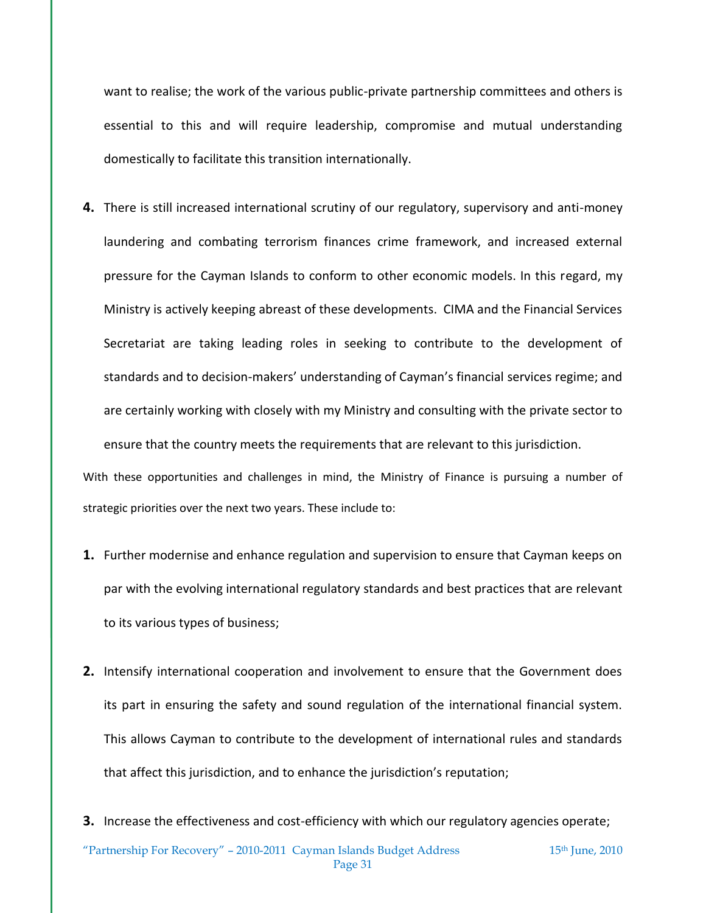want to realise; the work of the various public-private partnership committees and others is essential to this and will require leadership, compromise and mutual understanding domestically to facilitate this transition internationally.

**4.** There is still increased international scrutiny of our regulatory, supervisory and anti-money laundering and combating terrorism finances crime framework, and increased external pressure for the Cayman Islands to conform to other economic models. In this regard, my Ministry is actively keeping abreast of these developments. CIMA and the Financial Services Secretariat are taking leading roles in seeking to contribute to the development of standards and to decision-makers' understanding of Cayman's financial services regime; and are certainly working with closely with my Ministry and consulting with the private sector to ensure that the country meets the requirements that are relevant to this jurisdiction.

With these opportunities and challenges in mind, the Ministry of Finance is pursuing a number of strategic priorities over the next two years. These include to:

**1.** Further modernise and enhance regulation and supervision to ensure that Cayman keeps on par with the evolving international regulatory standards and best practices that are relevant to its various types of business;

**2.** Intensify international cooperation and involvement to ensure that the Government does its part in ensuring the safety and sound regulation of the international financial system. This allows Cayman to contribute to the development of international rules and standards that affect this jurisdiction, and to enhance the jurisdiction's reputation;

**3.** Increase the effectiveness and cost-efficiency with which our regulatory agencies operate;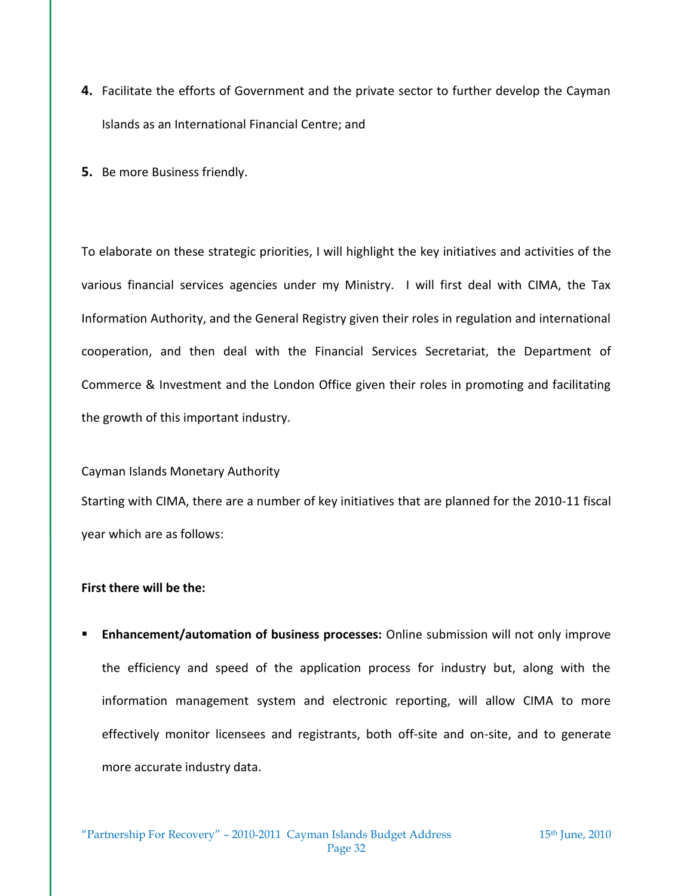4. Facilitate the efforts of Government and the private sector to further develop the Cayman Islands as an International Financial Centre; and

5. Be more Business friendly.

To elaborate on these strategic priorities, I will highlight the key initiatives and activities of the various financial services agencies under my Ministry. I will first deal with CIMA, the Tax Information Authority, and the General Registry given their roles in regulation and international cooperation, and then deal with the Financial Services Secretariat, the Department of Commerce & Investment and the London Office given their roles in promoting and facilitating the growth of this important industry.

Cayman Islands Monetary Authority

Starting with CIMA, there are a number of key initiatives that are planned for the 2010-11 fiscal year which are as follows:

**First there will be the:**

- **Enhancement/automation of business processes:** Online submission will not only improve the efficiency and speed of the application process for industry but, along with the information management system and electronic reporting, will allow CIMA to more effectively monitor licensees and registrants, both off-site and on-site, and to generate more accurate industry data.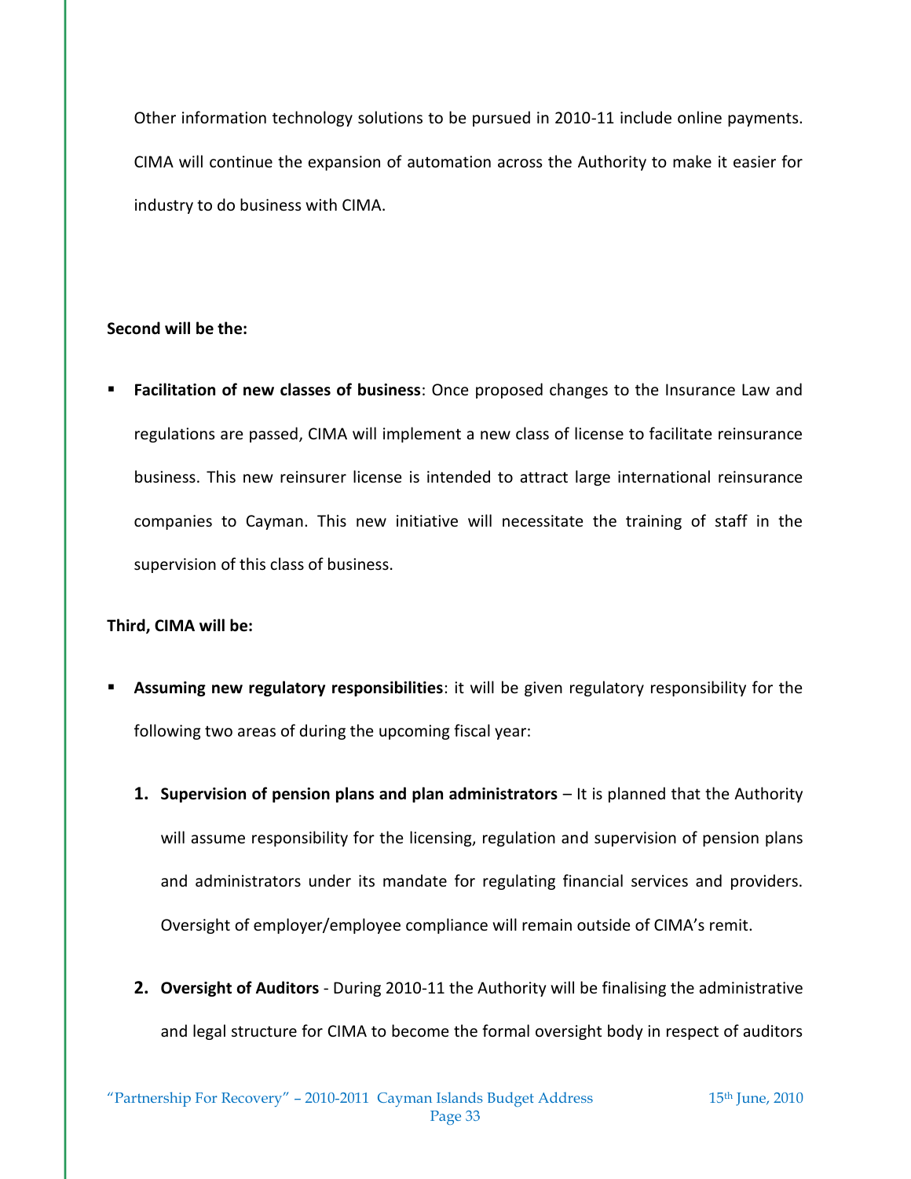Other information technology solutions to be pursued in 2010-11 include online payments. CIMA will continue the expansion of automation across the Authority to make it easier for industry to do business with CIMA.

**Second will be the:**

- **Facilitation of new classes of business**: Once proposed changes to the Insurance Law and regulations are passed, CIMA will implement a new class of license to facilitate reinsurance business. This new reinsurer license is intended to attract large international reinsurance companies to Cayman. This new initiative will necessitate the training of staff in the supervision of this class of business.

**Third, CIMA will be:**

- **Assuming new regulatory responsibilities**: it will be given regulatory responsibility for the following two areas of during the upcoming fiscal year:

  1. **Supervision of pension plans and plan administrators** – It is planned that the Authority will assume responsibility for the licensing, regulation and supervision of pension plans and administrators under its mandate for regulating financial services and providers. Oversight of employer/employee compliance will remain outside of CIMA's remit.

  2. **Oversight of Auditors** - During 2010-11 the Authority will be finalising the administrative and legal structure for CIMA to become the formal oversight body in respect of auditors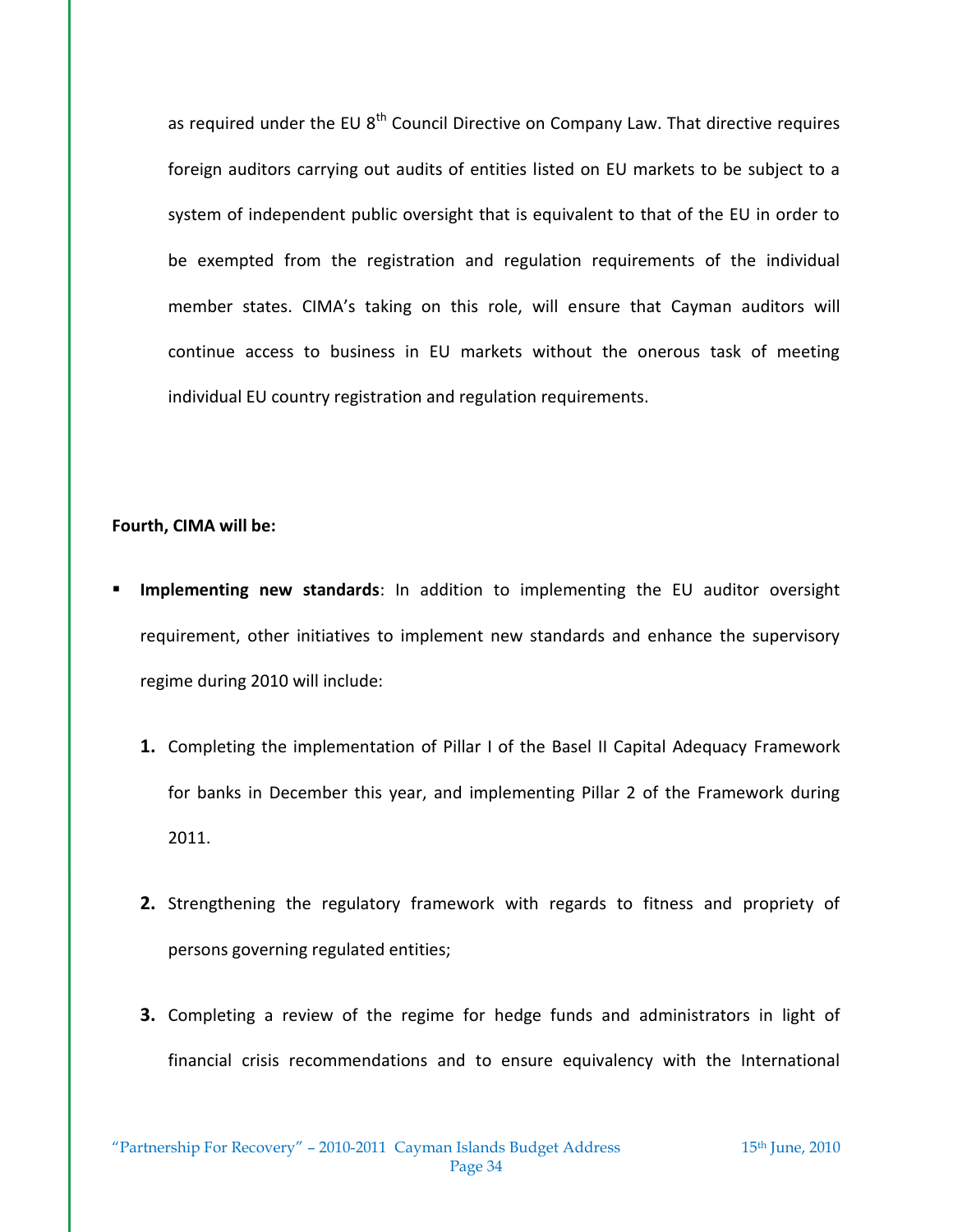as required under the EU 8th Council Directive on Company Law. That directive requires foreign auditors carrying out audits of entities listed on EU markets to be subject to a system of independent public oversight that is equivalent to that of the EU in order to be exempted from the registration and regulation requirements of the individual member states. CIMA's taking on this role, will ensure that Cayman auditors will continue access to business in EU markets without the onerous task of meeting individual EU country registration and regulation requirements.

**Fourth, CIMA will be:**

- **Implementing new standards**: In addition to implementing the EU auditor oversight requirement, other initiatives to implement new standards and enhance the supervisory regime during 2010 will include:

  1. Completing the implementation of Pillar I of the Basel II Capital Adequacy Framework for banks in December this year, and implementing Pillar 2 of the Framework during 2011.

  2. Strengthening the regulatory framework with regards to fitness and propriety of persons governing regulated entities;

  3. Completing a review of the regime for hedge funds and administrators in light of financial crisis recommendations and to ensure equivalency with the International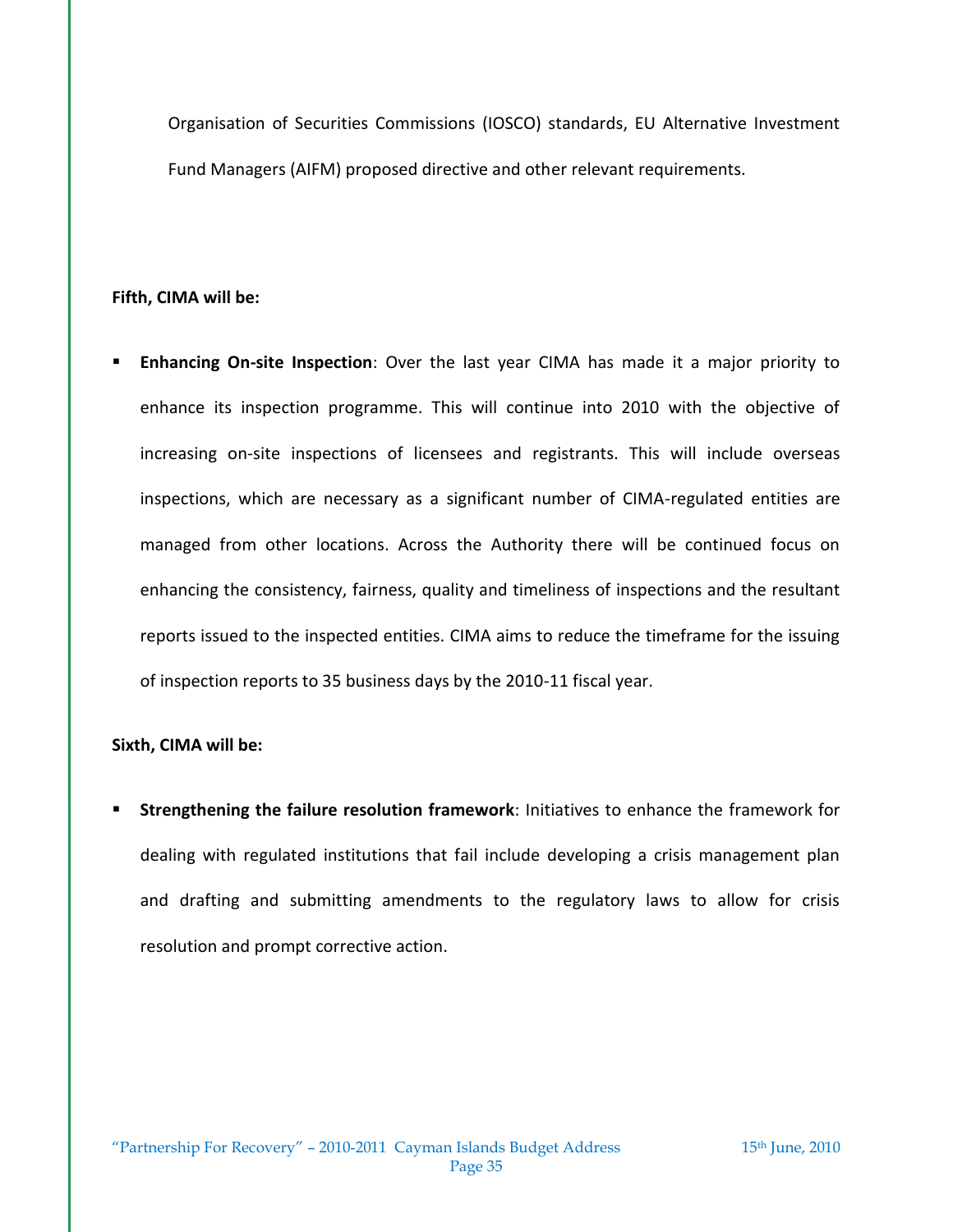Organisation of Securities Commissions (IOSCO) standards, EU Alternative Investment Fund Managers (AIFM) proposed directive and other relevant requirements.

**Fifth, CIMA will be:**

- **Enhancing On-site Inspection**: Over the last year CIMA has made it a major priority to enhance its inspection programme. This will continue into 2010 with the objective of increasing on-site inspections of licensees and registrants. This will include overseas inspections, which are necessary as a significant number of CIMA-regulated entities are managed from other locations. Across the Authority there will be continued focus on enhancing the consistency, fairness, quality and timeliness of inspections and the resultant reports issued to the inspected entities. CIMA aims to reduce the timeframe for the issuing of inspection reports to 35 business days by the 2010-11 fiscal year.

**Sixth, CIMA will be:**

- **Strengthening the failure resolution framework**: Initiatives to enhance the framework for dealing with regulated institutions that fail include developing a crisis management plan and drafting and submitting amendments to the regulatory laws to allow for crisis resolution and prompt corrective action.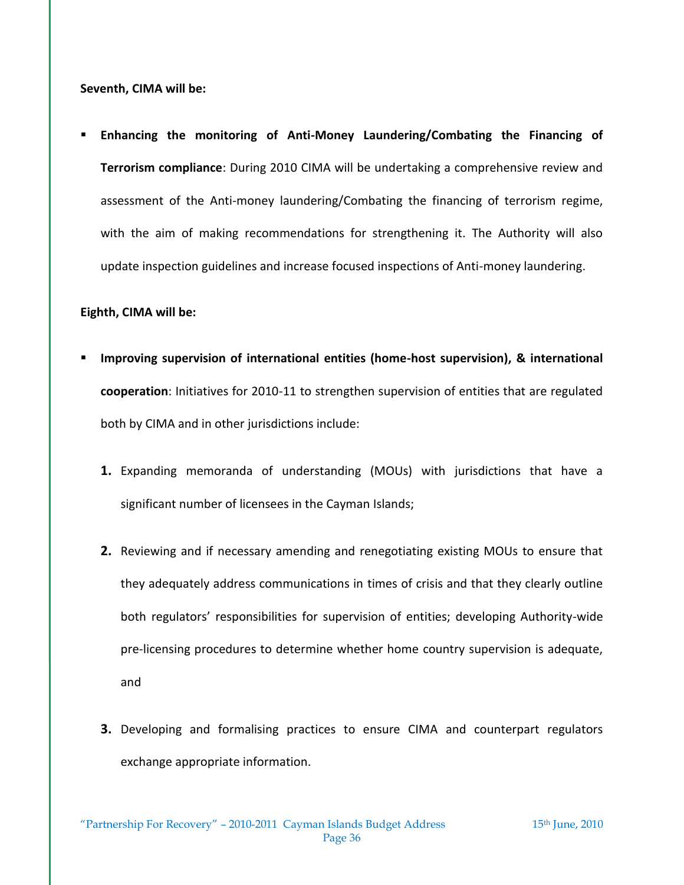**Seventh, CIMA will be:**

- **Enhancing the monitoring of Anti-Money Laundering/Combating the Financing of Terrorism compliance**: During 2010 CIMA will be undertaking a comprehensive review and assessment of the Anti-money laundering/Combating the financing of terrorism regime, with the aim of making recommendations for strengthening it. The Authority will also update inspection guidelines and increase focused inspections of Anti-money laundering.

**Eighth, CIMA will be:**

- **Improving supervision of international entities (home-host supervision), & international cooperation**: Initiatives for 2010-11 to strengthen supervision of entities that are regulated both by CIMA and in other jurisdictions include:

  1. Expanding memoranda of understanding (MOUs) with jurisdictions that have a significant number of licensees in the Cayman Islands;

  2. Reviewing and if necessary amending and renegotiating existing MOUs to ensure that they adequately address communications in times of crisis and that they clearly outline both regulators' responsibilities for supervision of entities; developing Authority-wide pre-licensing procedures to determine whether home country supervision is adequate, and

  3. Developing and formalising practices to ensure CIMA and counterpart regulators exchange appropriate information.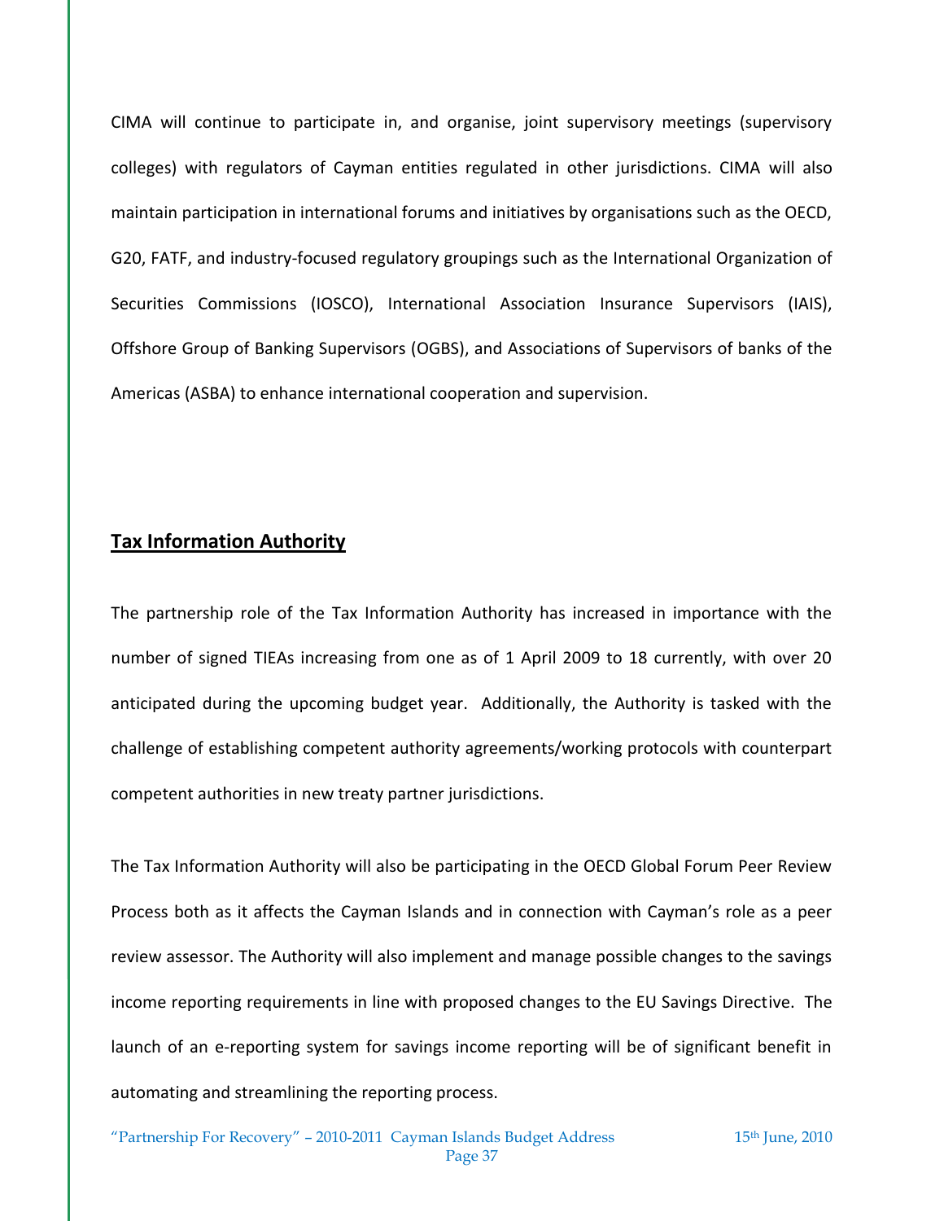CIMA will continue to participate in, and organise, joint supervisory meetings (supervisory colleges) with regulators of Cayman entities regulated in other jurisdictions. CIMA will also maintain participation in international forums and initiatives by organisations such as the OECD, G20, FATF, and industry-focused regulatory groupings such as the International Organization of Securities Commissions (IOSCO), International Association Insurance Supervisors (IAIS), Offshore Group of Banking Supervisors (OGBS), and Associations of Supervisors of banks of the Americas (ASBA) to enhance international cooperation and supervision.

## Tax Information Authority

The partnership role of the Tax Information Authority has increased in importance with the number of signed TIEAs increasing from one as of 1 April 2009 to 18 currently, with over 20 anticipated during the upcoming budget year. Additionally, the Authority is tasked with the challenge of establishing competent authority agreements/working protocols with counterpart competent authorities in new treaty partner jurisdictions.

The Tax Information Authority will also be participating in the OECD Global Forum Peer Review Process both as it affects the Cayman Islands and in connection with Cayman's role as a peer review assessor. The Authority will also implement and manage possible changes to the savings income reporting requirements in line with proposed changes to the EU Savings Directive. The launch of an e-reporting system for savings income reporting will be of significant benefit in automating and streamlining the reporting process.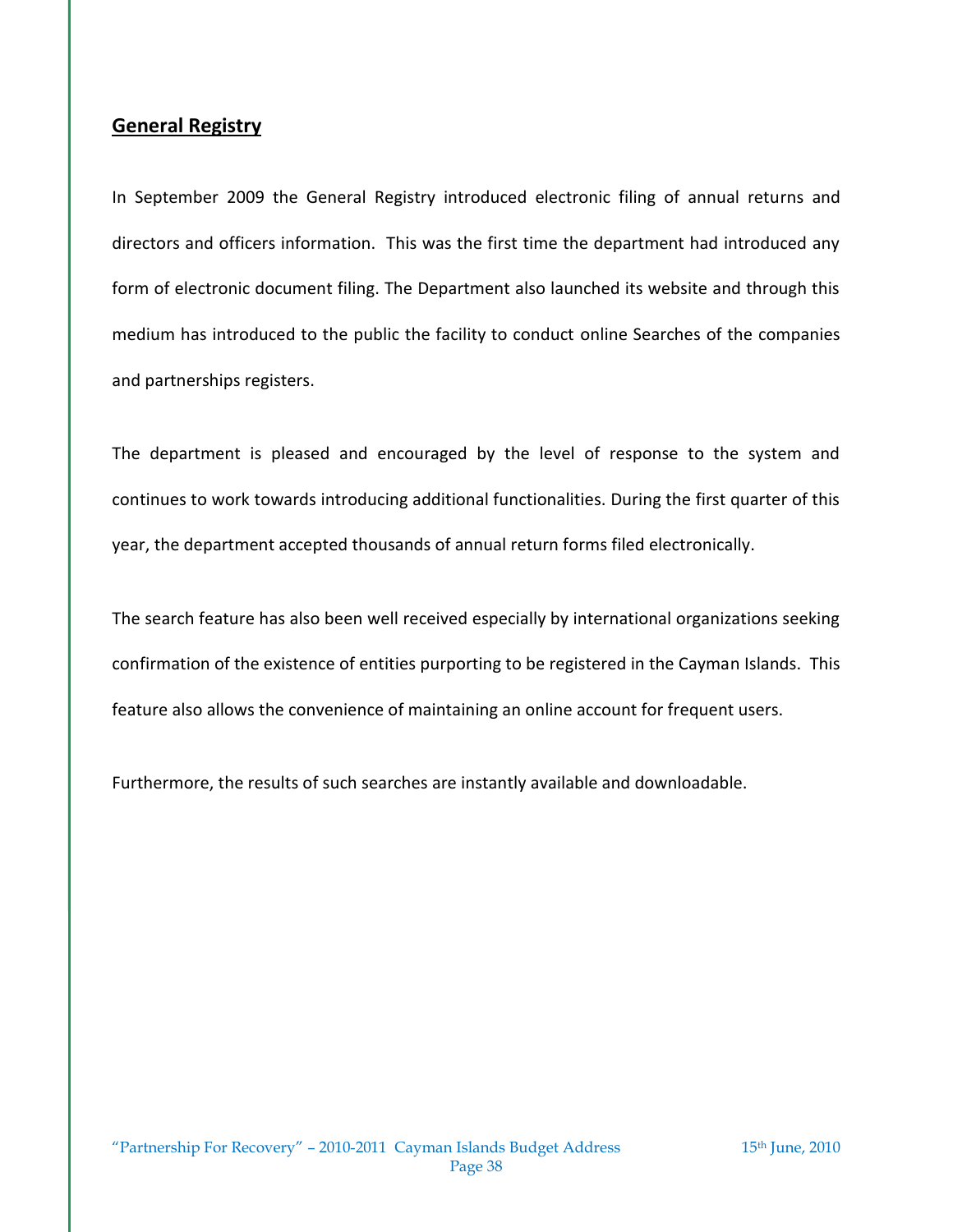## General Registry

In September 2009 the General Registry introduced electronic filing of annual returns and directors and officers information. This was the first time the department had introduced any form of electronic document filing. The Department also launched its website and through this medium has introduced to the public the facility to conduct online Searches of the companies and partnerships registers.

The department is pleased and encouraged by the level of response to the system and continues to work towards introducing additional functionalities. During the first quarter of this year, the department accepted thousands of annual return forms filed electronically.

The search feature has also been well received especially by international organizations seeking confirmation of the existence of entities purporting to be registered in the Cayman Islands. This feature also allows the convenience of maintaining an online account for frequent users.

Furthermore, the results of such searches are instantly available and downloadable.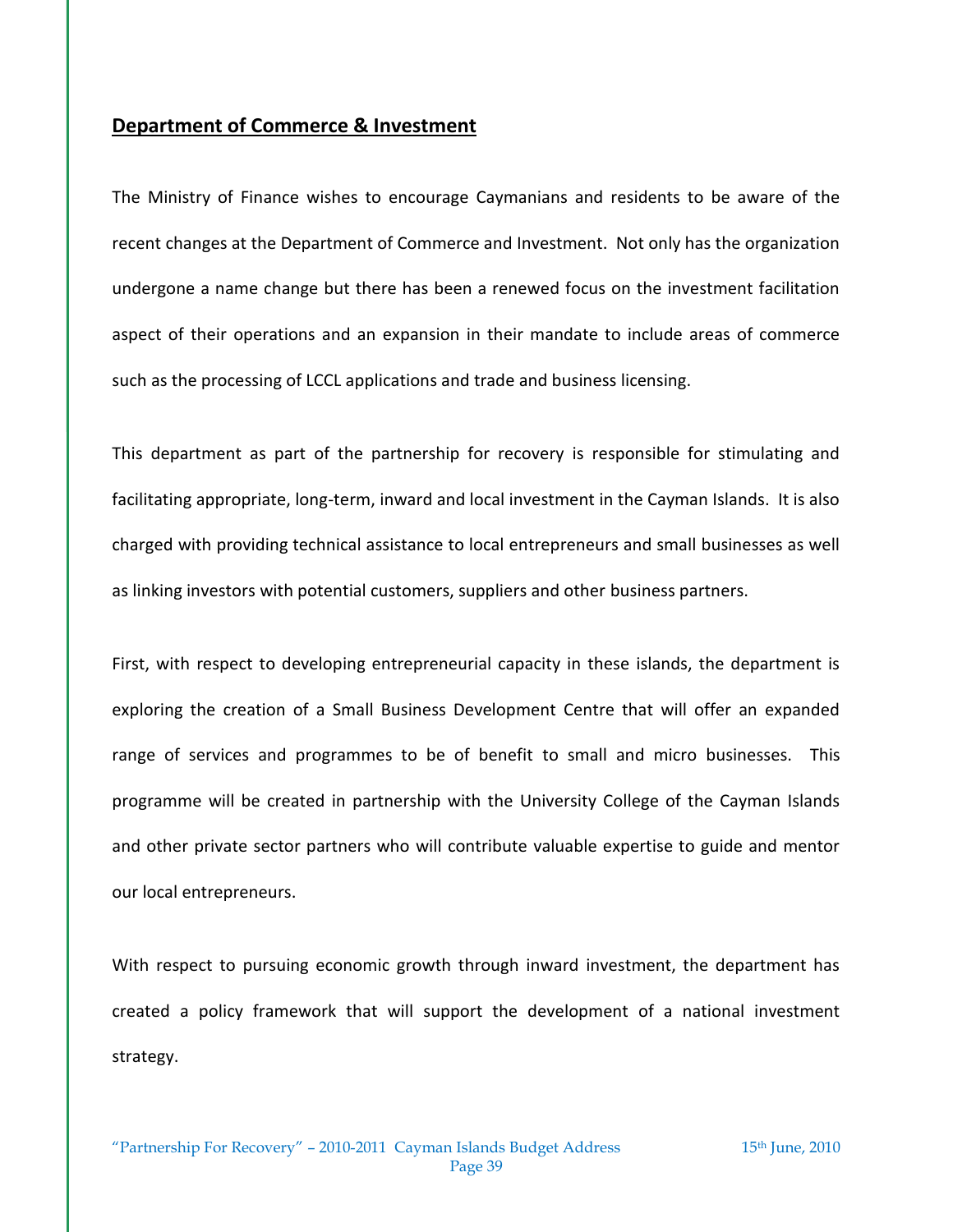## Department of Commerce & Investment

The Ministry of Finance wishes to encourage Caymanians and residents to be aware of the recent changes at the Department of Commerce and Investment. Not only has the organization undergone a name change but there has been a renewed focus on the investment facilitation aspect of their operations and an expansion in their mandate to include areas of commerce such as the processing of LCCL applications and trade and business licensing.

This department as part of the partnership for recovery is responsible for stimulating and facilitating appropriate, long-term, inward and local investment in the Cayman Islands. It is also charged with providing technical assistance to local entrepreneurs and small businesses as well as linking investors with potential customers, suppliers and other business partners.

First, with respect to developing entrepreneurial capacity in these islands, the department is exploring the creation of a Small Business Development Centre that will offer an expanded range of services and programmes to be of benefit to small and micro businesses. This programme will be created in partnership with the University College of the Cayman Islands and other private sector partners who will contribute valuable expertise to guide and mentor our local entrepreneurs.

With respect to pursuing economic growth through inward investment, the department has created a policy framework that will support the development of a national investment strategy.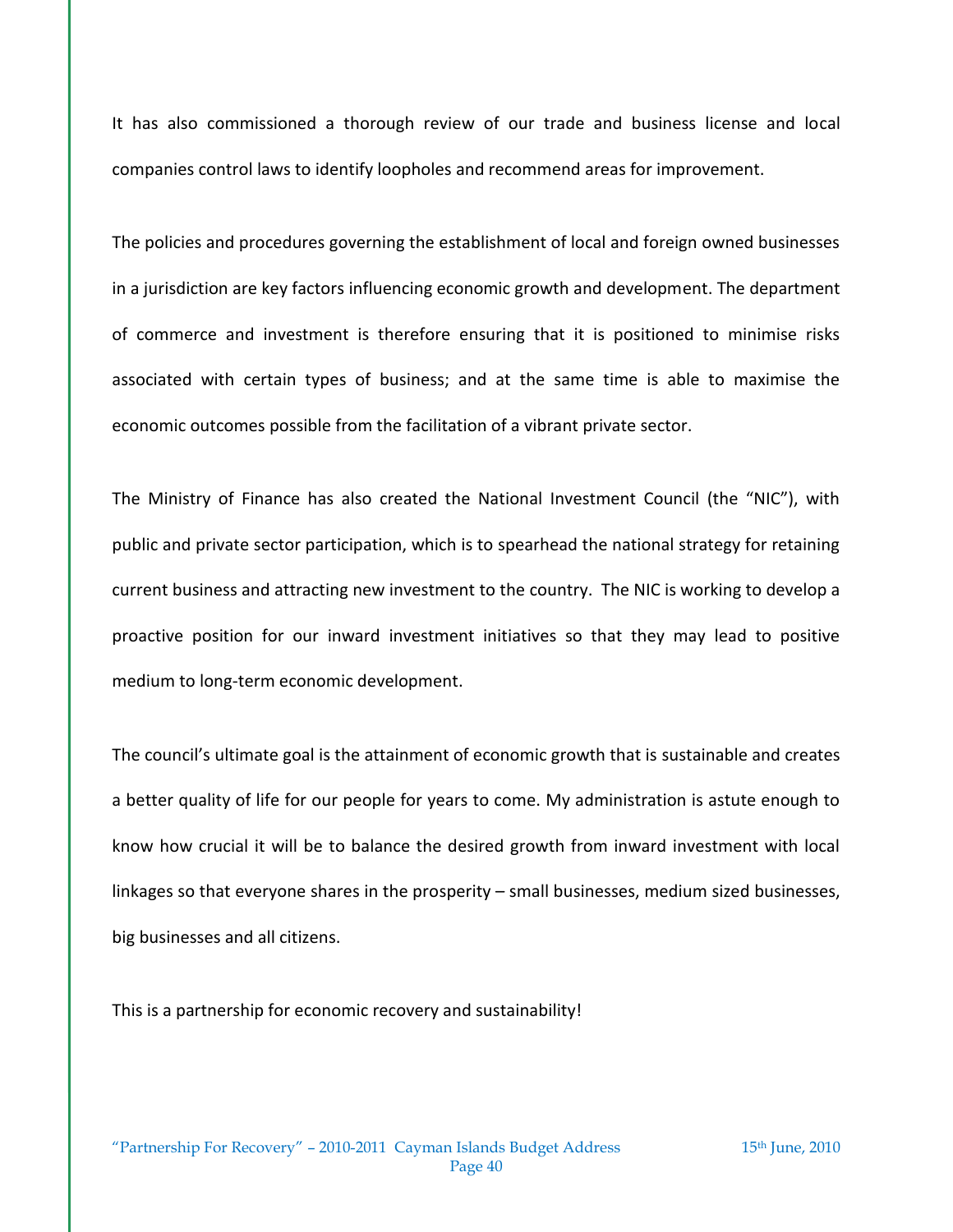It has also commissioned a thorough review of our trade and business license and local companies control laws to identify loopholes and recommend areas for improvement.

The policies and procedures governing the establishment of local and foreign owned businesses in a jurisdiction are key factors influencing economic growth and development. The department of commerce and investment is therefore ensuring that it is positioned to minimise risks associated with certain types of business; and at the same time is able to maximise the economic outcomes possible from the facilitation of a vibrant private sector.

The Ministry of Finance has also created the National Investment Council (the "NIC"), with public and private sector participation, which is to spearhead the national strategy for retaining current business and attracting new investment to the country. The NIC is working to develop a proactive position for our inward investment initiatives so that they may lead to positive medium to long-term economic development.

The council's ultimate goal is the attainment of economic growth that is sustainable and creates a better quality of life for our people for years to come. My administration is astute enough to know how crucial it will be to balance the desired growth from inward investment with local linkages so that everyone shares in the prosperity – small businesses, medium sized businesses, big businesses and all citizens.

This is a partnership for economic recovery and sustainability!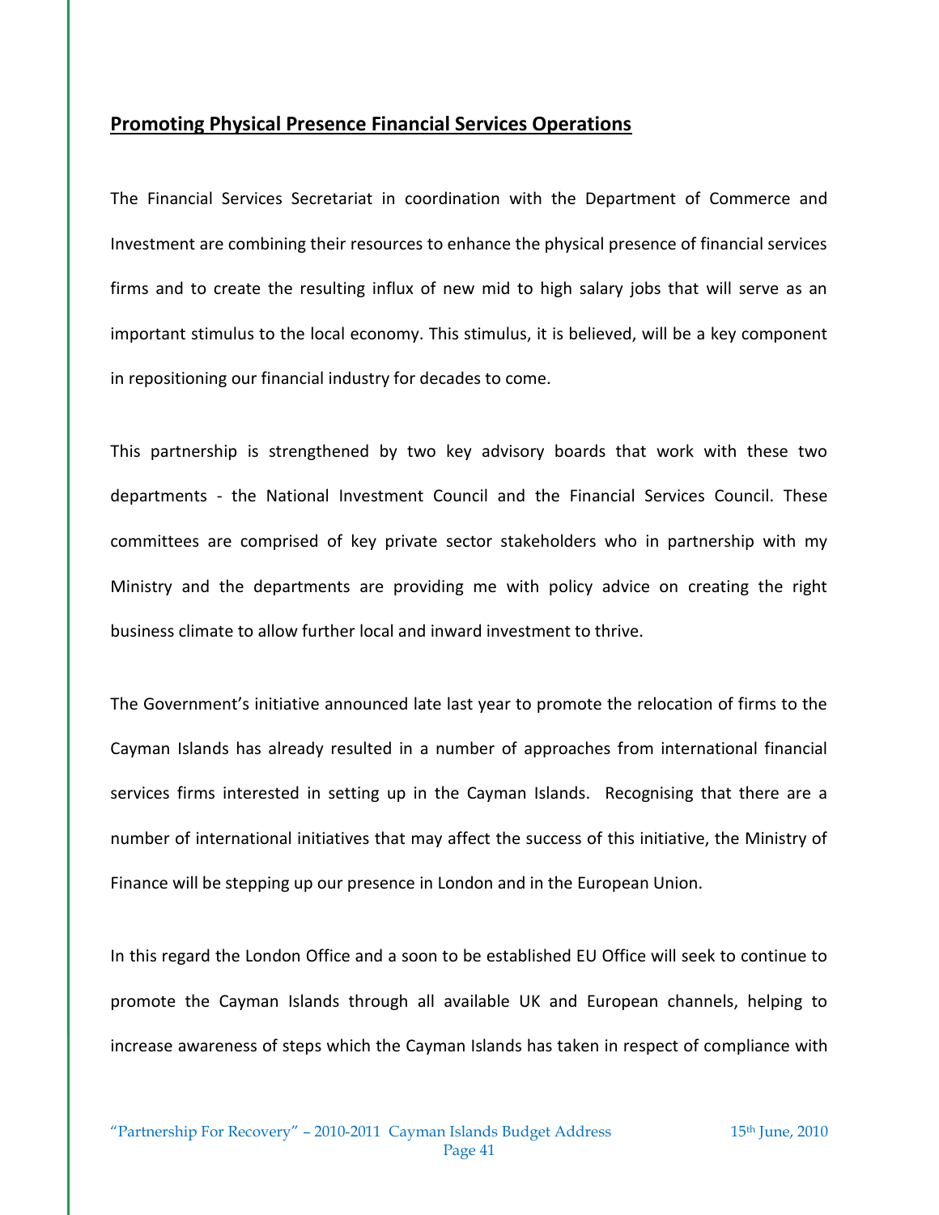## Promoting Physical Presence Financial Services Operations

The Financial Services Secretariat in coordination with the Department of Commerce and Investment are combining their resources to enhance the physical presence of financial services firms and to create the resulting influx of new mid to high salary jobs that will serve as an important stimulus to the local economy. This stimulus, it is believed, will be a key component in repositioning our financial industry for decades to come.

This partnership is strengthened by two key advisory boards that work with these two departments - the National Investment Council and the Financial Services Council. These committees are comprised of key private sector stakeholders who in partnership with my Ministry and the departments are providing me with policy advice on creating the right business climate to allow further local and inward investment to thrive.

The Government's initiative announced late last year to promote the relocation of firms to the Cayman Islands has already resulted in a number of approaches from international financial services firms interested in setting up in the Cayman Islands. Recognising that there are a number of international initiatives that may affect the success of this initiative, the Ministry of Finance will be stepping up our presence in London and in the European Union.

In this regard the London Office and a soon to be established EU Office will seek to continue to promote the Cayman Islands through all available UK and European channels, helping to increase awareness of steps which the Cayman Islands has taken in respect of compliance with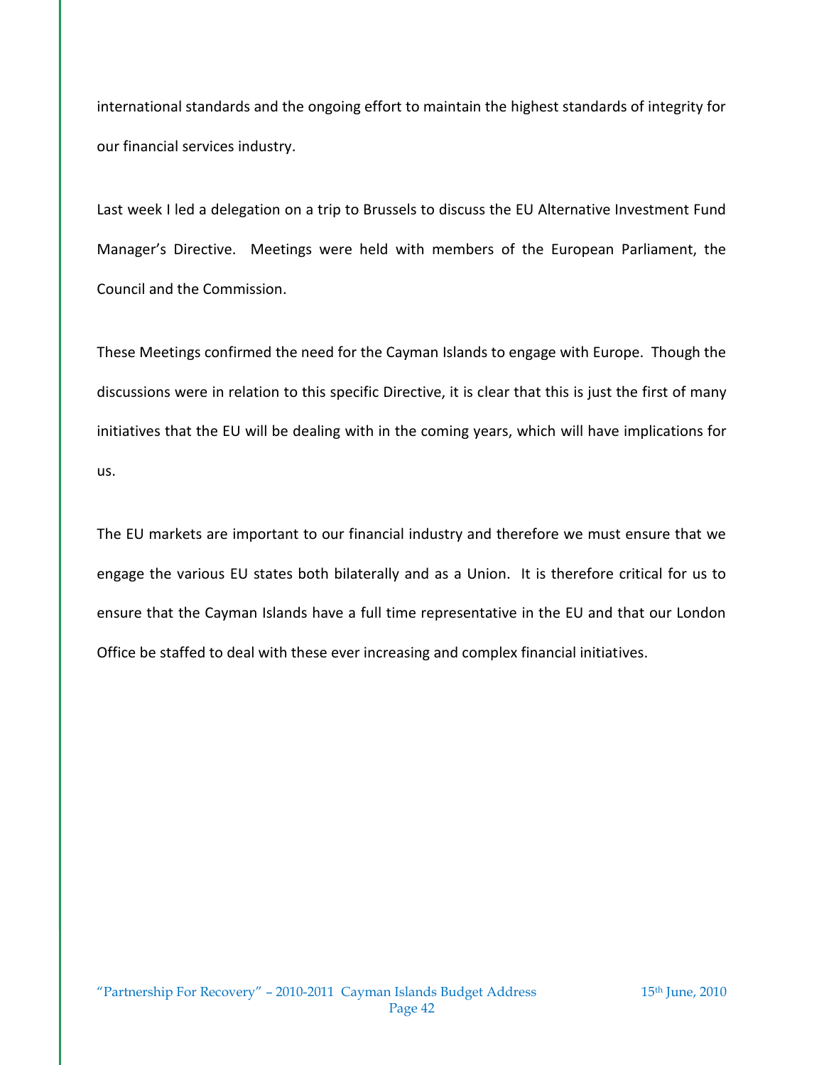international standards and the ongoing effort to maintain the highest standards of integrity for our financial services industry.

Last week I led a delegation on a trip to Brussels to discuss the EU Alternative Investment Fund Manager's Directive. Meetings were held with members of the European Parliament, the Council and the Commission.

These Meetings confirmed the need for the Cayman Islands to engage with Europe. Though the discussions were in relation to this specific Directive, it is clear that this is just the first of many initiatives that the EU will be dealing with in the coming years, which will have implications for us.

The EU markets are important to our financial industry and therefore we must ensure that we engage the various EU states both bilaterally and as a Union. It is therefore critical for us to ensure that the Cayman Islands have a full time representative in the EU and that our London Office be staffed to deal with these ever increasing and complex financial initiatives.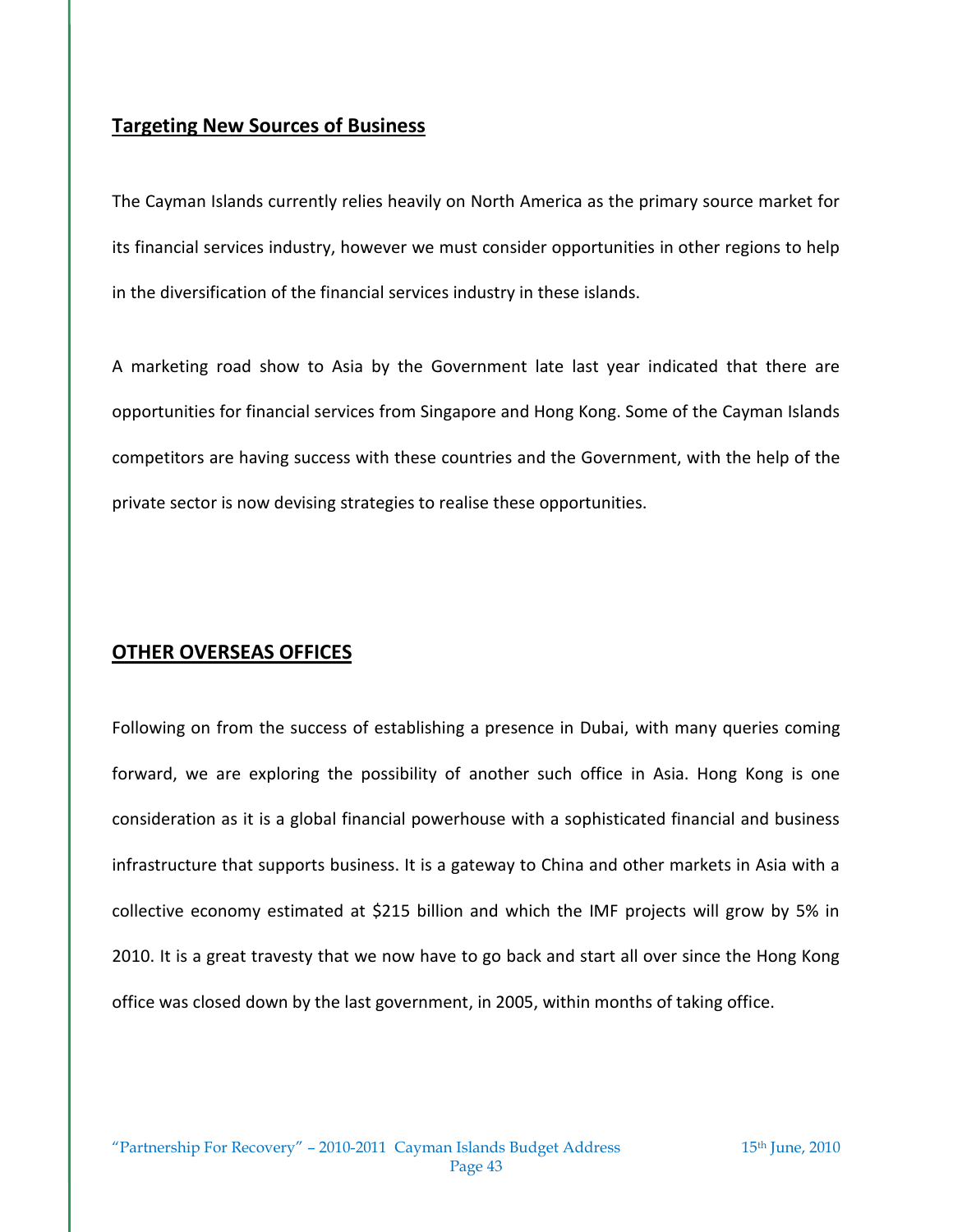## Targeting New Sources of Business

The Cayman Islands currently relies heavily on North America as the primary source market for its financial services industry, however we must consider opportunities in other regions to help in the diversification of the financial services industry in these islands.

A marketing road show to Asia by the Government late last year indicated that there are opportunities for financial services from Singapore and Hong Kong. Some of the Cayman Islands competitors are having success with these countries and the Government, with the help of the private sector is now devising strategies to realise these opportunities.

## OTHER OVERSEAS OFFICES

Following on from the success of establishing a presence in Dubai, with many queries coming forward, we are exploring the possibility of another such office in Asia. Hong Kong is one consideration as it is a global financial powerhouse with a sophisticated financial and business infrastructure that supports business. It is a gateway to China and other markets in Asia with a collective economy estimated at $215 billion and which the IMF projects will grow by 5% in 2010. It is a great travesty that we now have to go back and start all over since the Hong Kong office was closed down by the last government, in 2005, within months of taking office.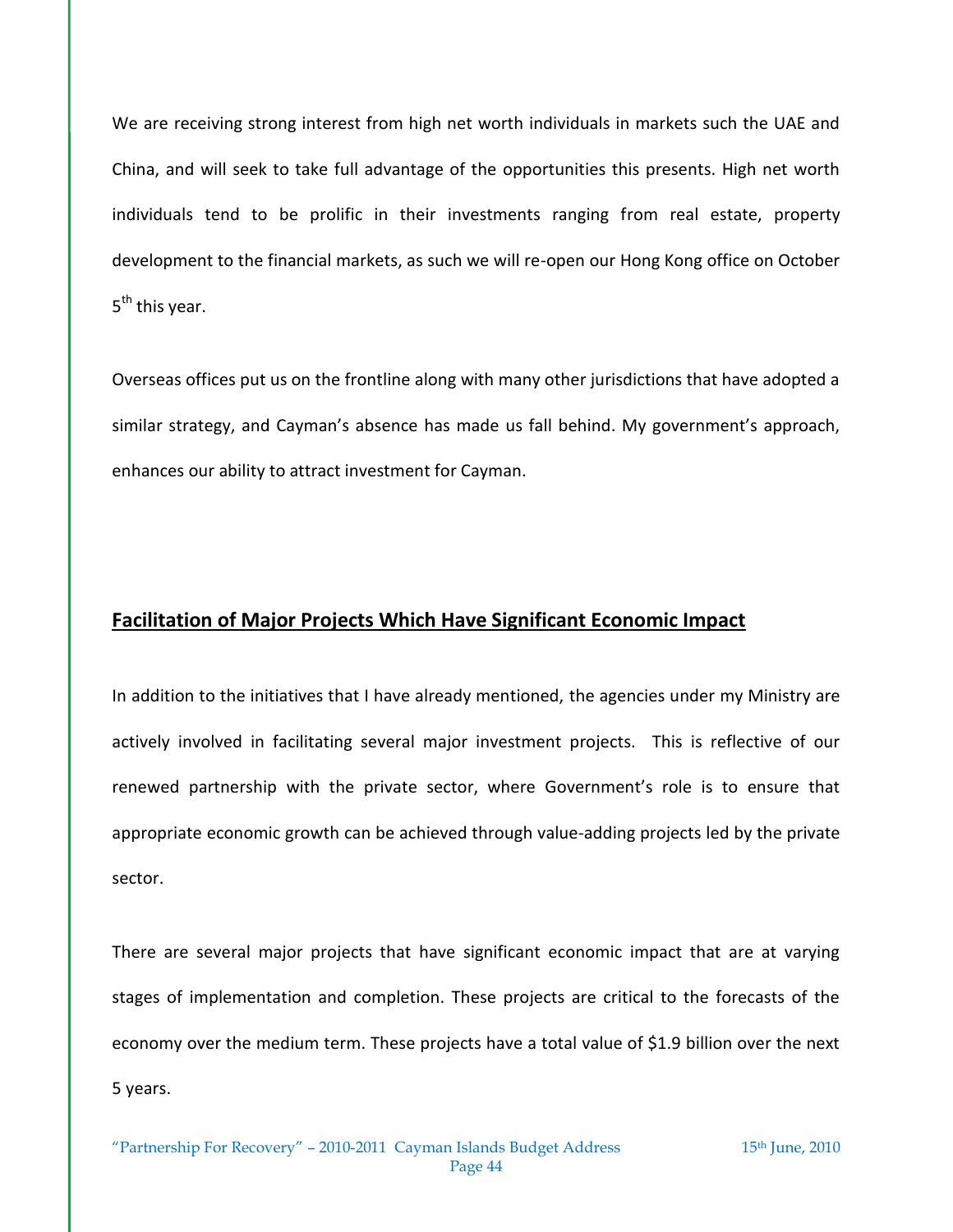We are receiving strong interest from high net worth individuals in markets such the UAE and China, and will seek to take full advantage of the opportunities this presents. High net worth individuals tend to be prolific in their investments ranging from real estate, property development to the financial markets, as such we will re-open our Hong Kong office on October 5th this year.

Overseas offices put us on the frontline along with many other jurisdictions that have adopted a similar strategy, and Cayman's absence has made us fall behind. My government's approach, enhances our ability to attract investment for Cayman.

## Facilitation of Major Projects Which Have Significant Economic Impact

In addition to the initiatives that I have already mentioned, the agencies under my Ministry are actively involved in facilitating several major investment projects. This is reflective of our renewed partnership with the private sector, where Government's role is to ensure that appropriate economic growth can be achieved through value-adding projects led by the private sector.

There are several major projects that have significant economic impact that are at varying stages of implementation and completion. These projects are critical to the forecasts of the economy over the medium term. These projects have a total value of $1.9 billion over the next 5 years.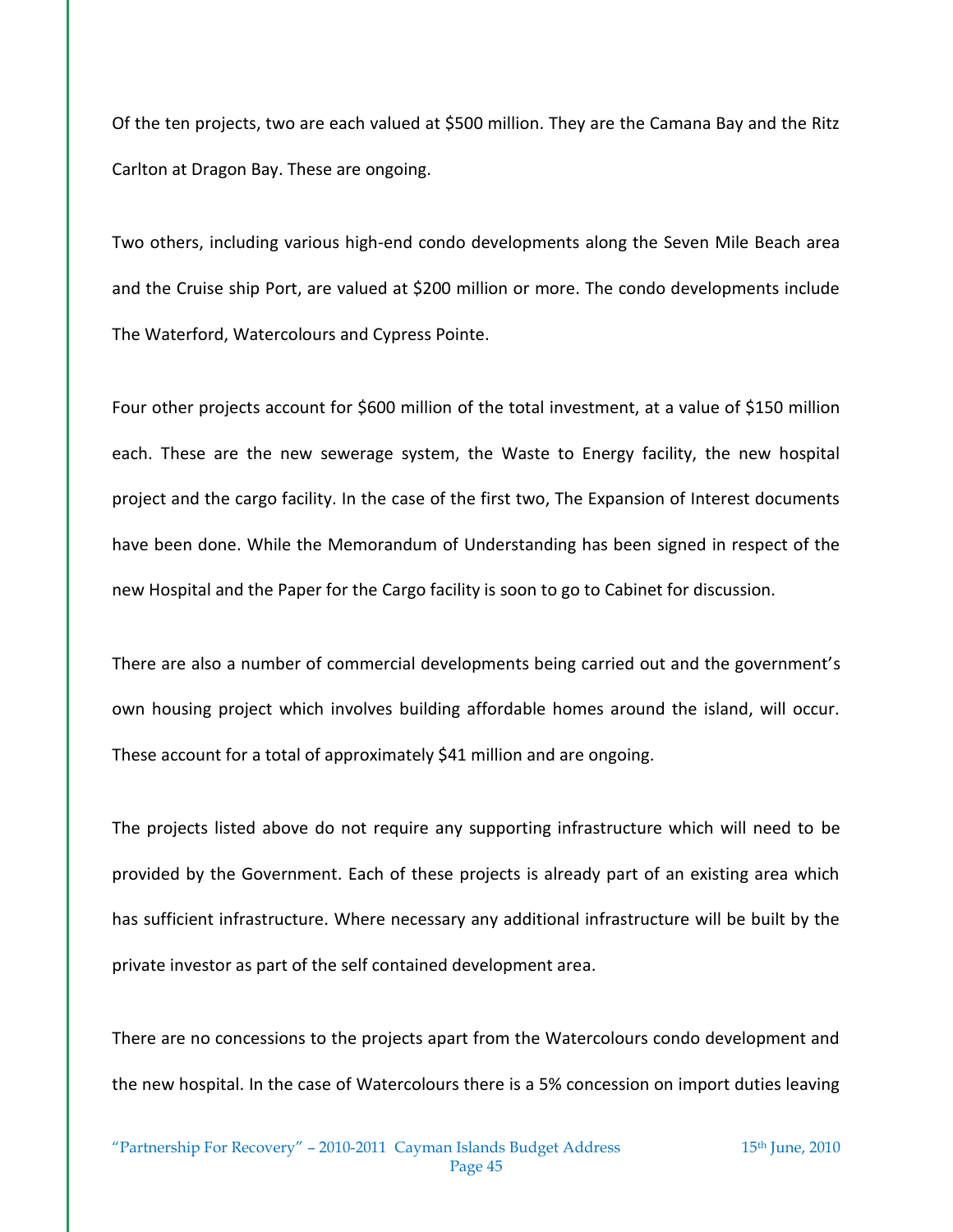Of the ten projects, two are each valued at $500 million. They are the Camana Bay and the Ritz Carlton at Dragon Bay. These are ongoing.

Two others, including various high-end condo developments along the Seven Mile Beach area and the Cruise ship Port, are valued at $200 million or more. The condo developments include The Waterford, Watercolours and Cypress Pointe.

Four other projects account for $600 million of the total investment, at a value of $150 million each. These are the new sewerage system, the Waste to Energy facility, the new hospital project and the cargo facility. In the case of the first two, The Expansion of Interest documents have been done. While the Memorandum of Understanding has been signed in respect of the new Hospital and the Paper for the Cargo facility is soon to go to Cabinet for discussion.

There are also a number of commercial developments being carried out and the government's own housing project which involves building affordable homes around the island, will occur. These account for a total of approximately $41 million and are ongoing.

The projects listed above do not require any supporting infrastructure which will need to be provided by the Government. Each of these projects is already part of an existing area which has sufficient infrastructure. Where necessary any additional infrastructure will be built by the private investor as part of the self contained development area.

There are no concessions to the projects apart from the Watercolours condo development and the new hospital. In the case of Watercolours there is a 5% concession on import duties leaving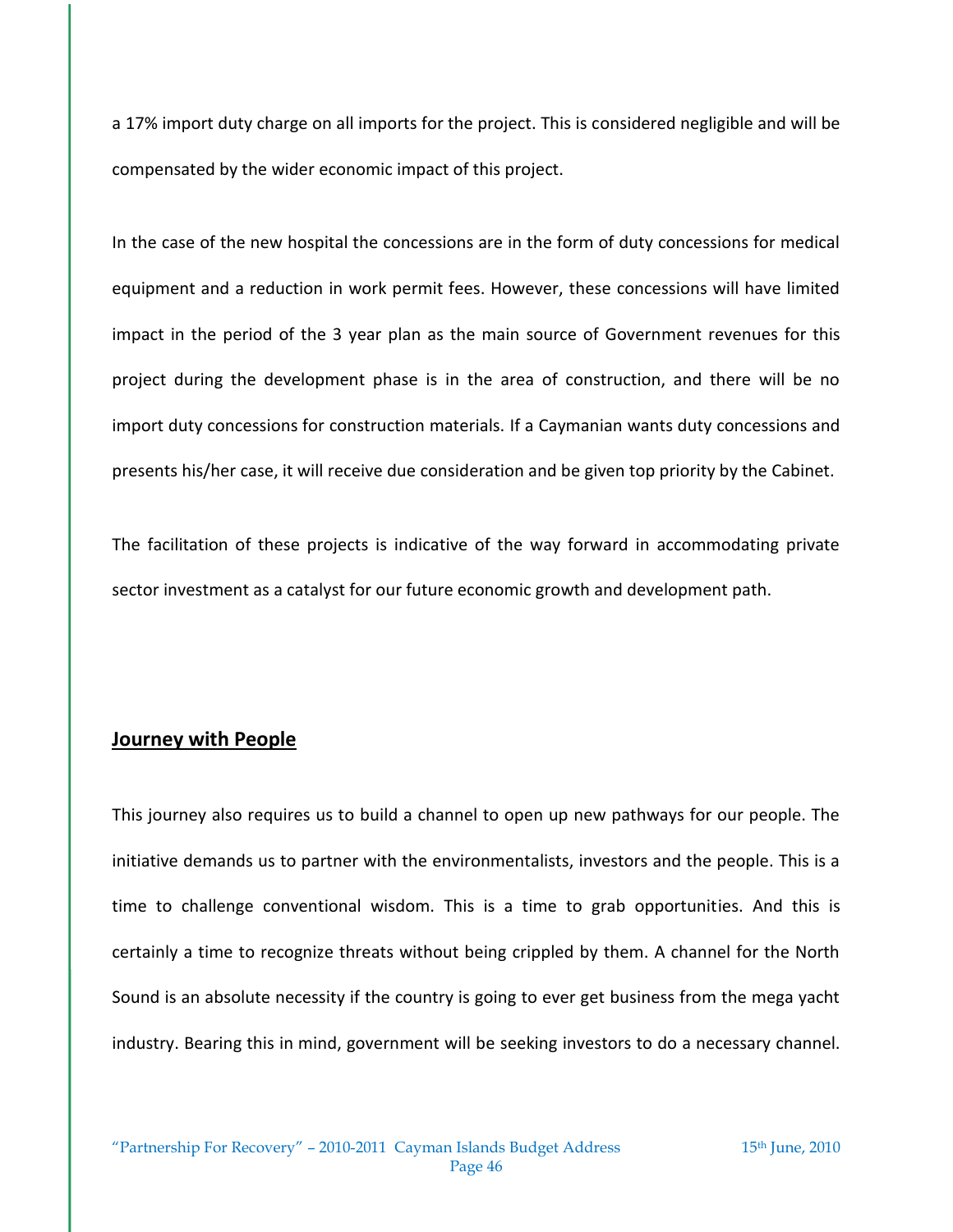a 17% import duty charge on all imports for the project. This is considered negligible and will be compensated by the wider economic impact of this project.

In the case of the new hospital the concessions are in the form of duty concessions for medical equipment and a reduction in work permit fees. However, these concessions will have limited impact in the period of the 3 year plan as the main source of Government revenues for this project during the development phase is in the area of construction, and there will be no import duty concessions for construction materials. If a Caymanian wants duty concessions and presents his/her case, it will receive due consideration and be given top priority by the Cabinet.

The facilitation of these projects is indicative of the way forward in accommodating private sector investment as a catalyst for our future economic growth and development path.

## Journey with People

This journey also requires us to build a channel to open up new pathways for our people. The initiative demands us to partner with the environmentalists, investors and the people. This is a time to challenge conventional wisdom. This is a time to grab opportunities. And this is certainly a time to recognize threats without being crippled by them. A channel for the North Sound is an absolute necessity if the country is going to ever get business from the mega yacht industry. Bearing this in mind, government will be seeking investors to do a necessary channel.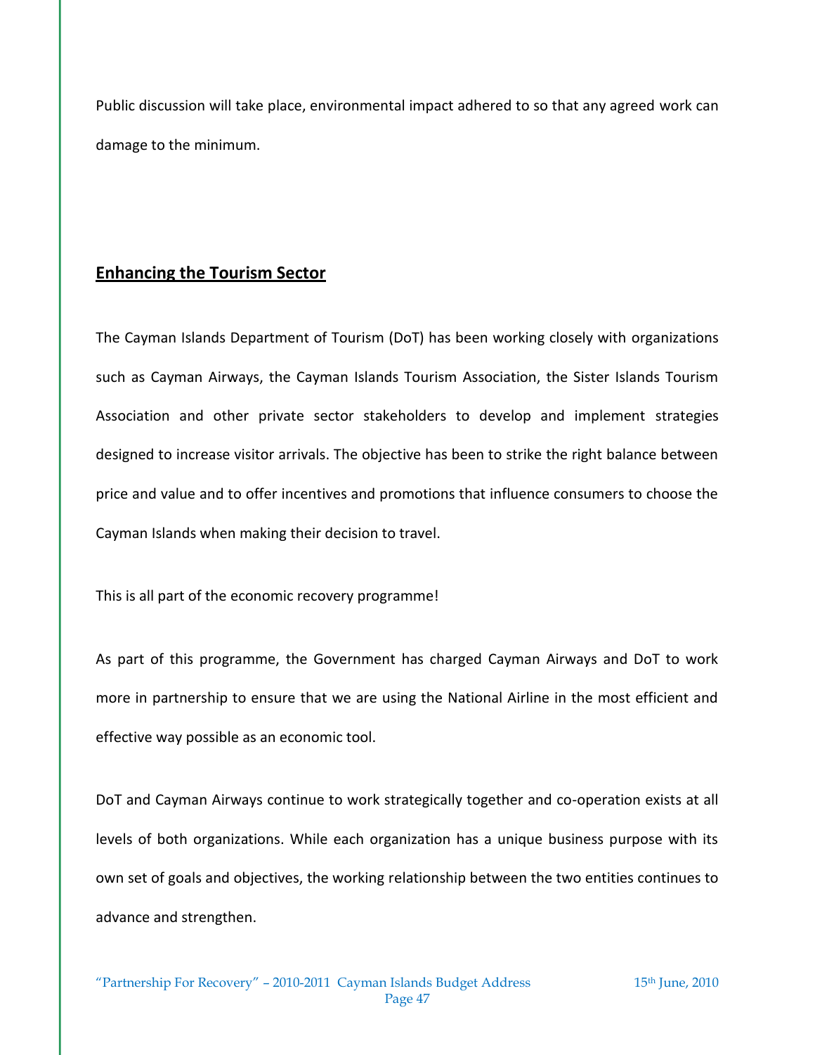Public discussion will take place, environmental impact adhered to so that any agreed work can damage to the minimum.

## **Enhancing the Tourism Sector**

The Cayman Islands Department of Tourism (DoT) has been working closely with organizations such as Cayman Airways, the Cayman Islands Tourism Association, the Sister Islands Tourism Association and other private sector stakeholders to develop and implement strategies designed to increase visitor arrivals. The objective has been to strike the right balance between price and value and to offer incentives and promotions that influence consumers to choose the Cayman Islands when making their decision to travel.

This is all part of the economic recovery programme!

As part of this programme, the Government has charged Cayman Airways and DoT to work more in partnership to ensure that we are using the National Airline in the most efficient and effective way possible as an economic tool.

DoT and Cayman Airways continue to work strategically together and co-operation exists at all levels of both organizations. While each organization has a unique business purpose with its own set of goals and objectives, the working relationship between the two entities continues to advance and strengthen.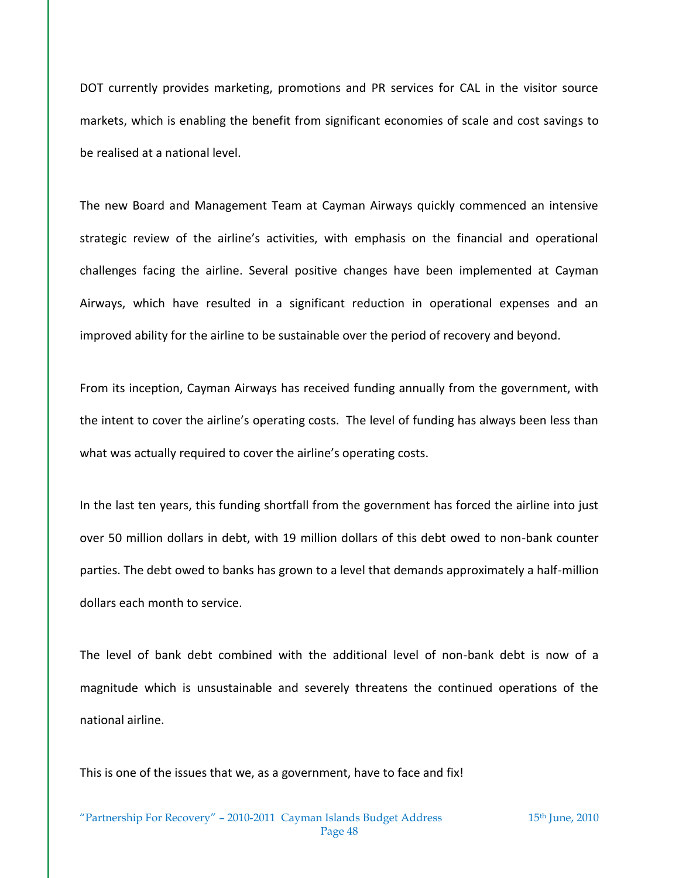DOT currently provides marketing, promotions and PR services for CAL in the visitor source markets, which is enabling the benefit from significant economies of scale and cost savings to be realised at a national level.

The new Board and Management Team at Cayman Airways quickly commenced an intensive strategic review of the airline's activities, with emphasis on the financial and operational challenges facing the airline. Several positive changes have been implemented at Cayman Airways, which have resulted in a significant reduction in operational expenses and an improved ability for the airline to be sustainable over the period of recovery and beyond.

From its inception, Cayman Airways has received funding annually from the government, with the intent to cover the airline's operating costs. The level of funding has always been less than what was actually required to cover the airline's operating costs.

In the last ten years, this funding shortfall from the government has forced the airline into just over 50 million dollars in debt, with 19 million dollars of this debt owed to non-bank counter parties. The debt owed to banks has grown to a level that demands approximately a half-million dollars each month to service.

The level of bank debt combined with the additional level of non-bank debt is now of a magnitude which is unsustainable and severely threatens the continued operations of the national airline.

This is one of the issues that we, as a government, have to face and fix!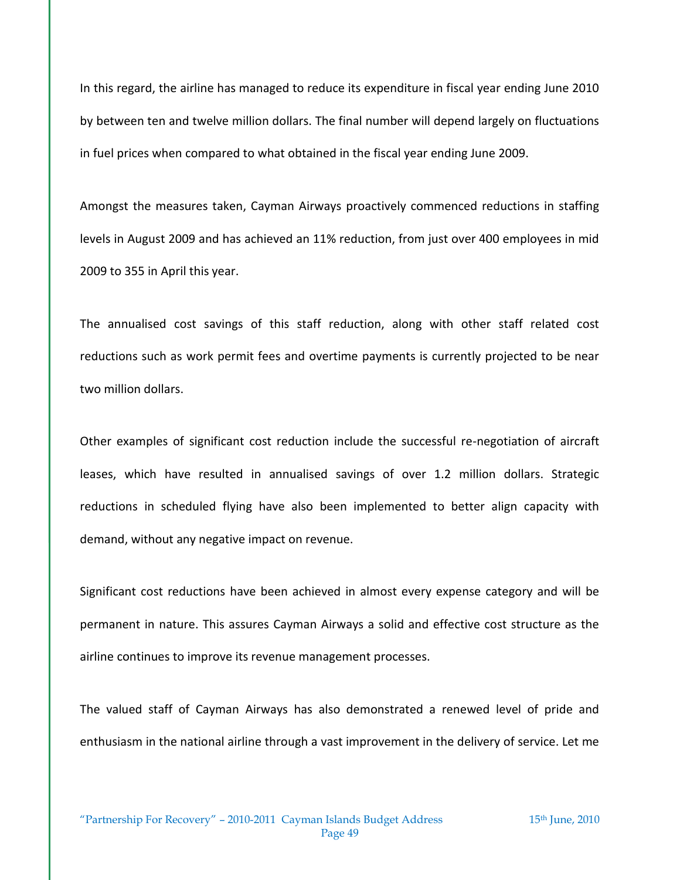In this regard, the airline has managed to reduce its expenditure in fiscal year ending June 2010 by between ten and twelve million dollars. The final number will depend largely on fluctuations in fuel prices when compared to what obtained in the fiscal year ending June 2009.

Amongst the measures taken, Cayman Airways proactively commenced reductions in staffing levels in August 2009 and has achieved an 11% reduction, from just over 400 employees in mid 2009 to 355 in April this year.

The annualised cost savings of this staff reduction, along with other staff related cost reductions such as work permit fees and overtime payments is currently projected to be near two million dollars.

Other examples of significant cost reduction include the successful re-negotiation of aircraft leases, which have resulted in annualised savings of over 1.2 million dollars. Strategic reductions in scheduled flying have also been implemented to better align capacity with demand, without any negative impact on revenue.

Significant cost reductions have been achieved in almost every expense category and will be permanent in nature. This assures Cayman Airways a solid and effective cost structure as the airline continues to improve its revenue management processes.

The valued staff of Cayman Airways has also demonstrated a renewed level of pride and enthusiasm in the national airline through a vast improvement in the delivery of service. Let me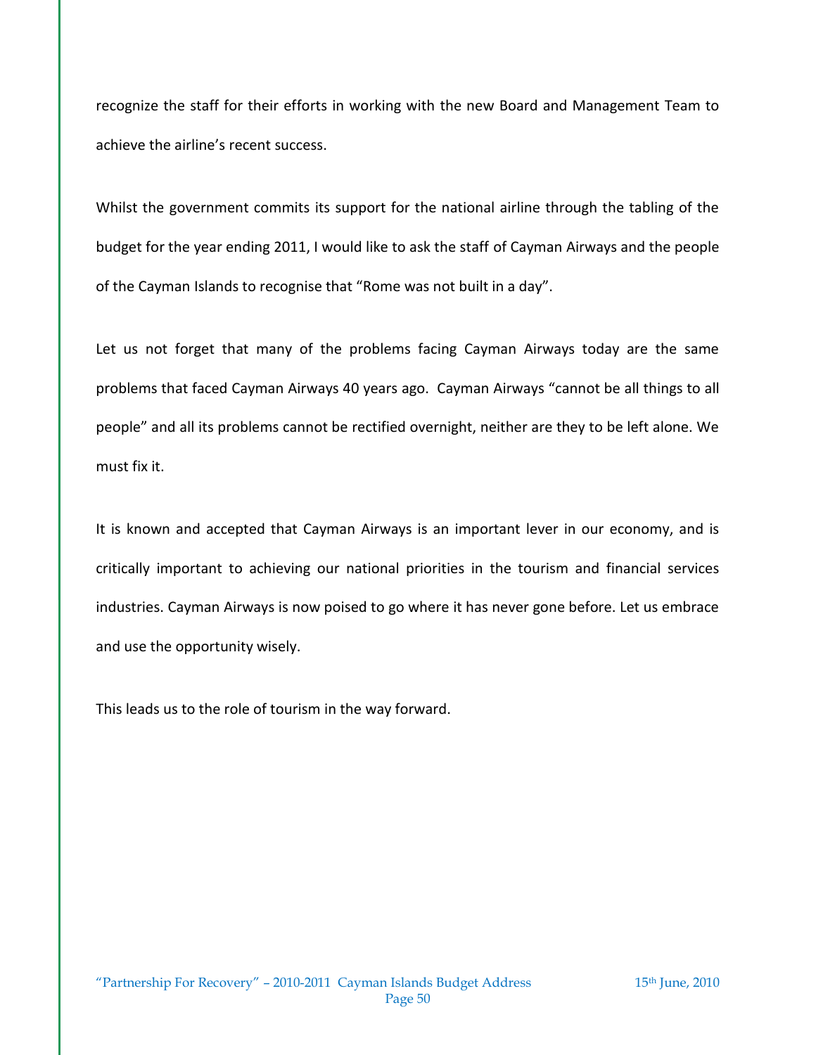recognize the staff for their efforts in working with the new Board and Management Team to achieve the airline's recent success.

Whilst the government commits its support for the national airline through the tabling of the budget for the year ending 2011, I would like to ask the staff of Cayman Airways and the people of the Cayman Islands to recognise that "Rome was not built in a day".

Let us not forget that many of the problems facing Cayman Airways today are the same problems that faced Cayman Airways 40 years ago. Cayman Airways "cannot be all things to all people" and all its problems cannot be rectified overnight, neither are they to be left alone. We must fix it.

It is known and accepted that Cayman Airways is an important lever in our economy, and is critically important to achieving our national priorities in the tourism and financial services industries. Cayman Airways is now poised to go where it has never gone before. Let us embrace and use the opportunity wisely.

This leads us to the role of tourism in the way forward.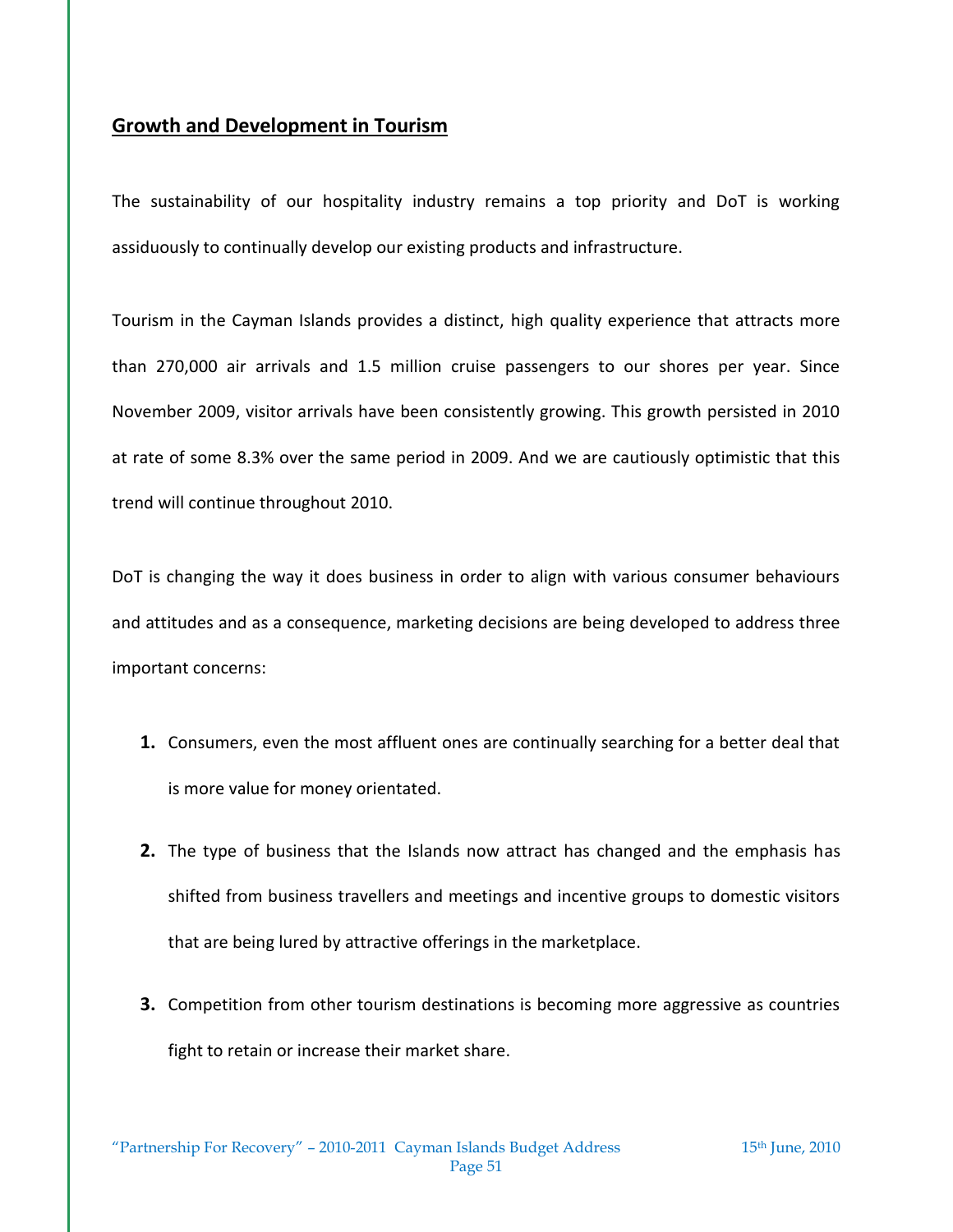## Growth and Development in Tourism

The sustainability of our hospitality industry remains a top priority and DoT is working assiduously to continually develop our existing products and infrastructure.

Tourism in the Cayman Islands provides a distinct, high quality experience that attracts more than 270,000 air arrivals and 1.5 million cruise passengers to our shores per year. Since November 2009, visitor arrivals have been consistently growing. This growth persisted in 2010 at rate of some 8.3% over the same period in 2009. And we are cautiously optimistic that this trend will continue throughout 2010.

DoT is changing the way it does business in order to align with various consumer behaviours and attitudes and as a consequence, marketing decisions are being developed to address three important concerns:

1. Consumers, even the most affluent ones are continually searching for a better deal that is more value for money orientated.
2. The type of business that the Islands now attract has changed and the emphasis has shifted from business travellers and meetings and incentive groups to domestic visitors that are being lured by attractive offerings in the marketplace.
3. Competition from other tourism destinations is becoming more aggressive as countries fight to retain or increase their market share.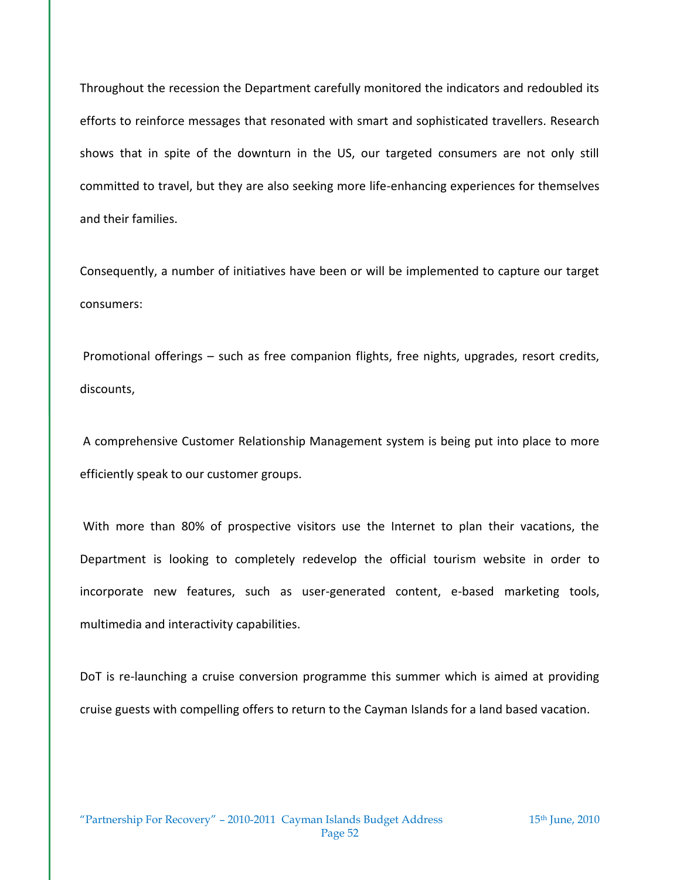Throughout the recession the Department carefully monitored the indicators and redoubled its efforts to reinforce messages that resonated with smart and sophisticated travellers. Research shows that in spite of the downturn in the US, our targeted consumers are not only still committed to travel, but they are also seeking more life-enhancing experiences for themselves and their families.

Consequently, a number of initiatives have been or will be implemented to capture our target consumers:

Promotional offerings – such as free companion flights, free nights, upgrades, resort credits, discounts,

A comprehensive Customer Relationship Management system is being put into place to more efficiently speak to our customer groups.

With more than 80% of prospective visitors use the Internet to plan their vacations, the Department is looking to completely redevelop the official tourism website in order to incorporate new features, such as user-generated content, e-based marketing tools, multimedia and interactivity capabilities.

DoT is re-launching a cruise conversion programme this summer which is aimed at providing cruise guests with compelling offers to return to the Cayman Islands for a land based vacation.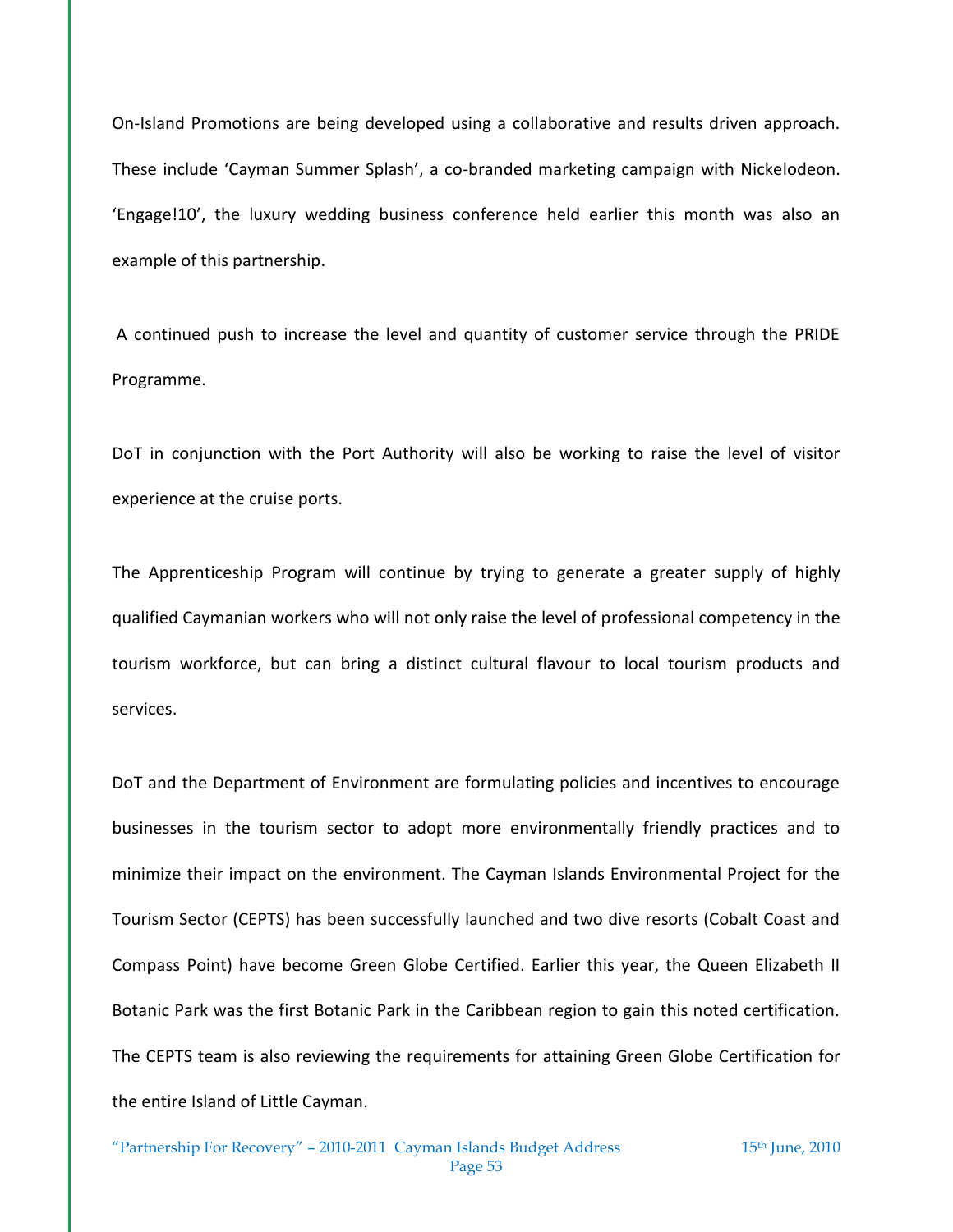On-Island Promotions are being developed using a collaborative and results driven approach. These include 'Cayman Summer Splash', a co-branded marketing campaign with Nickelodeon. 'Engage!10', the luxury wedding business conference held earlier this month was also an example of this partnership.

A continued push to increase the level and quantity of customer service through the PRIDE Programme.

DoT in conjunction with the Port Authority will also be working to raise the level of visitor experience at the cruise ports.

The Apprenticeship Program will continue by trying to generate a greater supply of highly qualified Caymanian workers who will not only raise the level of professional competency in the tourism workforce, but can bring a distinct cultural flavour to local tourism products and services.

DoT and the Department of Environment are formulating policies and incentives to encourage businesses in the tourism sector to adopt more environmentally friendly practices and to minimize their impact on the environment. The Cayman Islands Environmental Project for the Tourism Sector (CEPTS) has been successfully launched and two dive resorts (Cobalt Coast and Compass Point) have become Green Globe Certified. Earlier this year, the Queen Elizabeth II Botanic Park was the first Botanic Park in the Caribbean region to gain this noted certification. The CEPTS team is also reviewing the requirements for attaining Green Globe Certification for the entire Island of Little Cayman.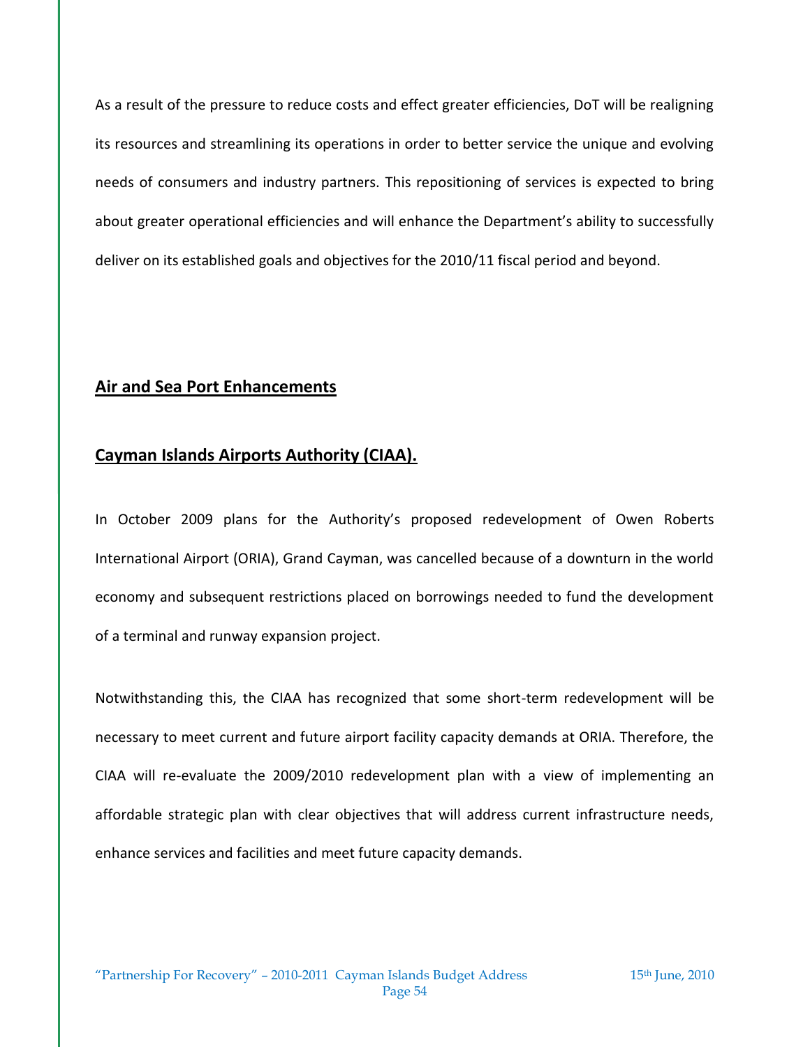As a result of the pressure to reduce costs and effect greater efficiencies, DoT will be realigning its resources and streamlining its operations in order to better service the unique and evolving needs of consumers and industry partners. This repositioning of services is expected to bring about greater operational efficiencies and will enhance the Department's ability to successfully deliver on its established goals and objectives for the 2010/11 fiscal period and beyond.

## Air and Sea Port Enhancements

## Cayman Islands Airports Authority (CIAA).

In October 2009 plans for the Authority's proposed redevelopment of Owen Roberts International Airport (ORIA), Grand Cayman, was cancelled because of a downturn in the world economy and subsequent restrictions placed on borrowings needed to fund the development of a terminal and runway expansion project.

Notwithstanding this, the CIAA has recognized that some short-term redevelopment will be necessary to meet current and future airport facility capacity demands at ORIA. Therefore, the CIAA will re-evaluate the 2009/2010 redevelopment plan with a view of implementing an affordable strategic plan with clear objectives that will address current infrastructure needs, enhance services and facilities and meet future capacity demands.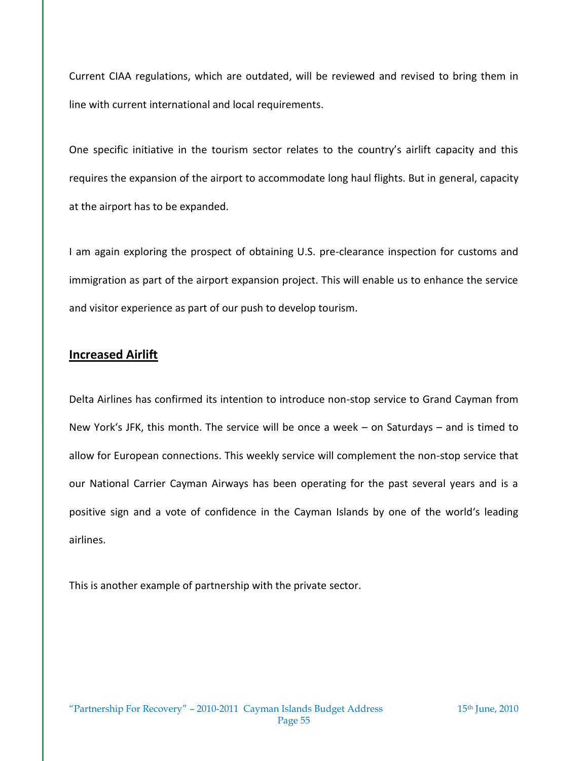Current CIAA regulations, which are outdated, will be reviewed and revised to bring them in line with current international and local requirements.

One specific initiative in the tourism sector relates to the country's airlift capacity and this requires the expansion of the airport to accommodate long haul flights. But in general, capacity at the airport has to be expanded.

I am again exploring the prospect of obtaining U.S. pre-clearance inspection for customs and immigration as part of the airport expansion project. This will enable us to enhance the service and visitor experience as part of our push to develop tourism.

## Increased Airlift

Delta Airlines has confirmed its intention to introduce non-stop service to Grand Cayman from New York's JFK, this month. The service will be once a week – on Saturdays – and is timed to allow for European connections. This weekly service will complement the non-stop service that our National Carrier Cayman Airways has been operating for the past several years and is a positive sign and a vote of confidence in the Cayman Islands by one of the world's leading airlines.

This is another example of partnership with the private sector.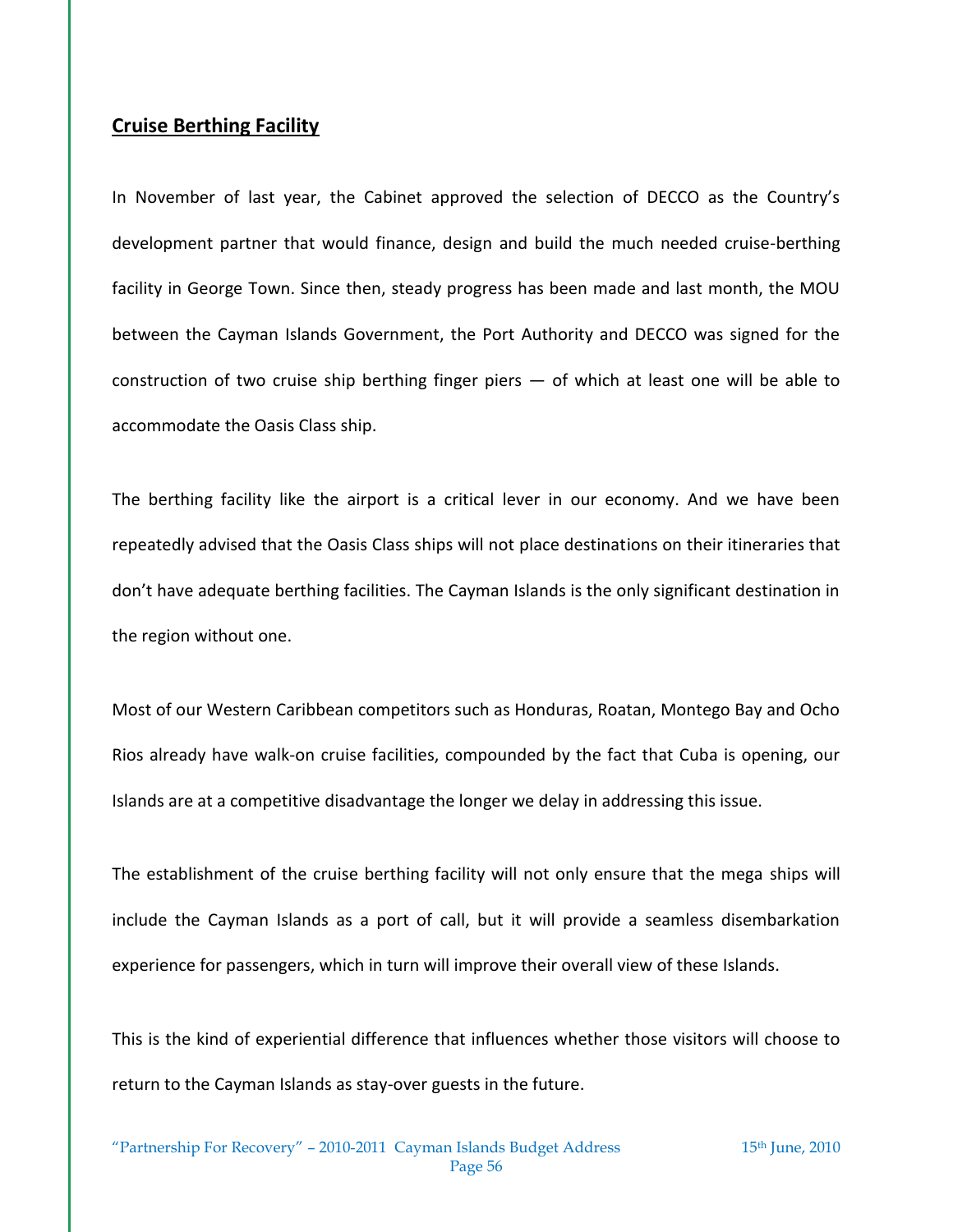## Cruise Berthing Facility

In November of last year, the Cabinet approved the selection of DECCO as the Country's development partner that would finance, design and build the much needed cruise-berthing facility in George Town. Since then, steady progress has been made and last month, the MOU between the Cayman Islands Government, the Port Authority and DECCO was signed for the construction of two cruise ship berthing finger piers — of which at least one will be able to accommodate the Oasis Class ship.

The berthing facility like the airport is a critical lever in our economy. And we have been repeatedly advised that the Oasis Class ships will not place destinations on their itineraries that don't have adequate berthing facilities. The Cayman Islands is the only significant destination in the region without one.

Most of our Western Caribbean competitors such as Honduras, Roatan, Montego Bay and Ocho Rios already have walk-on cruise facilities, compounded by the fact that Cuba is opening, our Islands are at a competitive disadvantage the longer we delay in addressing this issue.

The establishment of the cruise berthing facility will not only ensure that the mega ships will include the Cayman Islands as a port of call, but it will provide a seamless disembarkation experience for passengers, which in turn will improve their overall view of these Islands.

This is the kind of experiential difference that influences whether those visitors will choose to return to the Cayman Islands as stay-over guests in the future.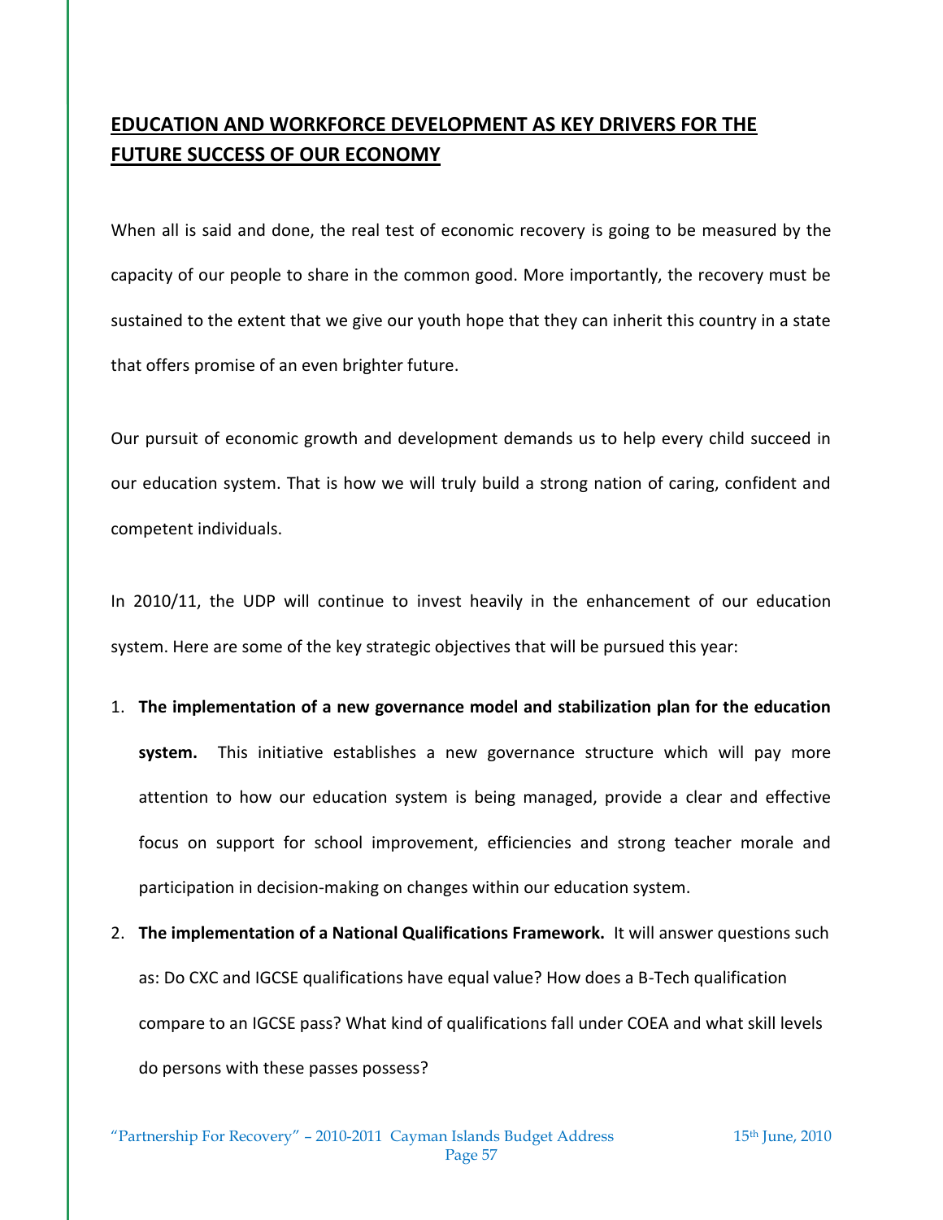## EDUCATION AND WORKFORCE DEVELOPMENT AS KEY DRIVERS FOR THE FUTURE SUCCESS OF OUR ECONOMY

When all is said and done, the real test of economic recovery is going to be measured by the capacity of our people to share in the common good. More importantly, the recovery must be sustained to the extent that we give our youth hope that they can inherit this country in a state that offers promise of an even brighter future.

Our pursuit of economic growth and development demands us to help every child succeed in our education system. That is how we will truly build a strong nation of caring, confident and competent individuals.

In 2010/11, the UDP will continue to invest heavily in the enhancement of our education system. Here are some of the key strategic objectives that will be pursued this year:

1. **The implementation of a new governance model and stabilization plan for the education system.** This initiative establishes a new governance structure which will pay more attention to how our education system is being managed, provide a clear and effective focus on support for school improvement, efficiencies and strong teacher morale and participation in decision-making on changes within our education system.
2. **The implementation of a National Qualifications Framework.** It will answer questions such as: Do CXC and IGCSE qualifications have equal value? How does a B-Tech qualification compare to an IGCSE pass? What kind of qualifications fall under COEA and what skill levels do persons with these passes possess?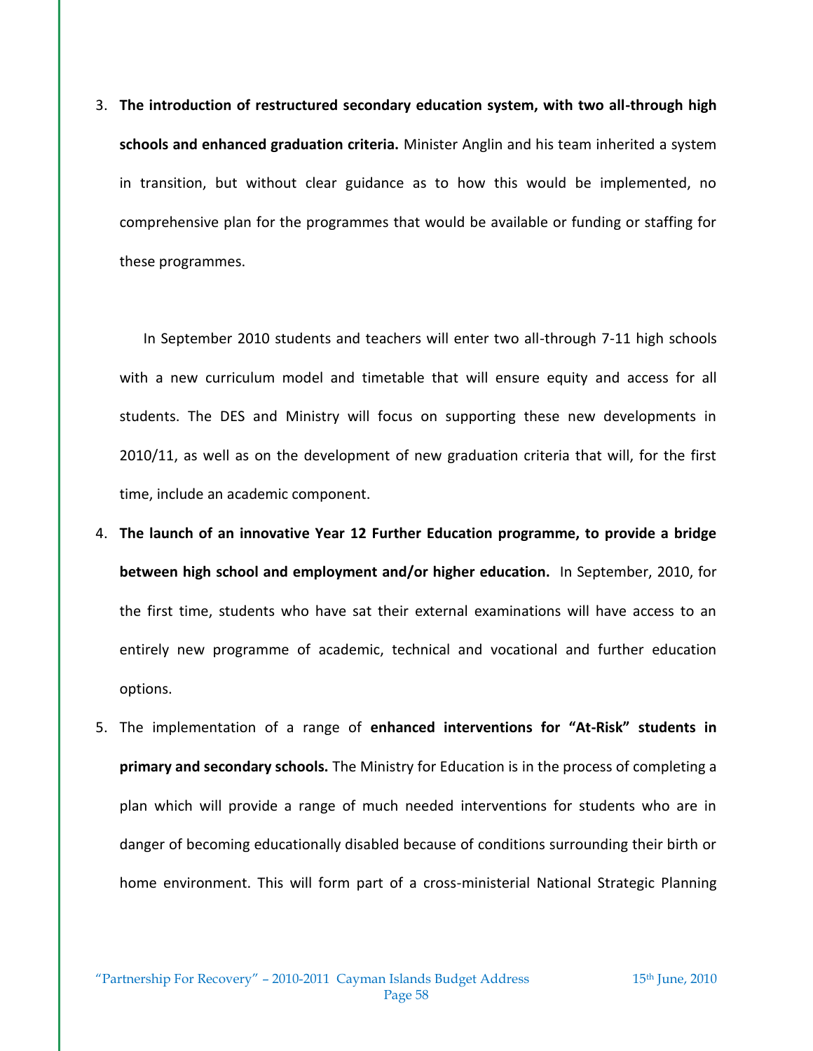3. **The introduction of restructured secondary education system, with two all-through high schools and enhanced graduation criteria.** Minister Anglin and his team inherited a system in transition, but without clear guidance as to how this would be implemented, no comprehensive plan for the programmes that would be available or funding or staffing for these programmes.

   In September 2010 students and teachers will enter two all-through 7-11 high schools with a new curriculum model and timetable that will ensure equity and access for all students. The DES and Ministry will focus on supporting these new developments in 2010/11, as well as on the development of new graduation criteria that will, for the first time, include an academic component.

4. **The launch of an innovative Year 12 Further Education programme, to provide a bridge between high school and employment and/or higher education.** In September, 2010, for the first time, students who have sat their external examinations will have access to an entirely new programme of academic, technical and vocational and further education options.

5. The implementation of a range of **enhanced interventions for "At-Risk" students in primary and secondary schools.** The Ministry for Education is in the process of completing a plan which will provide a range of much needed interventions for students who are in danger of becoming educationally disabled because of conditions surrounding their birth or home environment. This will form part of a cross-ministerial National Strategic Planning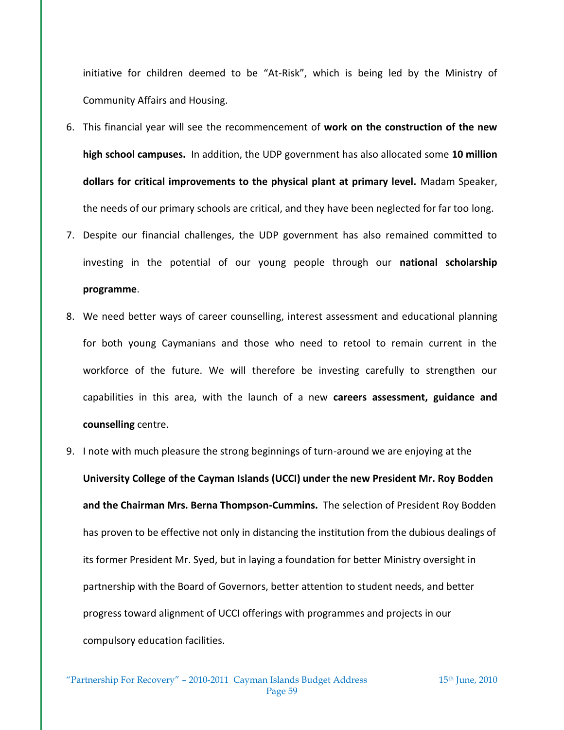initiative for children deemed to be "At-Risk", which is being led by the Ministry of Community Affairs and Housing.

6. This financial year will see the recommencement of **work on the construction of the new high school campuses.** In addition, the UDP government has also allocated some **10 million dollars for critical improvements to the physical plant at primary level.** Madam Speaker, the needs of our primary schools are critical, and they have been neglected for far too long.
7. Despite our financial challenges, the UDP government has also remained committed to investing in the potential of our young people through our **national scholarship programme**.
8. We need better ways of career counselling, interest assessment and educational planning for both young Caymanians and those who need to retool to remain current in the workforce of the future. We will therefore be investing carefully to strengthen our capabilities in this area, with the launch of a new **careers assessment, guidance and counselling** centre.
9. I note with much pleasure the strong beginnings of turn-around we are enjoying at the **University College of the Cayman Islands (UCCI) under the new President Mr. Roy Bodden and the Chairman Mrs. Berna Thompson-Cummins.** The selection of President Roy Bodden has proven to be effective not only in distancing the institution from the dubious dealings of its former President Mr. Syed, but in laying a foundation for better Ministry oversight in partnership with the Board of Governors, better attention to student needs, and better progress toward alignment of UCCI offerings with programmes and projects in our compulsory education facilities.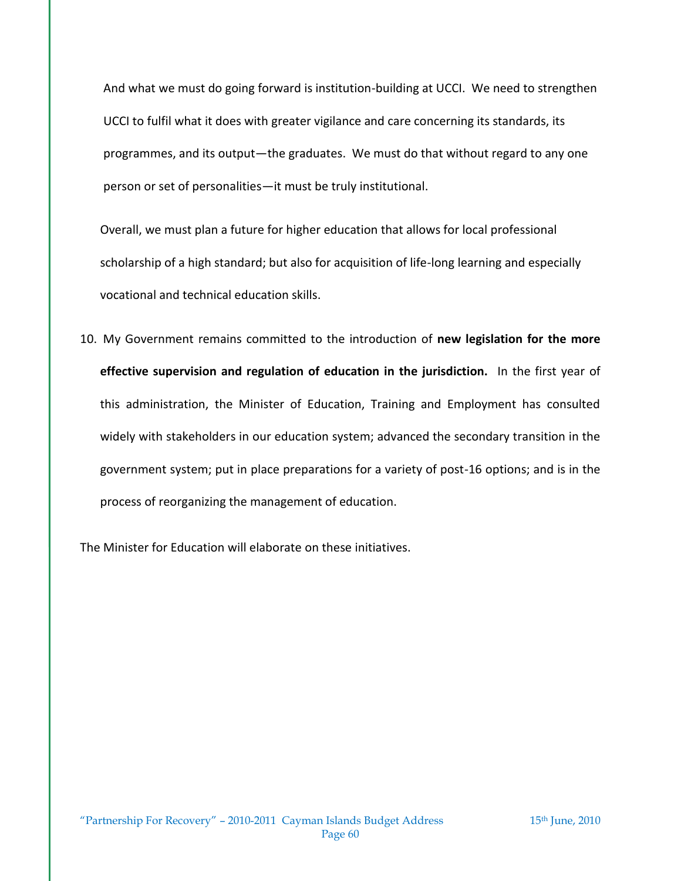And what we must do going forward is institution-building at UCCI. We need to strengthen UCCI to fulfil what it does with greater vigilance and care concerning its standards, its programmes, and its output—the graduates. We must do that without regard to any one person or set of personalities—it must be truly institutional.

Overall, we must plan a future for higher education that allows for local professional scholarship of a high standard; but also for acquisition of life-long learning and especially vocational and technical education skills.

10. My Government remains committed to the introduction of **new legislation for the more effective supervision and regulation of education in the jurisdiction.** In the first year of this administration, the Minister of Education, Training and Employment has consulted widely with stakeholders in our education system; advanced the secondary transition in the government system; put in place preparations for a variety of post-16 options; and is in the process of reorganizing the management of education.

The Minister for Education will elaborate on these initiatives.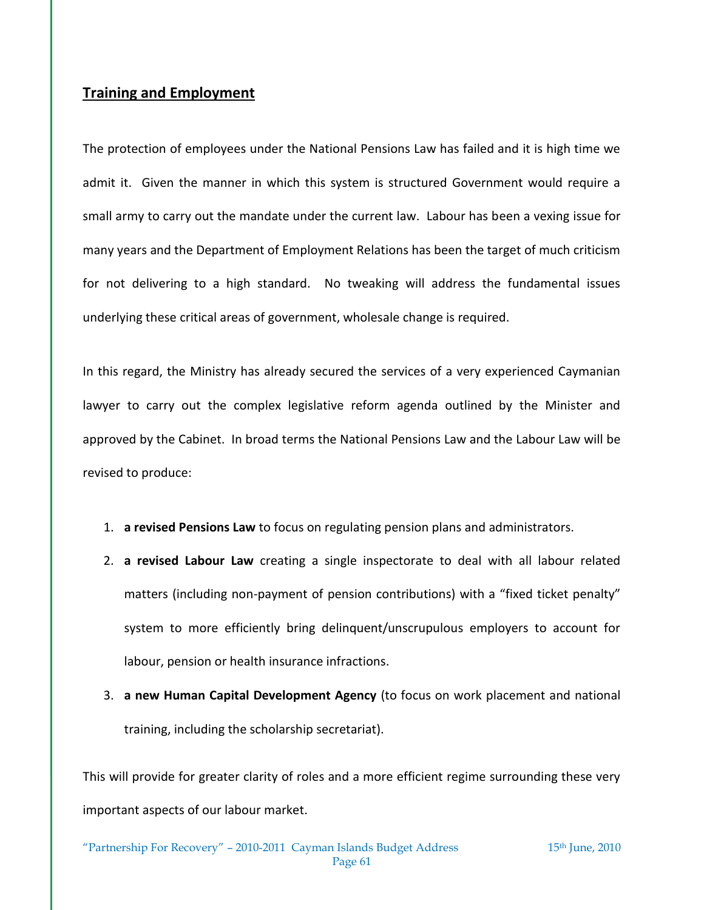## Training and Employment

The protection of employees under the National Pensions Law has failed and it is high time we admit it. Given the manner in which this system is structured Government would require a small army to carry out the mandate under the current law. Labour has been a vexing issue for many years and the Department of Employment Relations has been the target of much criticism for not delivering to a high standard. No tweaking will address the fundamental issues underlying these critical areas of government, wholesale change is required.

In this regard, the Ministry has already secured the services of a very experienced Caymanian lawyer to carry out the complex legislative reform agenda outlined by the Minister and approved by the Cabinet. In broad terms the National Pensions Law and the Labour Law will be revised to produce:

1. **a revised Pensions Law** to focus on regulating pension plans and administrators.
2. **a revised Labour Law** creating a single inspectorate to deal with all labour related matters (including non-payment of pension contributions) with a "fixed ticket penalty" system to more efficiently bring delinquent/unscrupulous employers to account for labour, pension or health insurance infractions.
3. **a new Human Capital Development Agency** (to focus on work placement and national training, including the scholarship secretariat).

This will provide for greater clarity of roles and a more efficient regime surrounding these very important aspects of our labour market.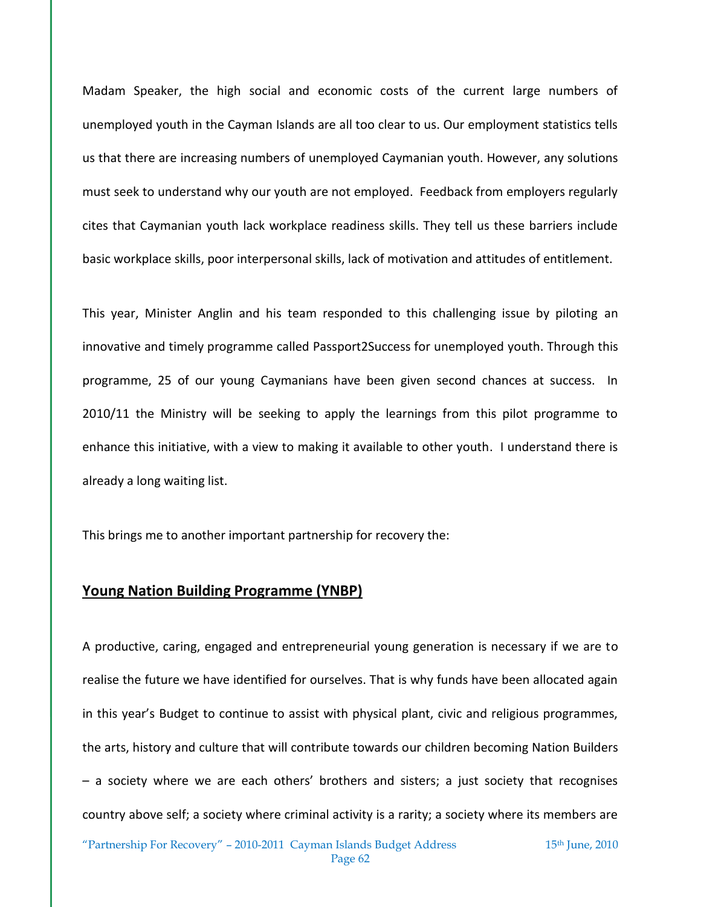Madam Speaker, the high social and economic costs of the current large numbers of unemployed youth in the Cayman Islands are all too clear to us. Our employment statistics tells us that there are increasing numbers of unemployed Caymanian youth. However, any solutions must seek to understand why our youth are not employed. Feedback from employers regularly cites that Caymanian youth lack workplace readiness skills. They tell us these barriers include basic workplace skills, poor interpersonal skills, lack of motivation and attitudes of entitlement.

This year, Minister Anglin and his team responded to this challenging issue by piloting an innovative and timely programme called Passport2Success for unemployed youth. Through this programme, 25 of our young Caymanians have been given second chances at success. In 2010/11 the Ministry will be seeking to apply the learnings from this pilot programme to enhance this initiative, with a view to making it available to other youth. I understand there is already a long waiting list.

This brings me to another important partnership for recovery the:

## Young Nation Building Programme (YNBP)

A productive, caring, engaged and entrepreneurial young generation is necessary if we are to realise the future we have identified for ourselves. That is why funds have been allocated again in this year's Budget to continue to assist with physical plant, civic and religious programmes, the arts, history and culture that will contribute towards our children becoming Nation Builders – a society where we are each others' brothers and sisters; a just society that recognises country above self; a society where criminal activity is a rarity; a society where its members are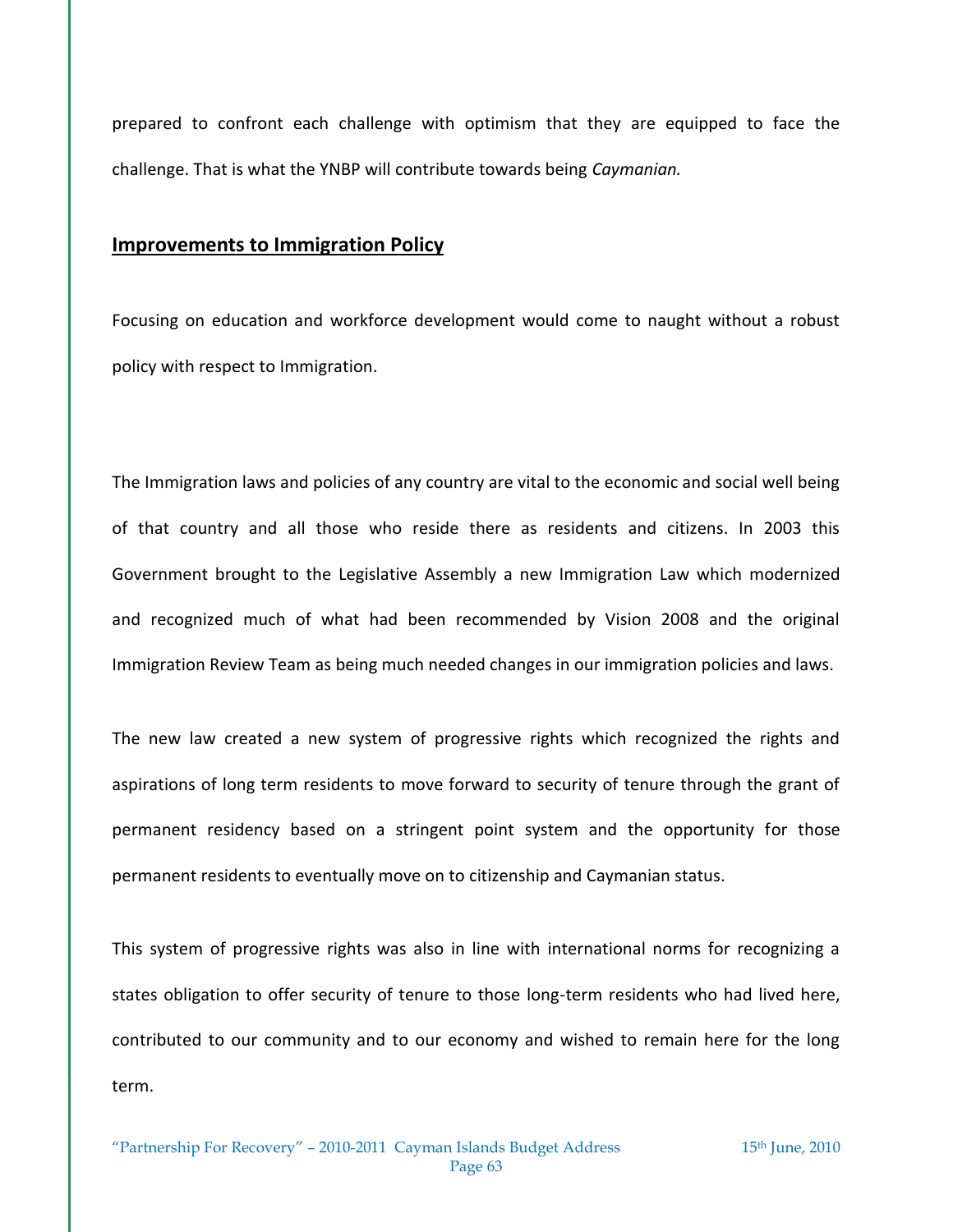prepared to confront each challenge with optimism that they are equipped to face the challenge. That is what the YNBP will contribute towards being *Caymanian.*

## Improvements to Immigration Policy

Focusing on education and workforce development would come to naught without a robust policy with respect to Immigration.

The Immigration laws and policies of any country are vital to the economic and social well being of that country and all those who reside there as residents and citizens. In 2003 this Government brought to the Legislative Assembly a new Immigration Law which modernized and recognized much of what had been recommended by Vision 2008 and the original Immigration Review Team as being much needed changes in our immigration policies and laws.

The new law created a new system of progressive rights which recognized the rights and aspirations of long term residents to move forward to security of tenure through the grant of permanent residency based on a stringent point system and the opportunity for those permanent residents to eventually move on to citizenship and Caymanian status.

This system of progressive rights was also in line with international norms for recognizing a states obligation to offer security of tenure to those long-term residents who had lived here, contributed to our community and to our economy and wished to remain here for the long term.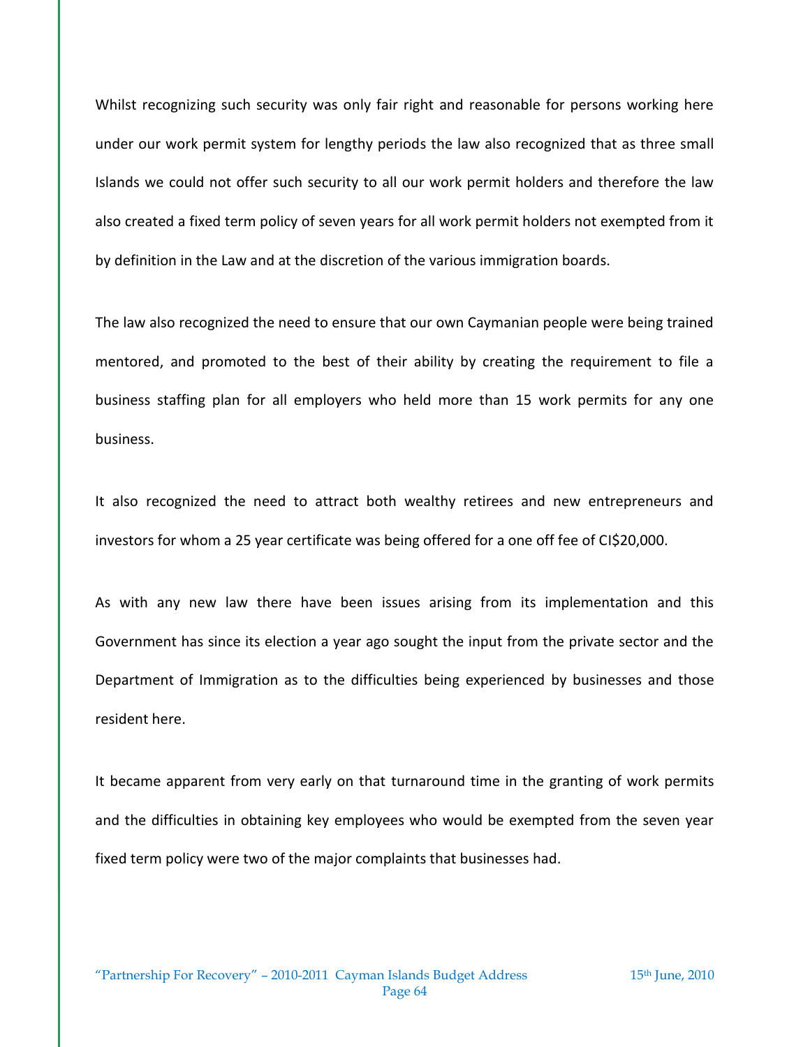Whilst recognizing such security was only fair right and reasonable for persons working here under our work permit system for lengthy periods the law also recognized that as three small Islands we could not offer such security to all our work permit holders and therefore the law also created a fixed term policy of seven years for all work permit holders not exempted from it by definition in the Law and at the discretion of the various immigration boards.

The law also recognized the need to ensure that our own Caymanian people were being trained mentored, and promoted to the best of their ability by creating the requirement to file a business staffing plan for all employers who held more than 15 work permits for any one business.

It also recognized the need to attract both wealthy retirees and new entrepreneurs and investors for whom a 25 year certificate was being offered for a one off fee of CI$20,000.

As with any new law there have been issues arising from its implementation and this Government has since its election a year ago sought the input from the private sector and the Department of Immigration as to the difficulties being experienced by businesses and those resident here.

It became apparent from very early on that turnaround time in the granting of work permits and the difficulties in obtaining key employees who would be exempted from the seven year fixed term policy were two of the major complaints that businesses had.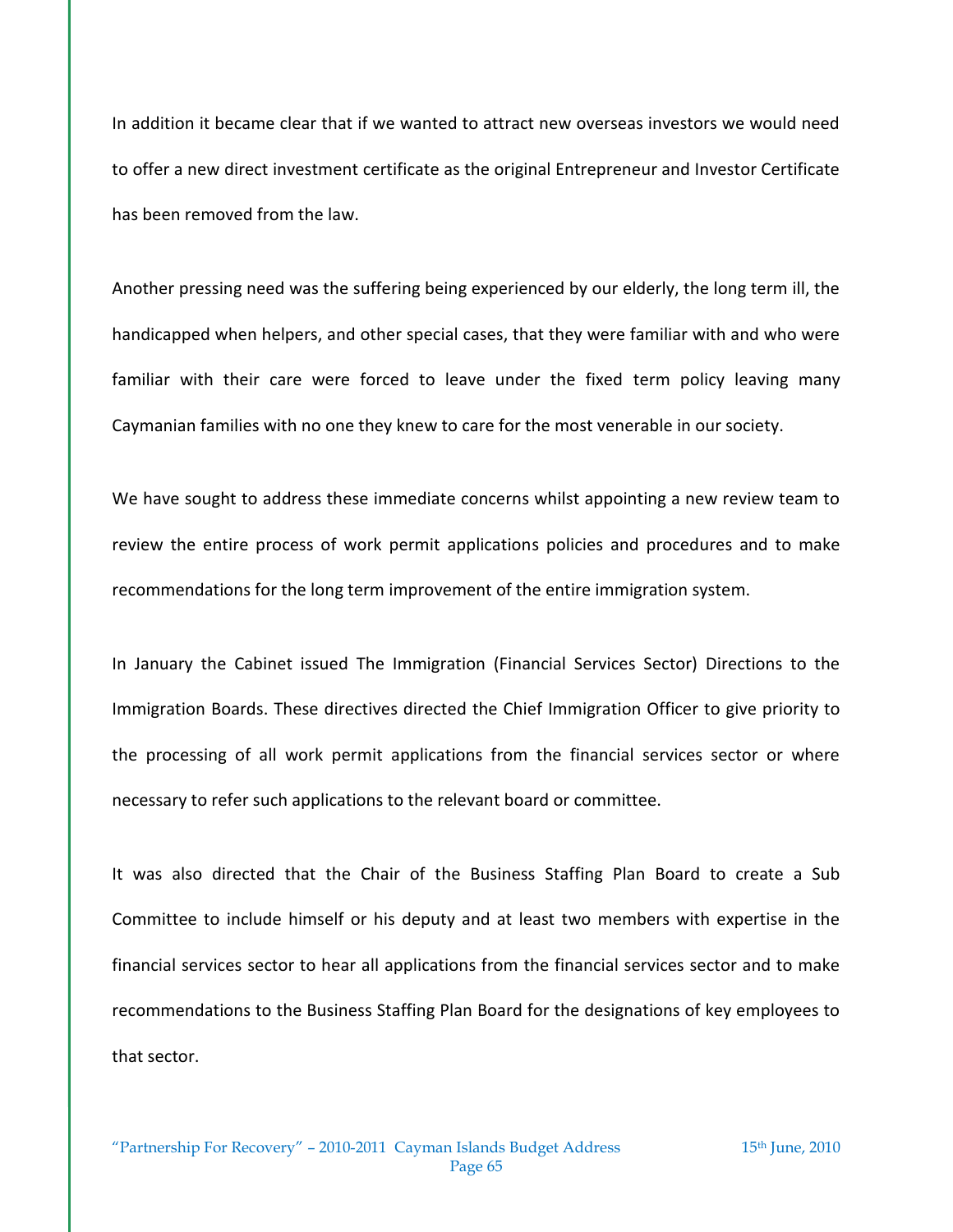In addition it became clear that if we wanted to attract new overseas investors we would need to offer a new direct investment certificate as the original Entrepreneur and Investor Certificate has been removed from the law.

Another pressing need was the suffering being experienced by our elderly, the long term ill, the handicapped when helpers, and other special cases, that they were familiar with and who were familiar with their care were forced to leave under the fixed term policy leaving many Caymanian families with no one they knew to care for the most venerable in our society.

We have sought to address these immediate concerns whilst appointing a new review team to review the entire process of work permit applications policies and procedures and to make recommendations for the long term improvement of the entire immigration system.

In January the Cabinet issued The Immigration (Financial Services Sector) Directions to the Immigration Boards. These directives directed the Chief Immigration Officer to give priority to the processing of all work permit applications from the financial services sector or where necessary to refer such applications to the relevant board or committee.

It was also directed that the Chair of the Business Staffing Plan Board to create a Sub Committee to include himself or his deputy and at least two members with expertise in the financial services sector to hear all applications from the financial services sector and to make recommendations to the Business Staffing Plan Board for the designations of key employees to that sector.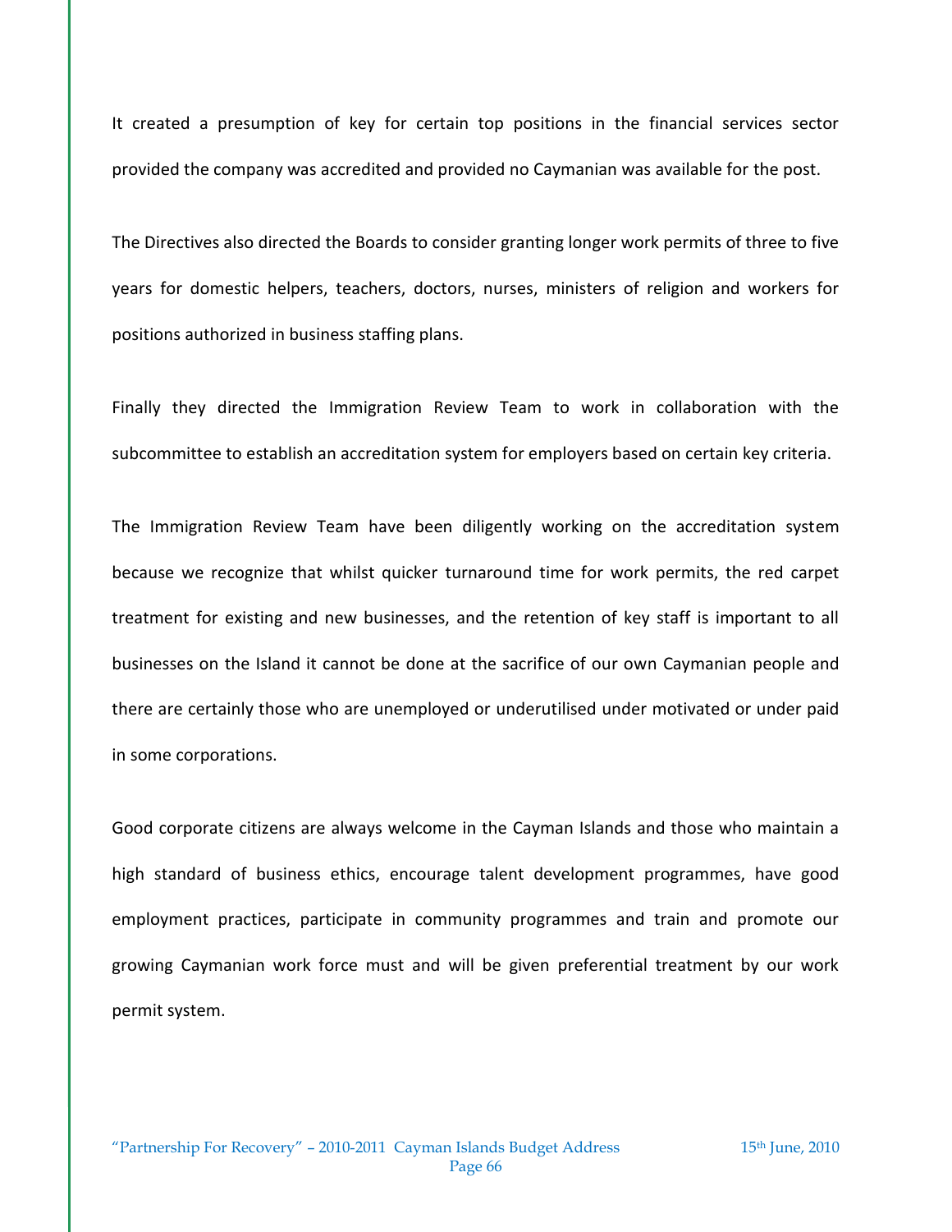It created a presumption of key for certain top positions in the financial services sector provided the company was accredited and provided no Caymanian was available for the post.

The Directives also directed the Boards to consider granting longer work permits of three to five years for domestic helpers, teachers, doctors, nurses, ministers of religion and workers for positions authorized in business staffing plans.

Finally they directed the Immigration Review Team to work in collaboration with the subcommittee to establish an accreditation system for employers based on certain key criteria.

The Immigration Review Team have been diligently working on the accreditation system because we recognize that whilst quicker turnaround time for work permits, the red carpet treatment for existing and new businesses, and the retention of key staff is important to all businesses on the Island it cannot be done at the sacrifice of our own Caymanian people and there are certainly those who are unemployed or underutilised under motivated or under paid in some corporations.

Good corporate citizens are always welcome in the Cayman Islands and those who maintain a high standard of business ethics, encourage talent development programmes, have good employment practices, participate in community programmes and train and promote our growing Caymanian work force must and will be given preferential treatment by our work permit system.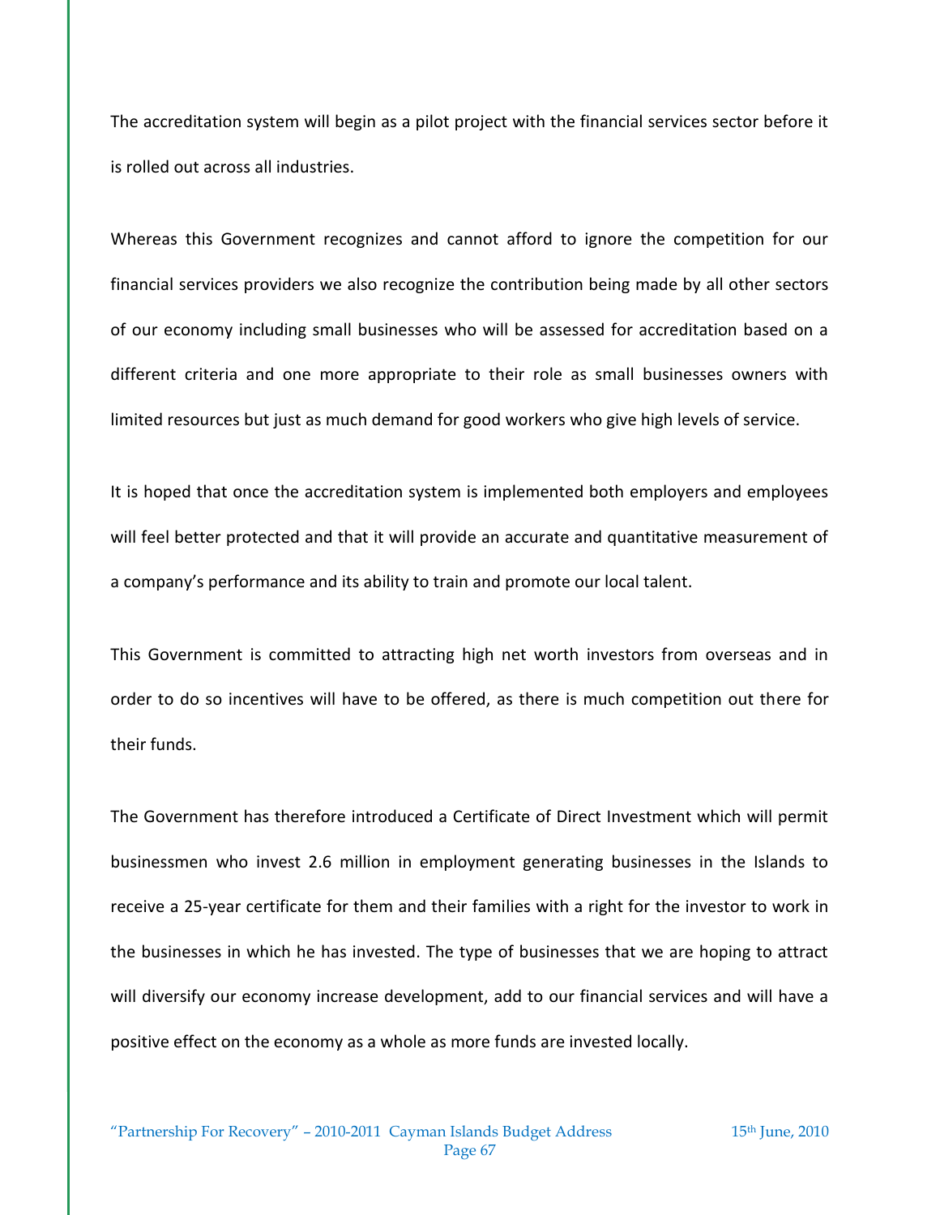The accreditation system will begin as a pilot project with the financial services sector before it is rolled out across all industries.

Whereas this Government recognizes and cannot afford to ignore the competition for our financial services providers we also recognize the contribution being made by all other sectors of our economy including small businesses who will be assessed for accreditation based on a different criteria and one more appropriate to their role as small businesses owners with limited resources but just as much demand for good workers who give high levels of service.

It is hoped that once the accreditation system is implemented both employers and employees will feel better protected and that it will provide an accurate and quantitative measurement of a company's performance and its ability to train and promote our local talent.

This Government is committed to attracting high net worth investors from overseas and in order to do so incentives will have to be offered, as there is much competition out there for their funds.

The Government has therefore introduced a Certificate of Direct Investment which will permit businessmen who invest 2.6 million in employment generating businesses in the Islands to receive a 25-year certificate for them and their families with a right for the investor to work in the businesses in which he has invested. The type of businesses that we are hoping to attract will diversify our economy increase development, add to our financial services and will have a positive effect on the economy as a whole as more funds are invested locally.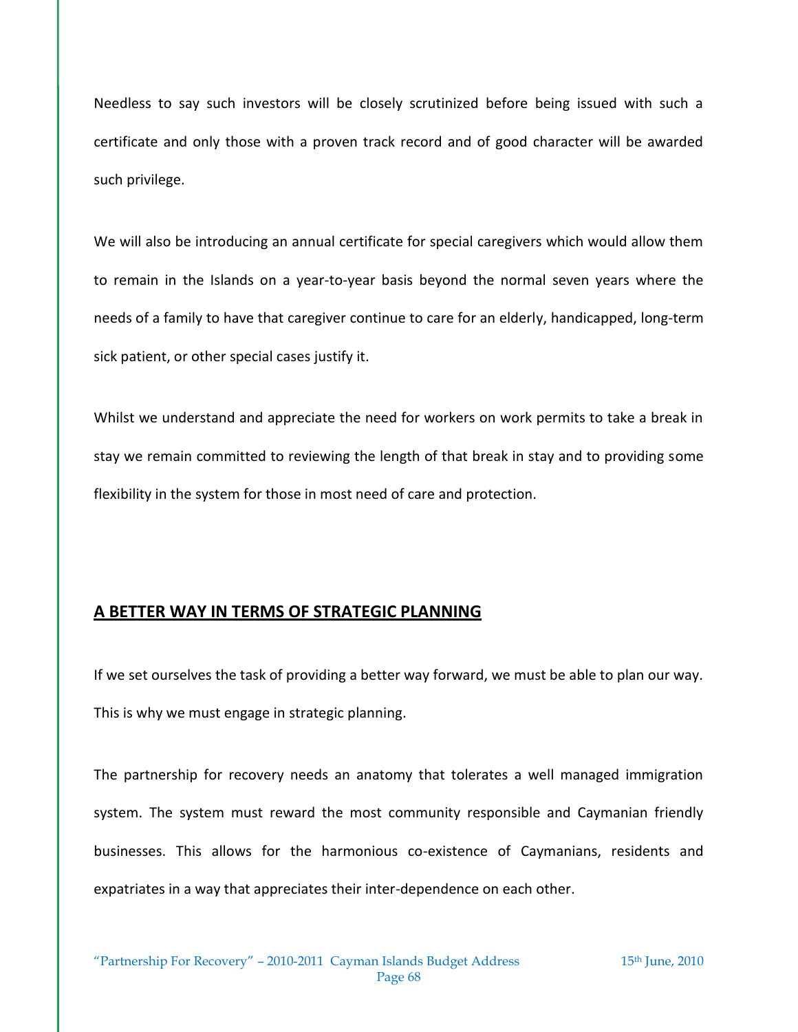Needless to say such investors will be closely scrutinized before being issued with such a certificate and only those with a proven track record and of good character will be awarded such privilege.

We will also be introducing an annual certificate for special caregivers which would allow them to remain in the Islands on a year-to-year basis beyond the normal seven years where the needs of a family to have that caregiver continue to care for an elderly, handicapped, long-term sick patient, or other special cases justify it.

Whilst we understand and appreciate the need for workers on work permits to take a break in stay we remain committed to reviewing the length of that break in stay and to providing some flexibility in the system for those in most need of care and protection.

## A BETTER WAY IN TERMS OF STRATEGIC PLANNING

If we set ourselves the task of providing a better way forward, we must be able to plan our way. This is why we must engage in strategic planning.

The partnership for recovery needs an anatomy that tolerates a well managed immigration system. The system must reward the most community responsible and Caymanian friendly businesses. This allows for the harmonious co-existence of Caymanians, residents and expatriates in a way that appreciates their inter-dependence on each other.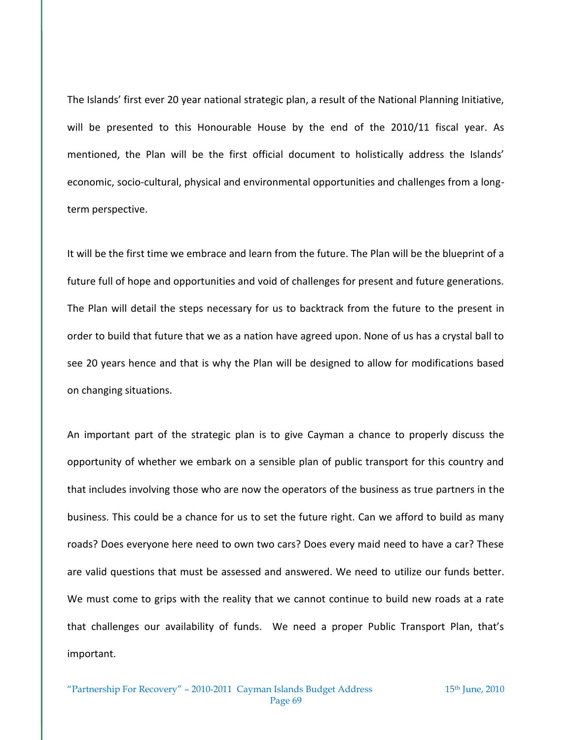The Islands' first ever 20 year national strategic plan, a result of the National Planning Initiative, will be presented to this Honourable House by the end of the 2010/11 fiscal year. As mentioned, the Plan will be the first official document to holistically address the Islands' economic, socio-cultural, physical and environmental opportunities and challenges from a long-term perspective.

It will be the first time we embrace and learn from the future. The Plan will be the blueprint of a future full of hope and opportunities and void of challenges for present and future generations. The Plan will detail the steps necessary for us to backtrack from the future to the present in order to build that future that we as a nation have agreed upon. None of us has a crystal ball to see 20 years hence and that is why the Plan will be designed to allow for modifications based on changing situations.

An important part of the strategic plan is to give Cayman a chance to properly discuss the opportunity of whether we embark on a sensible plan of public transport for this country and that includes involving those who are now the operators of the business as true partners in the business. This could be a chance for us to set the future right. Can we afford to build as many roads? Does everyone here need to own two cars? Does every maid need to have a car? These are valid questions that must be assessed and answered. We need to utilize our funds better. We must come to grips with the reality that we cannot continue to build new roads at a rate that challenges our availability of funds. We need a proper Public Transport Plan, that's important.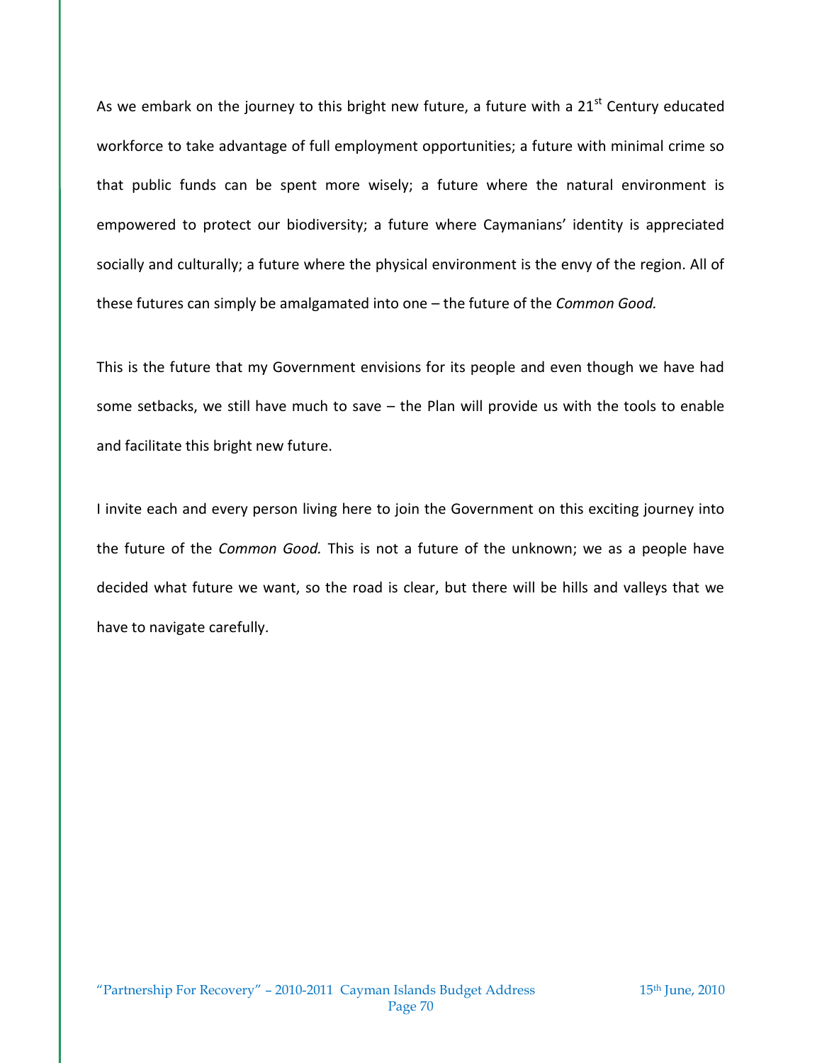As we embark on the journey to this bright new future, a future with a 21st Century educated workforce to take advantage of full employment opportunities; a future with minimal crime so that public funds can be spent more wisely; a future where the natural environment is empowered to protect our biodiversity; a future where Caymanians' identity is appreciated socially and culturally; a future where the physical environment is the envy of the region. All of these futures can simply be amalgamated into one – the future of the *Common Good.*

This is the future that my Government envisions for its people and even though we have had some setbacks, we still have much to save – the Plan will provide us with the tools to enable and facilitate this bright new future.

I invite each and every person living here to join the Government on this exciting journey into the future of the *Common Good.* This is not a future of the unknown; we as a people have decided what future we want, so the road is clear, but there will be hills and valleys that we have to navigate carefully.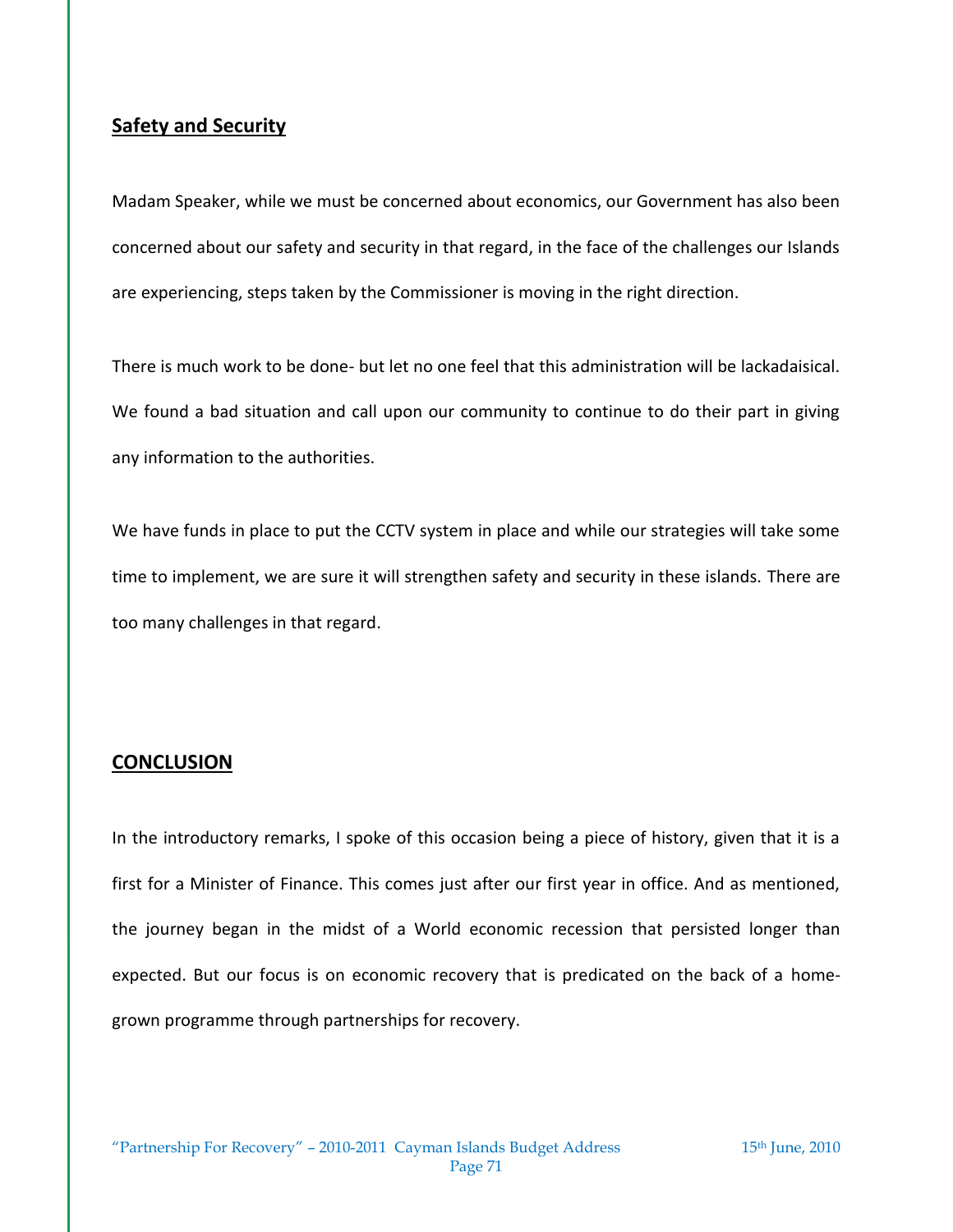## Safety and Security

Madam Speaker, while we must be concerned about economics, our Government has also been concerned about our safety and security in that regard, in the face of the challenges our Islands are experiencing, steps taken by the Commissioner is moving in the right direction.

There is much work to be done- but let no one feel that this administration will be lackadaisical. We found a bad situation and call upon our community to continue to do their part in giving any information to the authorities.

We have funds in place to put the CCTV system in place and while our strategies will take some time to implement, we are sure it will strengthen safety and security in these islands. There are too many challenges in that regard.

## CONCLUSION

In the introductory remarks, I spoke of this occasion being a piece of history, given that it is a first for a Minister of Finance. This comes just after our first year in office. And as mentioned, the journey began in the midst of a World economic recession that persisted longer than expected. But our focus is on economic recovery that is predicated on the back of a home-grown programme through partnerships for recovery.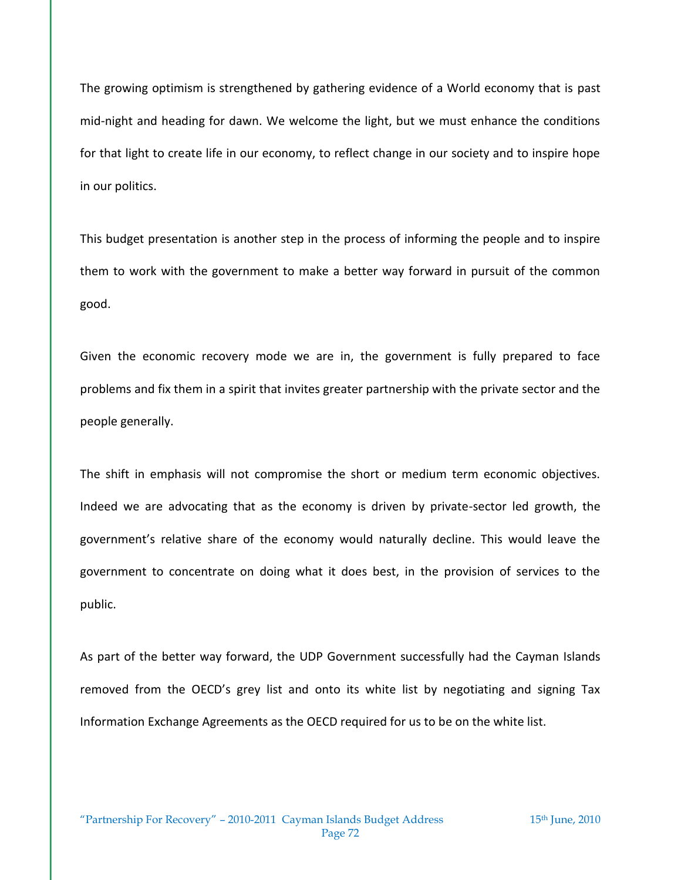The growing optimism is strengthened by gathering evidence of a World economy that is past mid-night and heading for dawn. We welcome the light, but we must enhance the conditions for that light to create life in our economy, to reflect change in our society and to inspire hope in our politics.

This budget presentation is another step in the process of informing the people and to inspire them to work with the government to make a better way forward in pursuit of the common good.

Given the economic recovery mode we are in, the government is fully prepared to face problems and fix them in a spirit that invites greater partnership with the private sector and the people generally.

The shift in emphasis will not compromise the short or medium term economic objectives. Indeed we are advocating that as the economy is driven by private-sector led growth, the government's relative share of the economy would naturally decline. This would leave the government to concentrate on doing what it does best, in the provision of services to the public.

As part of the better way forward, the UDP Government successfully had the Cayman Islands removed from the OECD's grey list and onto its white list by negotiating and signing Tax Information Exchange Agreements as the OECD required for us to be on the white list.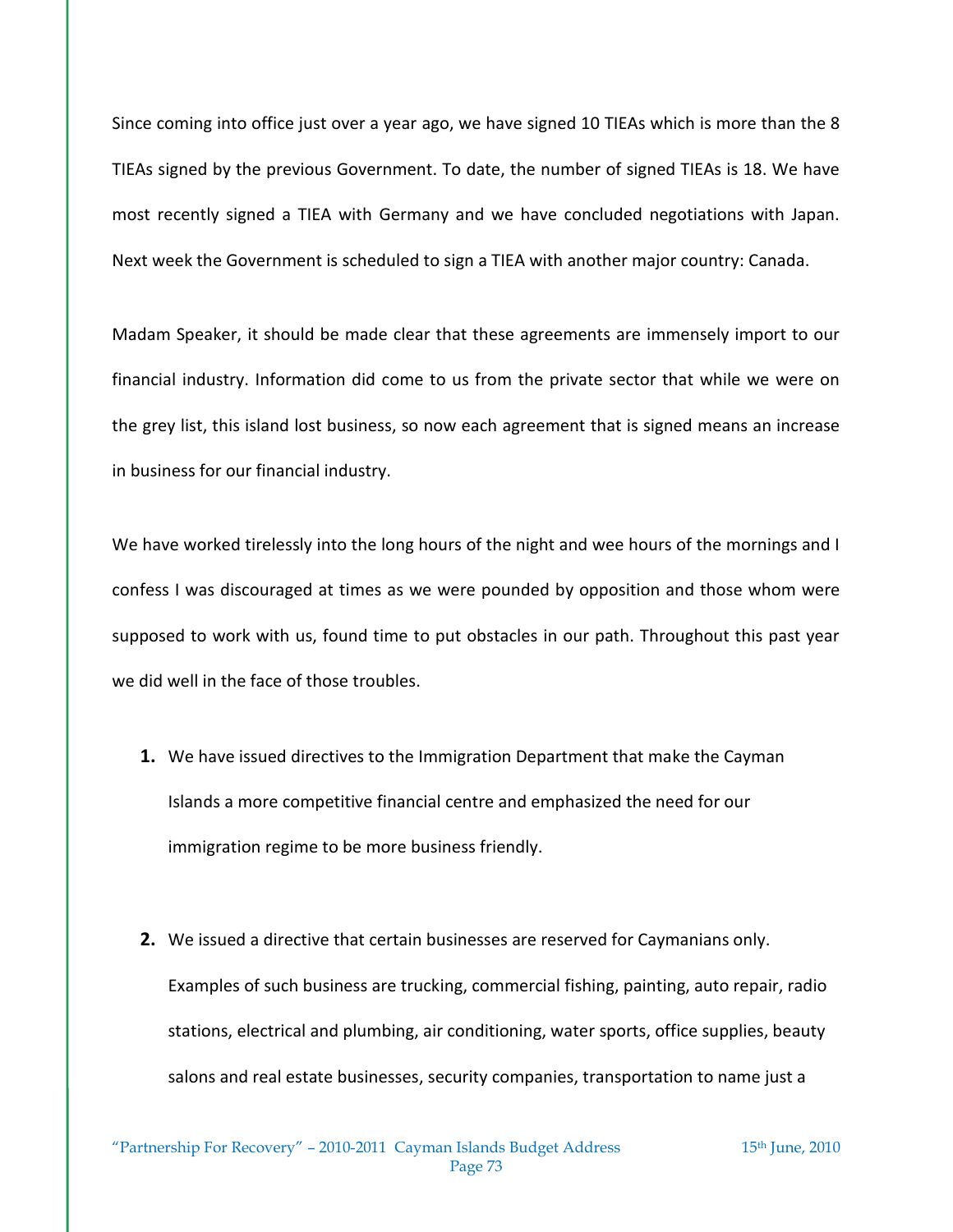Since coming into office just over a year ago, we have signed 10 TIEAs which is more than the 8 TIEAs signed by the previous Government. To date, the number of signed TIEAs is 18. We have most recently signed a TIEA with Germany and we have concluded negotiations with Japan. Next week the Government is scheduled to sign a TIEA with another major country: Canada.

Madam Speaker, it should be made clear that these agreements are immensely import to our financial industry. Information did come to us from the private sector that while we were on the grey list, this island lost business, so now each agreement that is signed means an increase in business for our financial industry.

We have worked tirelessly into the long hours of the night and wee hours of the mornings and I confess I was discouraged at times as we were pounded by opposition and those whom were supposed to work with us, found time to put obstacles in our path. Throughout this past year we did well in the face of those troubles.

1. We have issued directives to the Immigration Department that make the Cayman Islands a more competitive financial centre and emphasized the need for our immigration regime to be more business friendly.

2. We issued a directive that certain businesses are reserved for Caymanians only. Examples of such business are trucking, commercial fishing, painting, auto repair, radio stations, electrical and plumbing, air conditioning, water sports, office supplies, beauty salons and real estate businesses, security companies, transportation to name just a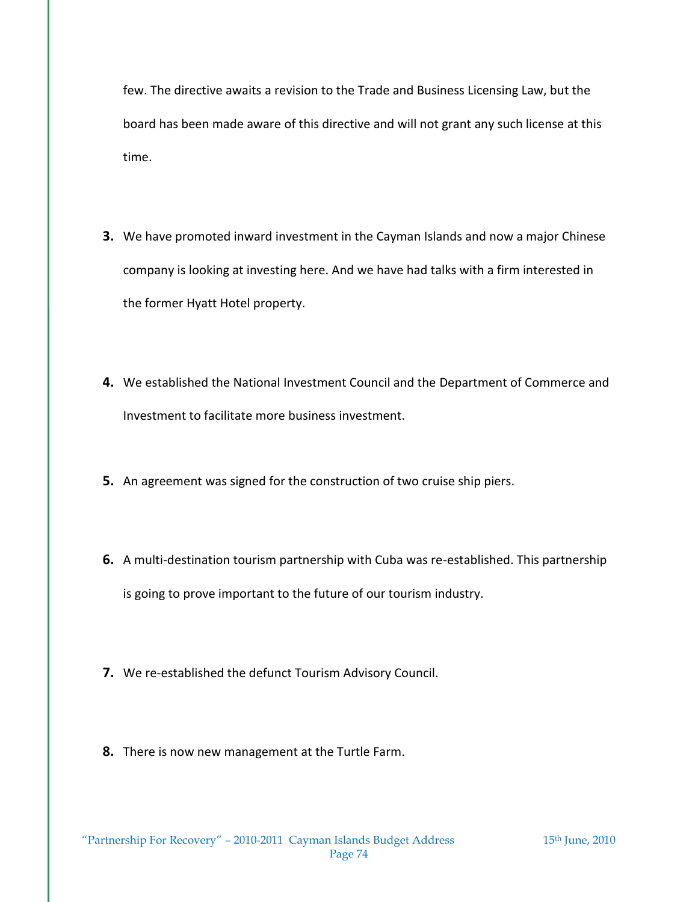few. The directive awaits a revision to the Trade and Business Licensing Law, but the board has been made aware of this directive and will not grant any such license at this time.

3. We have promoted inward investment in the Cayman Islands and now a major Chinese company is looking at investing here. And we have had talks with a firm interested in the former Hyatt Hotel property.

4. We established the National Investment Council and the Department of Commerce and Investment to facilitate more business investment.

5. An agreement was signed for the construction of two cruise ship piers.

6. A multi-destination tourism partnership with Cuba was re-established. This partnership is going to prove important to the future of our tourism industry.

7. We re-established the defunct Tourism Advisory Council.

8. There is now new management at the Turtle Farm.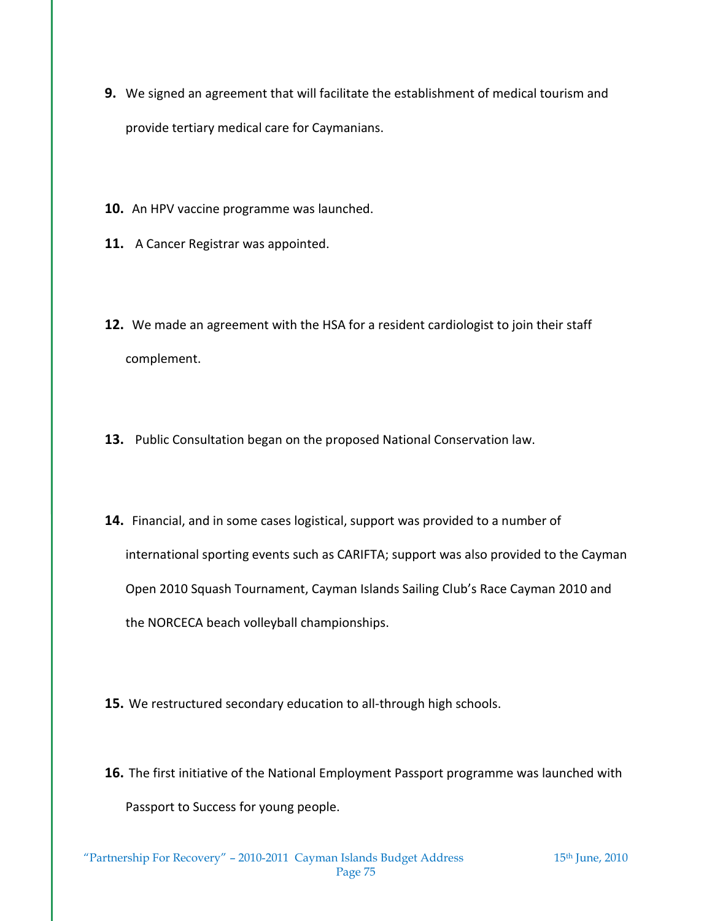**9.** We signed an agreement that will facilitate the establishment of medical tourism and provide tertiary medical care for Caymanians.

**10.** An HPV vaccine programme was launched.

**11.** A Cancer Registrar was appointed.

**12.** We made an agreement with the HSA for a resident cardiologist to join their staff complement.

**13.** Public Consultation began on the proposed National Conservation law.

**14.** Financial, and in some cases logistical, support was provided to a number of international sporting events such as CARIFTA; support was also provided to the Cayman Open 2010 Squash Tournament, Cayman Islands Sailing Club's Race Cayman 2010 and the NORCECA beach volleyball championships.

**15.** We restructured secondary education to all-through high schools.

**16.** The first initiative of the National Employment Passport programme was launched with Passport to Success for young people.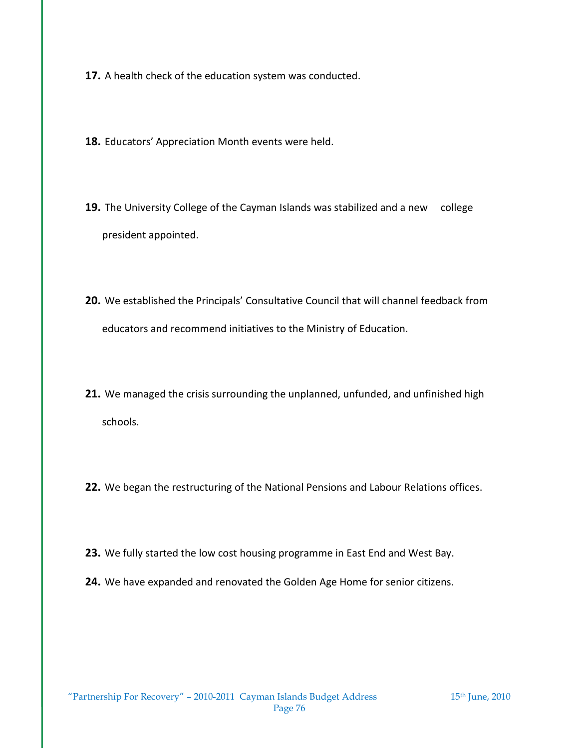**17.** A health check of the education system was conducted.

**18.** Educators' Appreciation Month events were held.

**19.** The University College of the Cayman Islands was stabilized and a new college president appointed.

**20.** We established the Principals' Consultative Council that will channel feedback from educators and recommend initiatives to the Ministry of Education.

**21.** We managed the crisis surrounding the unplanned, unfunded, and unfinished high schools.

**22.** We began the restructuring of the National Pensions and Labour Relations offices.

**23.** We fully started the low cost housing programme in East End and West Bay.

**24.** We have expanded and renovated the Golden Age Home for senior citizens.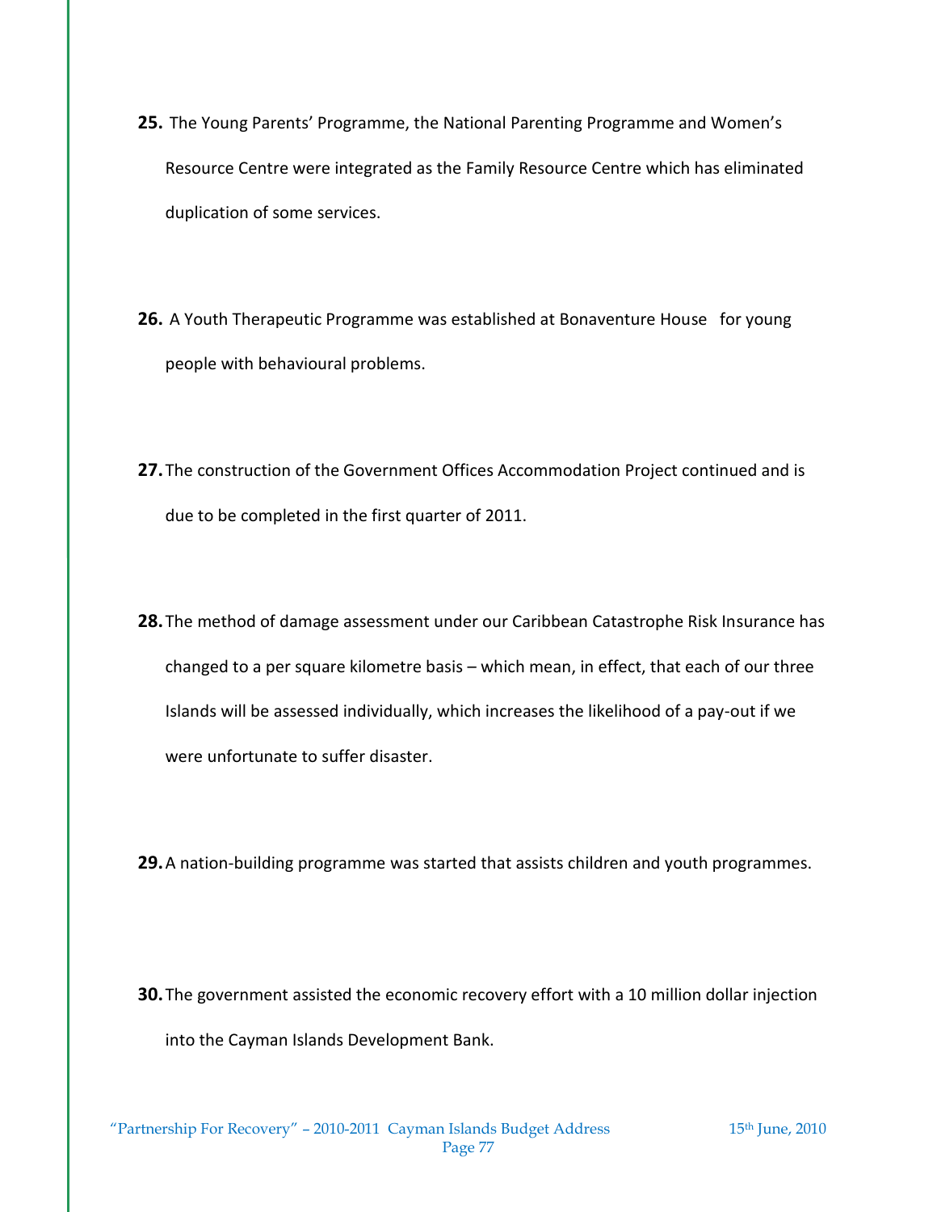**25.** The Young Parents' Programme, the National Parenting Programme and Women's Resource Centre were integrated as the Family Resource Centre which has eliminated duplication of some services.

**26.** A Youth Therapeutic Programme was established at Bonaventure House for young people with behavioural problems.

**27.** The construction of the Government Offices Accommodation Project continued and is due to be completed in the first quarter of 2011.

**28.** The method of damage assessment under our Caribbean Catastrophe Risk Insurance has changed to a per square kilometre basis – which mean, in effect, that each of our three Islands will be assessed individually, which increases the likelihood of a pay-out if we were unfortunate to suffer disaster.

**29.** A nation-building programme was started that assists children and youth programmes.

**30.** The government assisted the economic recovery effort with a 10 million dollar injection into the Cayman Islands Development Bank.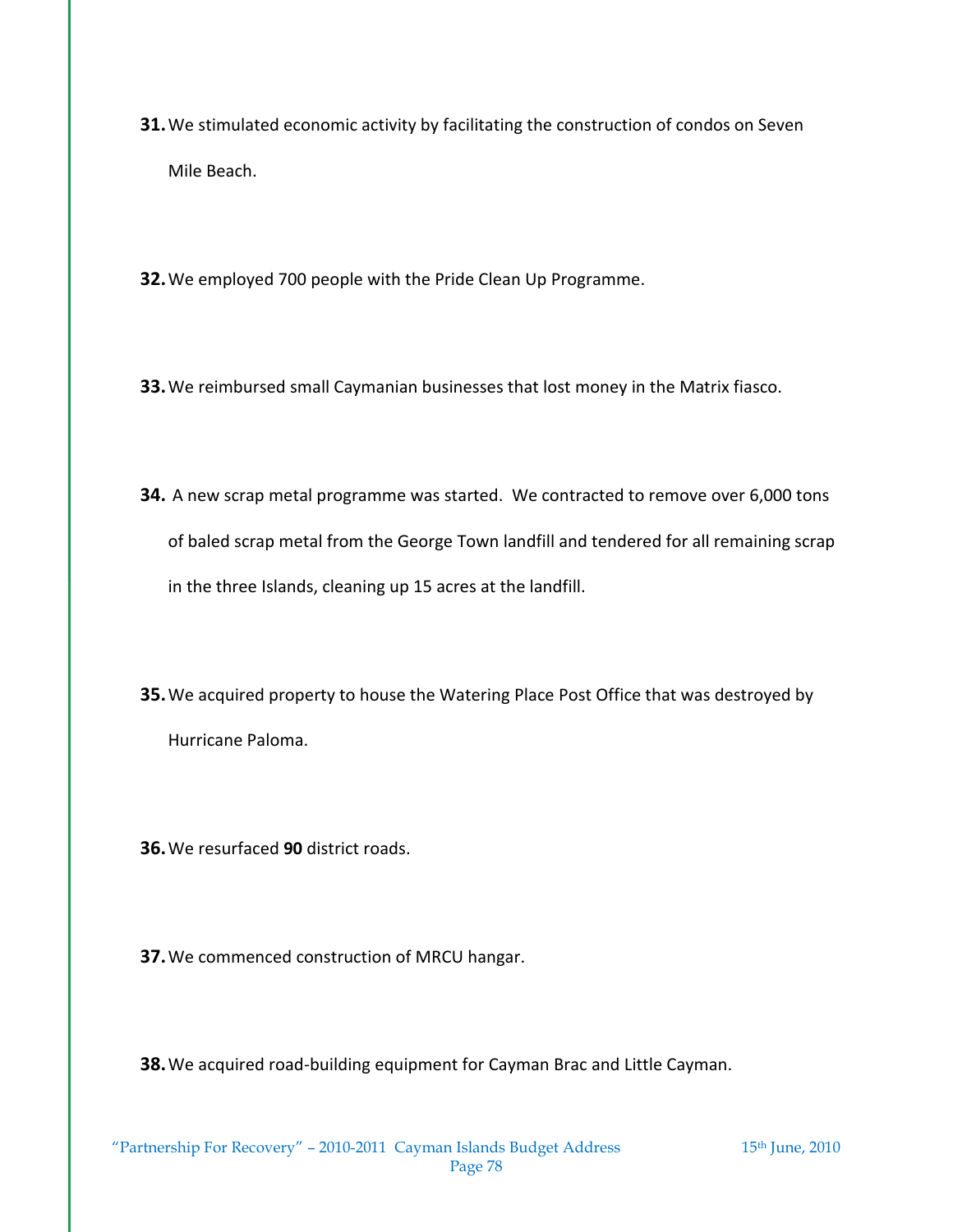**31.** We stimulated economic activity by facilitating the construction of condos on Seven Mile Beach.

**32.** We employed 700 people with the Pride Clean Up Programme.

**33.** We reimbursed small Caymanian businesses that lost money in the Matrix fiasco.

**34.** A new scrap metal programme was started. We contracted to remove over 6,000 tons of baled scrap metal from the George Town landfill and tendered for all remaining scrap in the three Islands, cleaning up 15 acres at the landfill.

**35.** We acquired property to house the Watering Place Post Office that was destroyed by Hurricane Paloma.

**36.** We resurfaced **90** district roads.

**37.** We commenced construction of MRCU hangar.

**38.** We acquired road-building equipment for Cayman Brac and Little Cayman.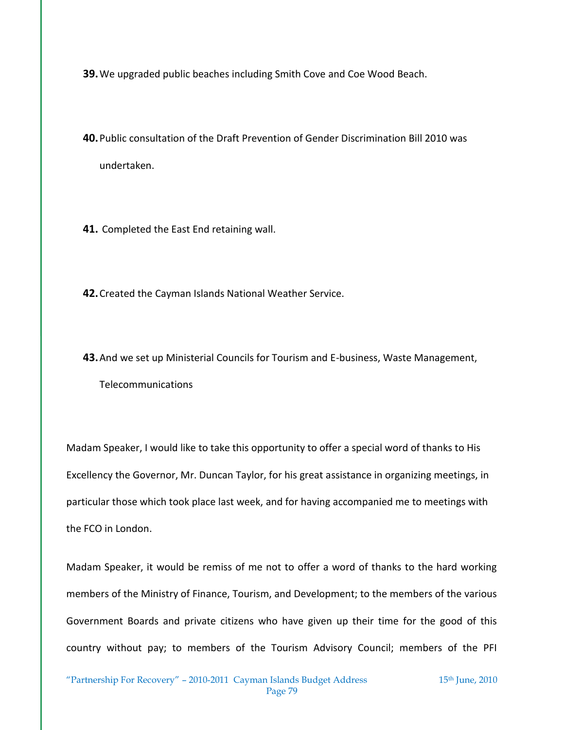**39.** We upgraded public beaches including Smith Cove and Coe Wood Beach.

**40.** Public consultation of the Draft Prevention of Gender Discrimination Bill 2010 was undertaken.

**41.** Completed the East End retaining wall.

**42.** Created the Cayman Islands National Weather Service.

**43.** And we set up Ministerial Councils for Tourism and E-business, Waste Management, Telecommunications

Madam Speaker, I would like to take this opportunity to offer a special word of thanks to His Excellency the Governor, Mr. Duncan Taylor, for his great assistance in organizing meetings, in particular those which took place last week, and for having accompanied me to meetings with the FCO in London.

Madam Speaker, it would be remiss of me not to offer a word of thanks to the hard working members of the Ministry of Finance, Tourism, and Development; to the members of the various Government Boards and private citizens who have given up their time for the good of this country without pay; to members of the Tourism Advisory Council; members of the PFI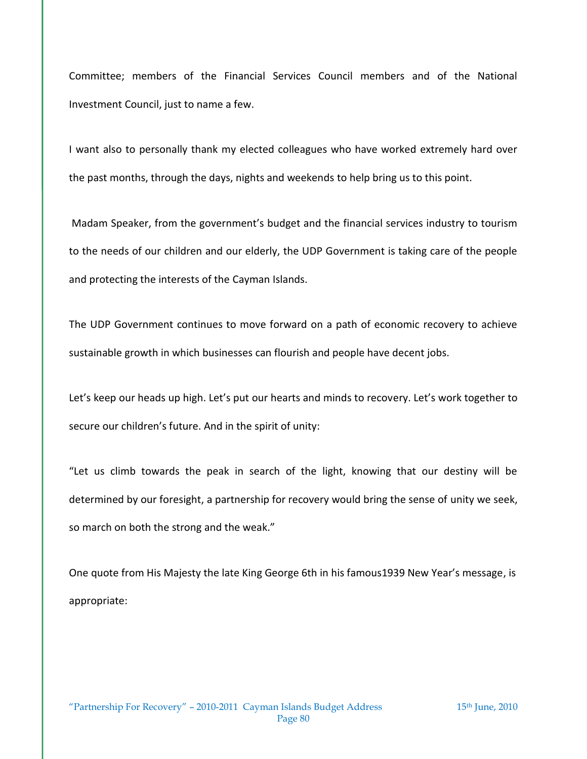Committee; members of the Financial Services Council members and of the National Investment Council, just to name a few.

I want also to personally thank my elected colleagues who have worked extremely hard over the past months, through the days, nights and weekends to help bring us to this point.

Madam Speaker, from the government's budget and the financial services industry to tourism to the needs of our children and our elderly, the UDP Government is taking care of the people and protecting the interests of the Cayman Islands.

The UDP Government continues to move forward on a path of economic recovery to achieve sustainable growth in which businesses can flourish and people have decent jobs.

Let's keep our heads up high. Let's put our hearts and minds to recovery. Let's work together to secure our children's future. And in the spirit of unity:

"Let us climb towards the peak in search of the light, knowing that our destiny will be determined by our foresight, a partnership for recovery would bring the sense of unity we seek, so march on both the strong and the weak."

One quote from His Majesty the late King George 6th in his famous1939 New Year's message, is appropriate: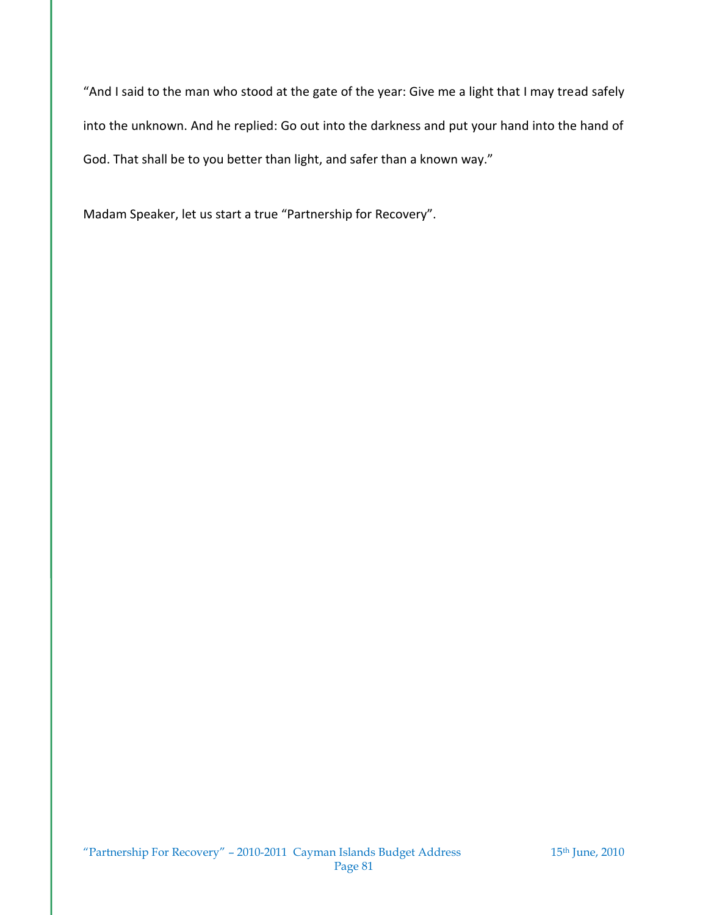"And I said to the man who stood at the gate of the year: Give me a light that I may tread safely into the unknown. And he replied: Go out into the darkness and put your hand into the hand of God. That shall be to you better than light, and safer than a known way."

Madam Speaker, let us start a true "Partnership for Recovery".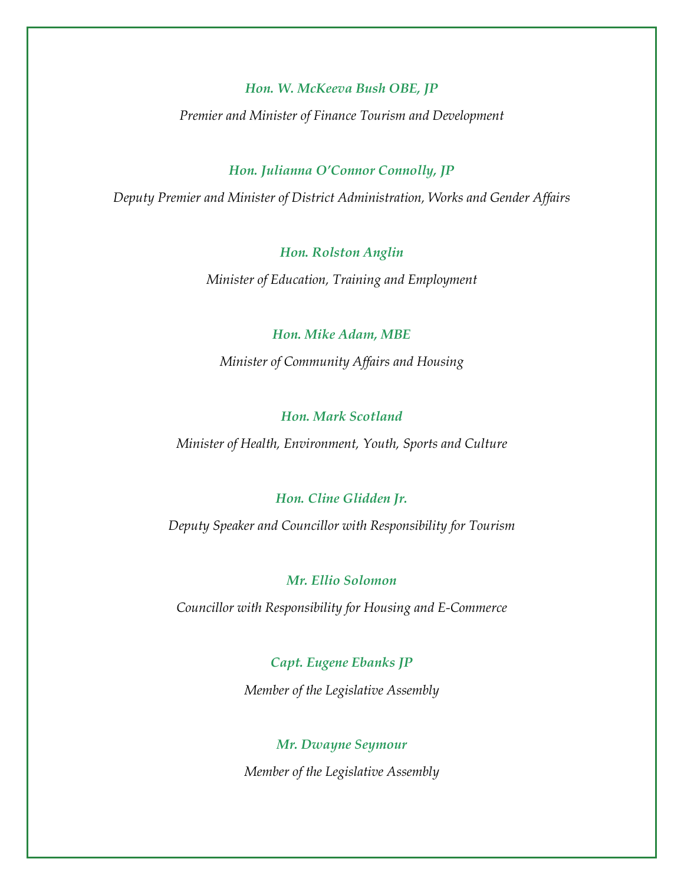***Hon. W. McKeeva Bush OBE, JP***

*Premier and Minister of Finance Tourism and Development*

***Hon. Julianna O'Connor Connolly, JP***

*Deputy Premier and Minister of District Administration, Works and Gender Affairs*

***Hon. Rolston Anglin***

*Minister of Education, Training and Employment*

***Hon. Mike Adam, MBE***

*Minister of Community Affairs and Housing*

***Hon. Mark Scotland***

*Minister of Health, Environment, Youth, Sports and Culture*

***Hon. Cline Glidden Jr.***

*Deputy Speaker and Councillor with Responsibility for Tourism*

***Mr. Ellio Solomon***

*Councillor with Responsibility for Housing and E-Commerce*

***Capt. Eugene Ebanks JP***

*Member of the Legislative Assembly*

***Mr. Dwayne Seymour***

*Member of the Legislative Assembly*